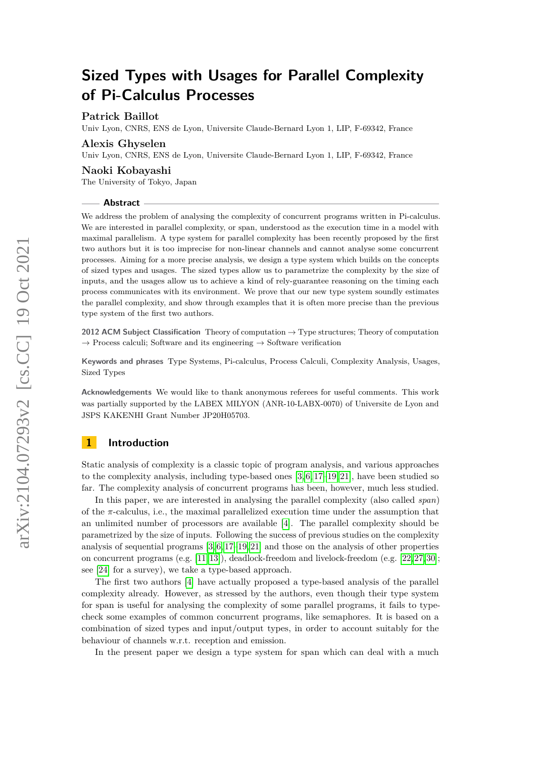# Sized Types with Usages for Parallel Complexity of Pi-Calculus Processes

**Patrick Baillot**
Univ Lyon, CNRS, ENS de Lyon, Universite Claude-Bernard Lyon 1, LIP, F-69342, France

**Alexis Ghyselen**
Univ Lyon, CNRS, ENS de Lyon, Universite Claude-Bernard Lyon 1, LIP, F-69342, France

**Naoki Kobayashi**
The University of Tokyo, Japan

## Abstract

We address the problem of analysing the complexity of concurrent programs written in Pi-calculus. We are interested in parallel complexity, or span, understood as the execution time in a model with maximal parallelism. A type system for parallel complexity has been recently proposed by the first two authors but it is too imprecise for non-linear channels and cannot analyse some concurrent processes. Aiming for a more precise analysis, we design a type system which builds on the concepts of sized types and usages. The sized types allow us to parametrize the complexity by the size of inputs, and the usages allow us to achieve a kind of rely-guarantee reasoning on the timing each process communicates with its environment. We prove that our new type system soundly estimates the parallel complexity, and show through examples that it is often more precise than the previous type system of the first two authors.

**2012 ACM Subject Classification** Theory of computation → Type structures; Theory of computation → Process calculi; Software and its engineering → Software verification

**Keywords and phrases** Type Systems, Pi-calculus, Process Calculi, Complexity Analysis, Usages, Sized Types

**Acknowledgements** We would like to thank anonymous referees for useful comments. This work was partially supported by the LABEX MILYON (ANR-10-LABX-0070) of Universite de Lyon and JSPS KAKENHI Grant Number JP20H05703.

## 1 Introduction

Static analysis of complexity is a classic topic of program analysis, and various approaches to the complexity analysis, including type-based ones [3, 6, 17–19, 21], have been studied so far. The complexity analysis of concurrent programs has been, however, much less studied.

In this paper, we are interested in analysing the parallel complexity (also called *span*) of the $\pi$-calculus, i.e., the maximal parallelized execution time under the assumption that an unlimited number of processors are available [4]. The parallel complexity should be parametrized by the size of inputs. Following the success of previous studies on the complexity analysis of sequential programs [3, 6, 17–19, 21] and those on the analysis of other properties on concurrent programs (e.g. [11, 13]), deadlock-freedom and livelock-freedom (e.g. [22, 27, 30]; see [24] for a survey), we take a type-based approach.

The first two authors [4] have actually proposed a type-based analysis of the parallel complexity already. However, as stressed by the authors, even though their type system for span is useful for analysing the complexity of some parallel programs, it fails to type-check some examples of common concurrent programs, like semaphores. It is based on a combination of sized types and input/output types, in order to account suitably for the behaviour of channels w.r.t. reception and emission.

In the present paper we design a type system for span which can deal with a much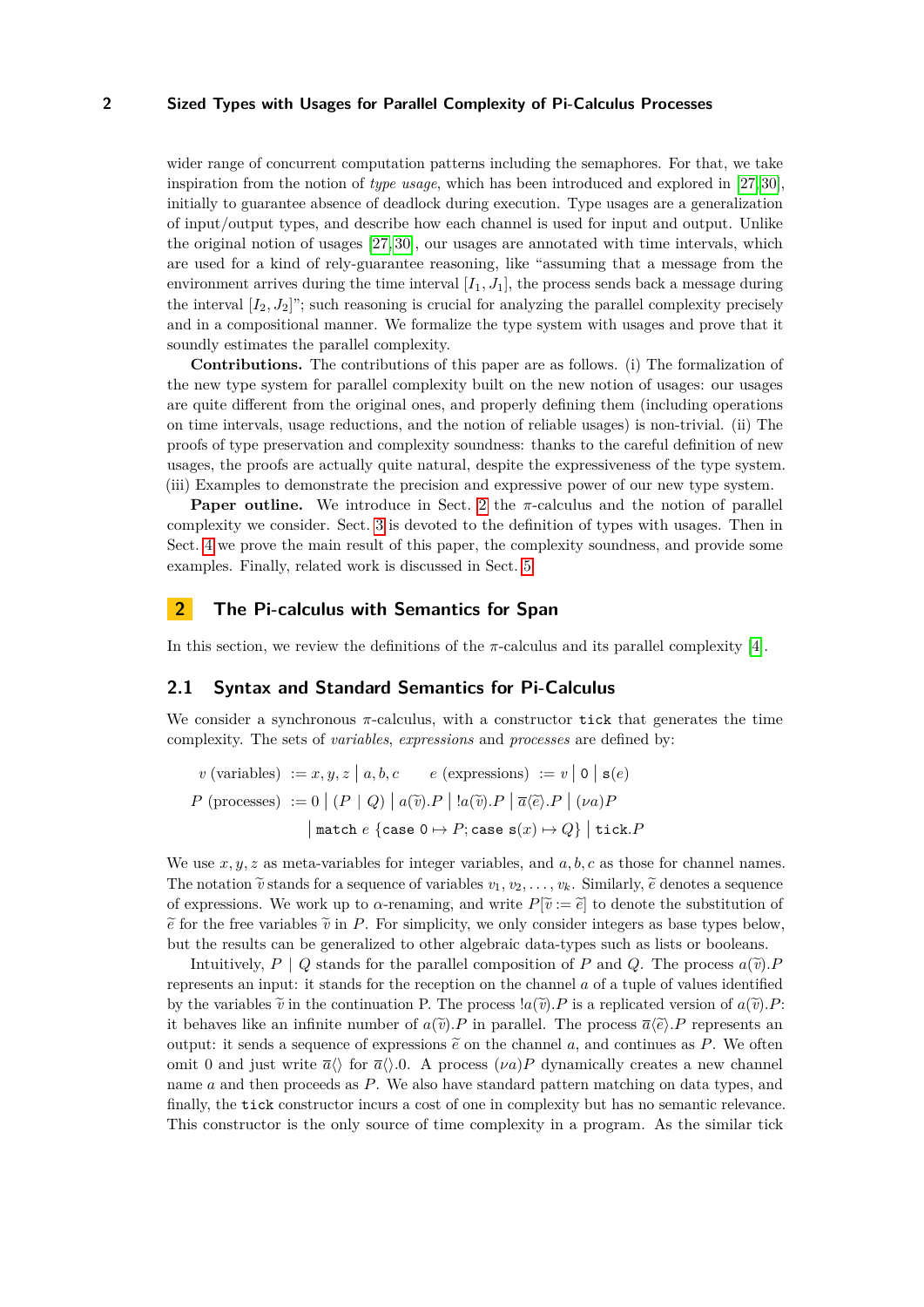wider range of concurrent computation patterns including the semaphores. For that, we take inspiration from the notion of *type usage*, which has been introduced and explored in [27,30], initially to guarantee absence of deadlock during execution. Type usages are a generalization of input/output types, and describe how each channel is used for input and output. Unlike the original notion of usages [27,30], our usages are annotated with time intervals, which are used for a kind of rely-guarantee reasoning, like "assuming that a message from the environment arrives during the time interval $[I_1, J_1]$, the process sends back a message during the interval $[I_2, J_2]$"; such reasoning is crucial for analyzing the parallel complexity precisely and in a compositional manner. We formalize the type system with usages and prove that it soundly estimates the parallel complexity.

**Contributions.** The contributions of this paper are as follows. (i) The formalization of the new type system for parallel complexity built on the new notion of usages: our usages are quite different from the original ones, and properly defining them (including operations on time intervals, usage reductions, and the notion of reliable usages) is non-trivial. (ii) The proofs of type preservation and complexity soundness: thanks to the careful definition of new usages, the proofs are actually quite natural, despite the expressiveness of the type system. (iii) Examples to demonstrate the precision and expressive power of our new type system.

**Paper outline.** We introduce in Sect. 2 the $\pi$-calculus and the notion of parallel complexity we consider. Sect. 3 is devoted to the definition of types with usages. Then in Sect. 4 we prove the main result of this paper, the complexity soundness, and provide some examples. Finally, related work is discussed in Sect. 5.

## 2 The Pi-calculus with Semantics for Span

In this section, we review the definitions of the $\pi$-calculus and its parallel complexity [4].

### 2.1 Syntax and Standard Semantics for Pi-Calculus

We consider a synchronous $\pi$-calculus, with a constructor `tick` that generates the time complexity. The sets of *variables*, *expressions* and *processes* are defined by:

$$v \text{ (variables) } := x, y, z \mid a, b, c \qquad e \text{ (expressions) } := v \mid \mathtt{0} \mid \mathtt{s}(e)$$

$$P \text{ (processes) } := 0 \mid (P \mid Q) \mid a(\widetilde{v}).P \mid !a(\widetilde{v}).P \mid \overline{a}\langle\widetilde{e}\rangle.P \mid (\nu a)P$$
$$\mid \mathtt{match}\ e\ \{\mathtt{case}\ \mathtt{0} \mapsto P; \mathtt{case}\ \mathtt{s}(x) \mapsto Q\} \mid \mathtt{tick}.P$$

We use $x, y, z$ as meta-variables for integer variables, and $a, b, c$ as those for channel names. The notation $\widetilde{v}$ stands for a sequence of variables $v_1, v_2, \dots, v_k$. Similarly, $\widetilde{e}$ denotes a sequence of expressions. We work up to $\alpha$-renaming, and write $P[\widetilde{v} := \widetilde{e}]$ to denote the substitution of $\widetilde{e}$ for the free variables $\widetilde{v}$ in $P$. For simplicity, we only consider integers as base types below, but the results can be generalized to other algebraic data-types such as lists or booleans.

Intuitively, $P \mid Q$ stands for the parallel composition of $P$ and $Q$. The process $a(\widetilde{v}).P$ represents an input: it stands for the reception on the channel $a$ of a tuple of values identified by the variables $\widetilde{v}$ in the continuation P. The process $!a(\widetilde{v}).P$ is a replicated version of $a(\widetilde{v}).P$: it behaves like an infinite number of $a(\widetilde{v}).P$ in parallel. The process $\overline{a}\langle\widetilde{e}\rangle.P$ represents an output: it sends a sequence of expressions $\widetilde{e}$ on the channel $a$, and continues as $P$. We often omit 0 and just write $\overline{a}\langle\rangle$ for $\overline{a}\langle\rangle.0$. A process $(\nu a)P$ dynamically creates a new channel name $a$ and then proceeds as $P$. We also have standard pattern matching on data types, and finally, the `tick` constructor incurs a cost of one in complexity but has no semantic relevance. This constructor is the only source of time complexity in a program. As the similar tick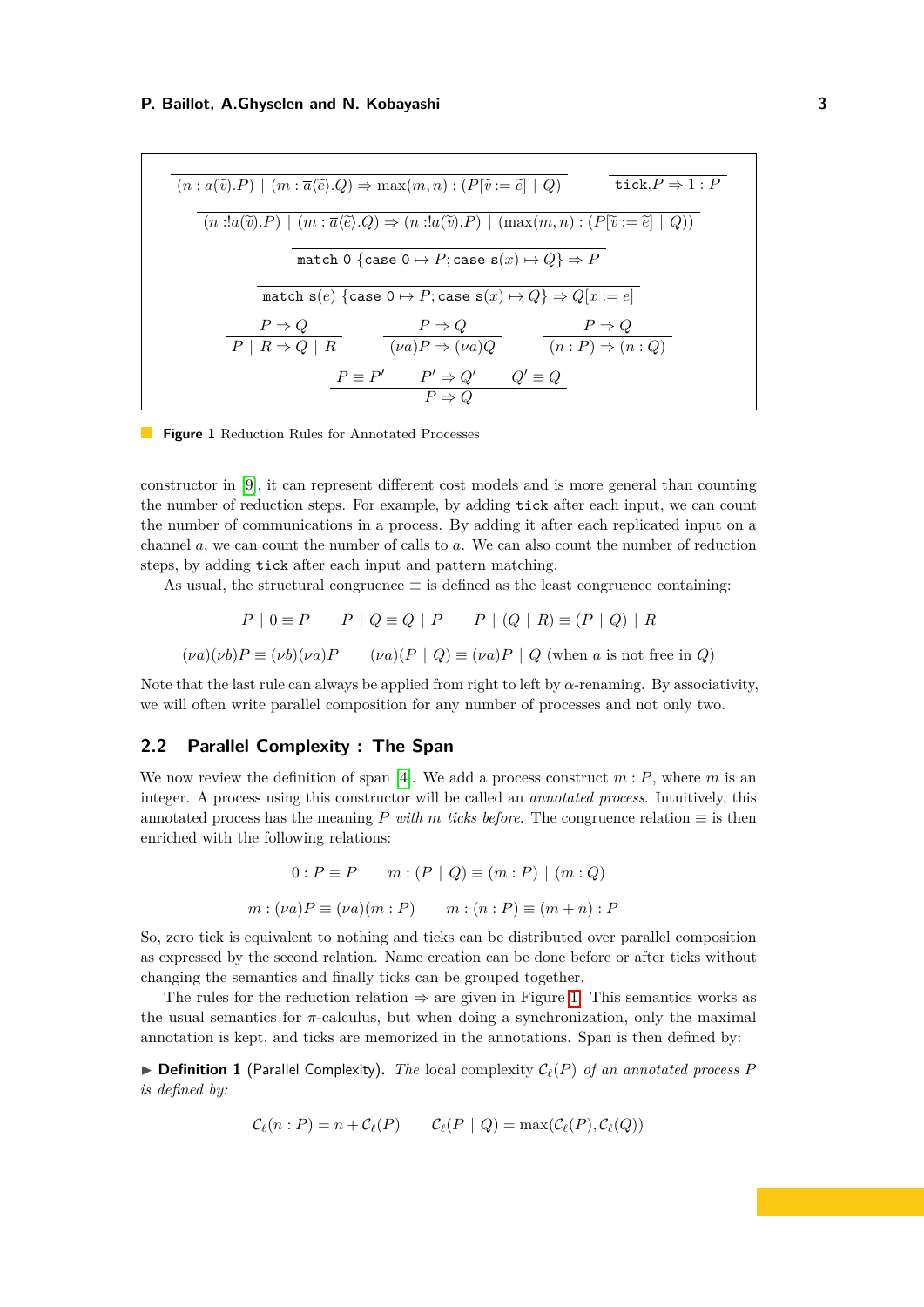$$\frac{}{(n : a(\widetilde{v}).P) \mid (m : \overline{a}\langle\widetilde{e}\rangle.Q) \Rightarrow \max(m,n) : (P[\widetilde{v} := \widetilde{e}] \mid Q)} \qquad \frac{}{\mathtt{tick}.P \Rightarrow 1 : P}$$

$$\frac{}{(n : !a(\widetilde{v}).P) \mid (m : \overline{a}\langle\widetilde{e}\rangle.Q) \Rightarrow (n : !a(\widetilde{v}).P) \mid (\max(m,n) : (P[\widetilde{v} := \widetilde{e}] \mid Q))}$$

$$\frac{}{\mathtt{match}\ 0\ \{\mathtt{case}\ 0 \mapsto P; \mathtt{case}\ \mathtt{s}(x) \mapsto Q\} \Rightarrow P}$$

$$\frac{}{\mathtt{match}\ \mathtt{s}(e)\ \{\mathtt{case}\ 0 \mapsto P; \mathtt{case}\ \mathtt{s}(x) \mapsto Q\} \Rightarrow Q[x := e]}$$

$$\frac{P \Rightarrow Q}{P \mid R \Rightarrow Q \mid R} \qquad \frac{P \Rightarrow Q}{(\nu a)P \Rightarrow (\nu a)Q} \qquad \frac{P \Rightarrow Q}{(n : P) \Rightarrow (n : Q)}$$

$$\frac{P \equiv P' \qquad P' \Rightarrow Q' \qquad Q' \equiv Q}{P \Rightarrow Q}$$

**Figure 1** Reduction Rules for Annotated Processes

constructor in [9], it can represent different cost models and is more general than counting the number of reduction steps. For example, by adding `tick` after each input, we can count the number of communications in a process. By adding it after each replicated input on a channel $a$, we can count the number of calls to $a$. We can also count the number of reduction steps, by adding `tick` after each input and pattern matching.

As usual, the structural congruence $\equiv$ is defined as the least congruence containing:

$$P \mid 0 \equiv P \qquad P \mid Q \equiv Q \mid P \qquad P \mid (Q \mid R) \equiv (P \mid Q) \mid R$$

$$(\nu a)(\nu b)P \equiv (\nu b)(\nu a)P \qquad (\nu a)(P \mid Q) \equiv (\nu a)P \mid Q \text{ (when } a \text{ is not free in } Q)$$

Note that the last rule can always be applied from right to left by $\alpha$-renaming. By associativity, we will often write parallel composition for any number of processes and not only two.

## 2.2 Parallel Complexity : The Span

We now review the definition of span [4]. We add a process construct $m : P$, where $m$ is an integer. A process using this constructor will be called an *annotated process*. Intuitively, this annotated process has the meaning $P$ *with* $m$ *ticks before*. The congruence relation $\equiv$ is then enriched with the following relations:

$$0 : P \equiv P \qquad m : (P \mid Q) \equiv (m : P) \mid (m : Q)$$

$$m : (\nu a)P \equiv (\nu a)(m : P) \qquad m : (n : P) \equiv (m + n) : P$$

So, zero tick is equivalent to nothing and ticks can be distributed over parallel composition as expressed by the second relation. Name creation can be done before or after ticks without changing the semantics and finally ticks can be grouped together.

The rules for the reduction relation $\Rightarrow$ are given in Figure 1. This semantics works as the usual semantics for $\pi$-calculus, but when doing a synchronization, only the maximal annotation is kept, and ticks are memorized in the annotations. Span is then defined by:

▶ **Definition 1** (Parallel Complexity). *The* local complexity $\mathcal{C}_\ell(P)$ *of an annotated process* $P$ *is defined by:*

$$\mathcal{C}_\ell(n : P) = n + \mathcal{C}_\ell(P) \qquad \mathcal{C}_\ell(P \mid Q) = \max(\mathcal{C}_\ell(P), \mathcal{C}_\ell(Q))$$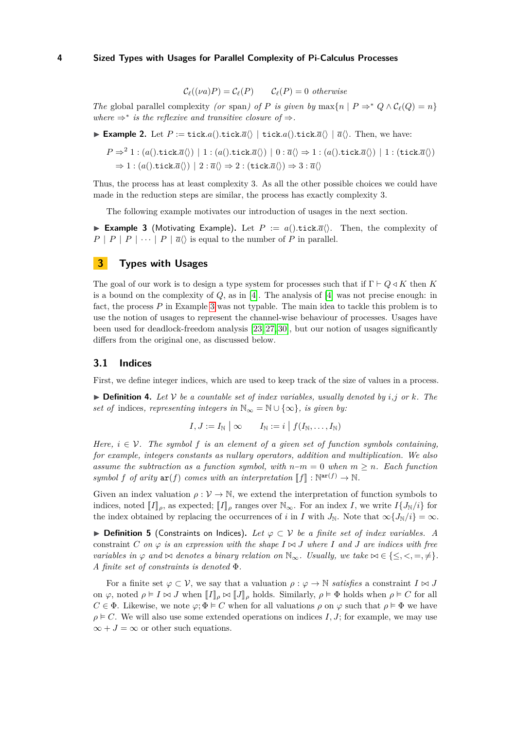$$\mathcal{C}_\ell((\nu a)P) = \mathcal{C}_\ell(P) \qquad \mathcal{C}_\ell(P) = 0 \textit{ otherwise}$$

*The* global parallel complexity *(or* span*) of $P$ is given by* $\max\{n \mid P \Rightarrow^* Q \wedge \mathcal{C}_\ell(Q) = n\}$ *where $\Rightarrow^*$ is the reflexive and transitive closure of $\Rightarrow$.*

▶ **Example 2.** Let $P := \texttt{tick}.a().\texttt{tick}.\overline{a}\langle\rangle \mid \texttt{tick}.a().\texttt{tick}.\overline{a}\langle\rangle \mid \overline{a}\langle\rangle$. Then, we have:

$$P \Rightarrow^2 1 : (a().\texttt{tick}.\overline{a}\langle\rangle) \mid 1 : (a().\texttt{tick}.\overline{a}\langle\rangle) \mid 0 : \overline{a}\langle\rangle \Rightarrow 1 : (a().\texttt{tick}.\overline{a}\langle\rangle) \mid 1 : (\texttt{tick}.\overline{a}\langle\rangle)$$
$$\Rightarrow 1 : (a().\texttt{tick}.\overline{a}\langle\rangle) \mid 2 : \overline{a}\langle\rangle \Rightarrow 2 : (\texttt{tick}.\overline{a}\langle\rangle) \Rightarrow 3 : \overline{a}\langle\rangle$$

Thus, the process has at least complexity 3. As all the other possible choices we could have made in the reduction steps are similar, the process has exactly complexity 3.

The following example motivates our introduction of usages in the next section.

▶ **Example 3** (Motivating Example)**.** Let $P := a().\texttt{tick}.\overline{a}\langle\rangle$. Then, the complexity of $P \mid P \mid P \mid \cdots \mid P \mid \overline{a}\langle\rangle$ is equal to the number of $P$ in parallel.

## 3 Types with Usages

The goal of our work is to design a type system for processes such that if $\Gamma \vdash Q \triangleleft K$ then $K$ is a bound on the complexity of $Q$, as in [4]. The analysis of [4] was not precise enough: in fact, the process $P$ in Example 3 was not typable. The main idea to tackle this problem is to use the notion of usages to represent the channel-wise behaviour of processes. Usages have been used for deadlock-freedom analysis [23, 27, 30], but our notion of usages significantly differs from the original one, as discussed below.

### 3.1 Indices

First, we define integer indices, which are used to keep track of the size of values in a process.

▶ **Definition 4.** *Let $\mathcal{V}$ be a countable set of index variables, usually denoted by $i$, $j$ or $k$. The set of* indices*, representing integers in $\mathbb{N}_\infty = \mathbb{N} \cup \{\infty\}$, is given by:*

$$I, J := I_{\mathbb{N}} \bigm| \infty \qquad I_{\mathbb{N}} := i \bigm| f(I_{\mathbb{N}}, \ldots, I_{\mathbb{N}})$$

*Here, $i \in \mathcal{V}$. The symbol $f$ is an element of a given set of function symbols containing, for example, integers constants as nullary operators, addition and multiplication. We also assume the subtraction as a function symbol, with $n - m = 0$ when $m \geq n$. Each function symbol $f$ of arity $\mathtt{ar}(f)$ comes with an interpretation $[\![f]\!] : \mathbb{N}^{\mathtt{ar}(f)} \to \mathbb{N}$.*

Given an index valuation $\rho : \mathcal{V} \to \mathbb{N}$, we extend the interpretation of function symbols to indices, noted $[\![I]\!]_\rho$, as expected; $[\![I]\!]_\rho$ ranges over $\mathbb{N}_\infty$. For an index $I$, we write $I\{J_{\mathbb{N}}/i\}$ for the index obtained by replacing the occurrences of $i$ in $I$ with $J_{\mathbb{N}}$. Note that $\infty\{J_{\mathbb{N}}/i\} = \infty$.

▶ **Definition 5** (Constraints on Indices)**.** *Let $\varphi \subset \mathcal{V}$ be a finite set of index variables. A* constraint *$C$ on $\varphi$ is an expression with the shape $I \bowtie J$ where $I$ and $J$ are indices with free variables in $\varphi$ and $\bowtie$ denotes a binary relation on $\mathbb{N}_\infty$. Usually, we take $\bowtie \in \{\leq, <, =, \neq\}$. A finite set of constraints is denoted $\Phi$.*

For a finite set $\varphi \subset \mathcal{V}$, we say that a valuation $\rho : \varphi \to \mathbb{N}$ *satisfies* a constraint $I \bowtie J$ on $\varphi$, noted $\rho \vDash I \bowtie J$ when $[\![I]\!]_\rho \bowtie [\![J]\!]_\rho$ holds. Similarly, $\rho \vDash \Phi$ holds when $\rho \vDash C$ for all $C \in \Phi$. Likewise, we note $\varphi; \Phi \vDash C$ when for all valuations $\rho$ on $\varphi$ such that $\rho \vDash \Phi$ we have $\rho \vDash C$. We will also use some extended operations on indices $I, J$; for example, we may use $\infty + J = \infty$ or other such equations.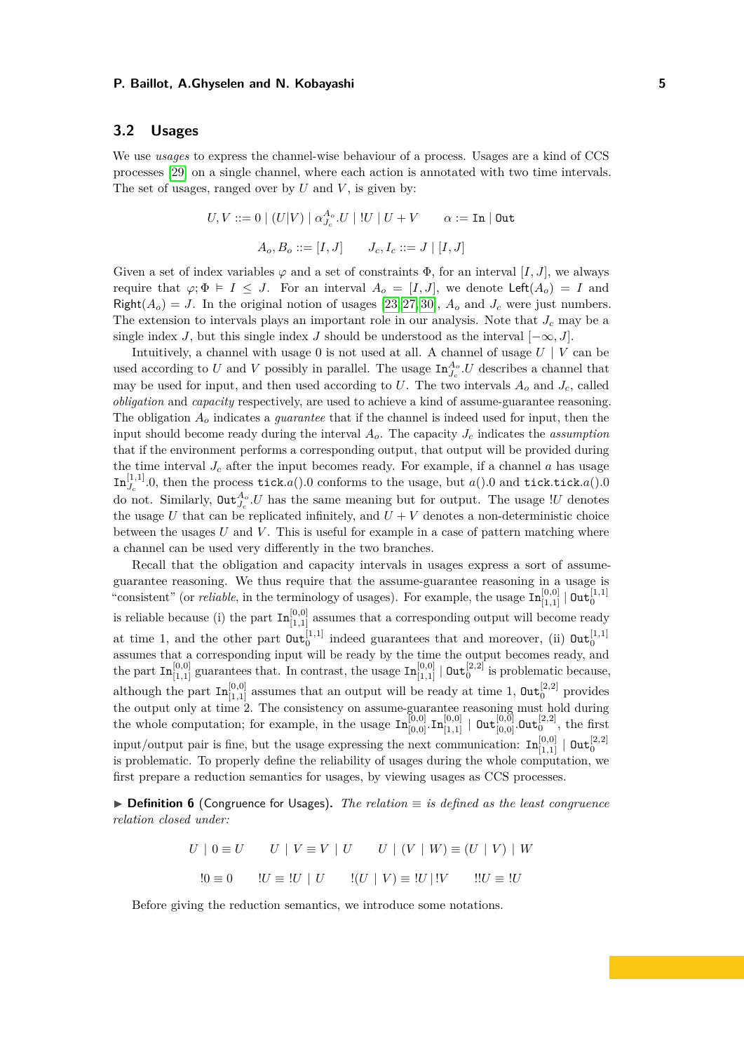## 3.2 Usages

We use *usages* to express the channel-wise behaviour of a process. Usages are a kind of CCS processes [29] on a single channel, where each action is annotated with two time intervals. The set of usages, ranged over by $U$ and $V$, is given by:

$$U, V ::= 0 \mid (U|V) \mid \alpha^{A_o}_{J_c}.U \mid !U \mid U + V \qquad \alpha := \mathtt{In} \mid \mathtt{Out}$$

$$A_o, B_o ::= [I, J] \qquad J_c, I_c ::= J \mid [I, J]$$

Given a set of index variables $\varphi$ and a set of constraints $\Phi$, for an interval $[I, J]$, we always require that $\varphi; \Phi \vDash I \leq J$. For an interval $A_o = [I, J]$, we denote $\mathsf{Left}(A_o) = I$ and $\mathsf{Right}(A_o) = J$. In the original notion of usages [23, 27, 30], $A_o$ and $J_c$ were just numbers. The extension to intervals plays an important role in our analysis. Note that $J_c$ may be a single index $J$, but this single index $J$ should be understood as the interval $[-\infty, J]$.

Intuitively, a channel with usage $0$ is not used at all. A channel of usage $U \mid V$ can be used according to $U$ and $V$ possibly in parallel. The usage $\mathtt{In}^{A_o}_{J_c}.U$ describes a channel that may be used for input, and then used according to $U$. The two intervals $A_o$ and $J_c$, called *obligation* and *capacity* respectively, are used to achieve a kind of assume-guarantee reasoning. The obligation $A_o$ indicates a *guarantee* that if the channel is indeed used for input, then the input should become ready during the interval $A_o$. The capacity $J_c$ indicates the *assumption* that if the environment performs a corresponding output, that output will be provided during the time interval $J_c$ after the input becomes ready. For example, if a channel $a$ has usage $\mathtt{In}^{[1,1]}_{J_c}.0$, then the process $\mathtt{tick}.a().0$ conforms to the usage, but $a().0$ and $\mathtt{tick}.\mathtt{tick}.a().0$ do not. Similarly, $\mathtt{Out}^{A_o}_{J_c}.U$ has the same meaning but for output. The usage $!U$ denotes the usage $U$ that can be replicated infinitely, and $U + V$ denotes a non-deterministic choice between the usages $U$ and $V$. This is useful for example in a case of pattern matching where a channel can be used very differently in the two branches.

Recall that the obligation and capacity intervals in usages express a sort of assume-guarantee reasoning. We thus require that the assume-guarantee reasoning in a usage is "consistent" (or *reliable*, in the terminology of usages). For example, the usage $\mathtt{In}^{[0,0]}_{[1,1]} \mid \mathtt{Out}^{[1,1]}_{0}$ is reliable because (i) the part $\mathtt{In}^{[0,0]}_{[1,1]}$ assumes that a corresponding output will become ready at time 1, and the other part $\mathtt{Out}^{[1,1]}_{0}$ indeed guarantees that and moreover, (ii) $\mathtt{Out}^{[1,1]}_{0}$ assumes that a corresponding input will be ready by the time the output becomes ready, and the part $\mathtt{In}^{[0,0]}_{[1,1]}$ guarantees that. In contrast, the usage $\mathtt{In}^{[0,0]}_{[1,1]} \mid \mathtt{Out}^{[2,2]}_{0}$ is problematic because, although the part $\mathtt{In}^{[0,0]}_{[1,1]}$ assumes that an output will be ready at time 1, $\mathtt{Out}^{[2,2]}_{0}$ provides the output only at time 2. The consistency on assume-guarantee reasoning must hold during the whole computation; for example, in the usage $\mathtt{In}^{[0,0]}_{[0,0]}.\mathtt{In}^{[0,0]}_{[1,1]} \mid \mathtt{Out}^{[0,0]}_{[0,0]}.\mathtt{Out}^{[2,2]}_{0}$, the first input/output pair is fine, but the usage expressing the next communication: $\mathtt{In}^{[0,0]}_{[1,1]} \mid \mathtt{Out}^{[2,2]}_{0}$ is problematic. To properly define the reliability of usages during the whole computation, we first prepare a reduction semantics for usages, by viewing usages as CCS processes.

▶ **Definition 6** (Congruence for Usages). *The relation $\equiv$ is defined as the least congruence relation closed under:*

$$U \mid 0 \equiv U \qquad U \mid V \equiv V \mid U \qquad U \mid (V \mid W) \equiv (U \mid V) \mid W$$

$$!0 \equiv 0 \qquad !U \equiv !U \mid U \qquad !(U \mid V) \equiv !U \mid !V \qquad !!U \equiv !U$$

Before giving the reduction semantics, we introduce some notations.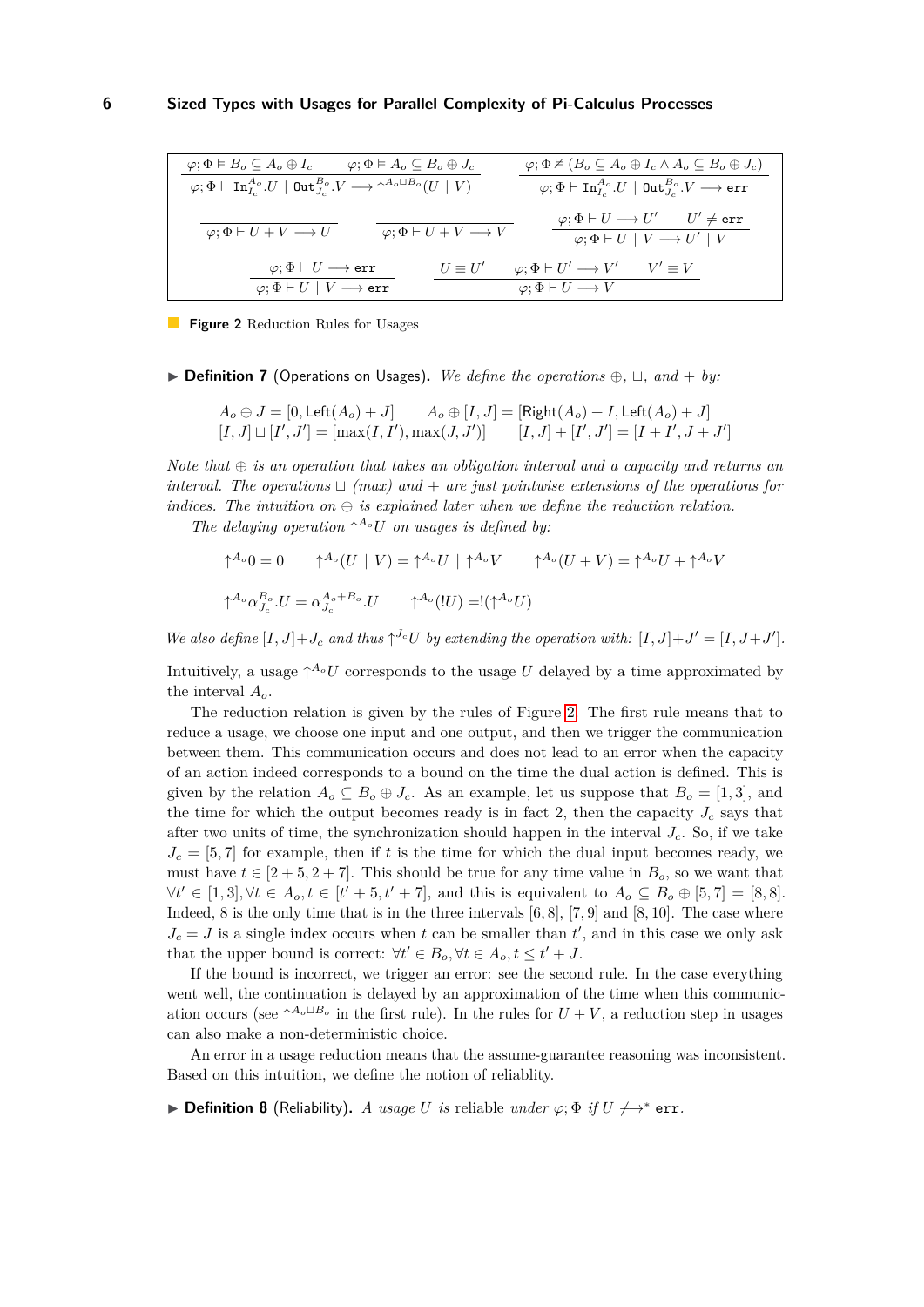$$\frac{\varphi;\Phi \vDash B_o \subseteq A_o \oplus I_c \qquad \varphi;\Phi \vDash A_o \subseteq B_o \oplus J_c}{\varphi;\Phi \vdash \mathtt{In}^{A_o}_{I_c}.U \mid \mathtt{Out}^{B_o}_{J_c}.V \longrightarrow \uparrow^{A_o \sqcup B_o}(U \mid V)} \qquad \frac{\varphi;\Phi \nvDash (B_o \subseteq A_o \oplus I_c \wedge A_o \subseteq B_o \oplus J_c)}{\varphi;\Phi \vdash \mathtt{In}^{A_o}_{I_c}.U \mid \mathtt{Out}^{B_o}_{J_c}.V \longrightarrow \mathtt{err}}$$

$$\frac{}{\varphi;\Phi \vdash U + V \longrightarrow U} \qquad \frac{}{\varphi;\Phi \vdash U + V \longrightarrow V} \qquad \frac{\varphi;\Phi \vdash U \longrightarrow U' \qquad U' \neq \mathtt{err}}{\varphi;\Phi \vdash U \mid V \longrightarrow U' \mid V}$$

$$\frac{\varphi;\Phi \vdash U \longrightarrow \mathtt{err}}{\varphi;\Phi \vdash U \mid V \longrightarrow \mathtt{err}} \qquad \frac{U \equiv U' \qquad \varphi;\Phi \vdash U' \longrightarrow V' \qquad V' \equiv V}{\varphi;\Phi \vdash U \longrightarrow V}$$

**Figure 2** Reduction Rules for Usages

▶ **Definition 7** (Operations on Usages). *We define the operations $\oplus$, $\sqcup$, and $+$ by:*

$$A_o \oplus J = [0, \mathsf{Left}(A_o) + J] \qquad A_o \oplus [I, J] = [\mathsf{Right}(A_o) + I, \mathsf{Left}(A_o) + J]$$
$$[I, J] \sqcup [I', J'] = [\max(I, I'), \max(J, J')] \qquad [I, J] + [I', J'] = [I + I', J + J']$$

*Note that $\oplus$ is an operation that takes an obligation interval and a capacity and returns an interval. The operations $\sqcup$ (max) and $+$ are just pointwise extensions of the operations for indices. The intuition on $\oplus$ is explained later when we define the reduction relation.*

*The delaying operation $\uparrow^{A_o} U$ on usages is defined by:*

$$\uparrow^{A_o} 0 = 0 \qquad \uparrow^{A_o}(U \mid V) = \uparrow^{A_o} U \mid \uparrow^{A_o} V \qquad \uparrow^{A_o}(U + V) = \uparrow^{A_o} U + \uparrow^{A_o} V$$

$$\uparrow^{A_o} \alpha^{B_o}_{J_c}.U = \alpha^{A_o + B_o}_{J_c}.U \qquad \uparrow^{A_o}(!U) = !(\uparrow^{A_o} U)$$

*We also define $[I, J] + J_c$ and thus $\uparrow^{J_c} U$ by extending the operation with: $[I, J] + J' = [I, J + J']$.*

Intuitively, a usage $\uparrow^{A_o} U$ corresponds to the usage $U$ delayed by a time approximated by the interval $A_o$.

The reduction relation is given by the rules of Figure 2. The first rule means that to reduce a usage, we choose one input and one output, and then we trigger the communication between them. This communication occurs and does not lead to an error when the capacity of an action indeed corresponds to a bound on the time the dual action is defined. This is given by the relation $A_o \subseteq B_o \oplus J_c$. As an example, let us suppose that $B_o = [1, 3]$, and the time for which the output becomes ready is in fact 2, then the capacity $J_c$ says that after two units of time, the synchronization should happen in the interval $J_c$. So, if we take $J_c = [5, 7]$ for example, then if $t$ is the time for which the dual input becomes ready, we must have $t \in [2 + 5, 2 + 7]$. This should be true for any time value in $B_o$, so we want that $\forall t' \in [1, 3], \forall t \in A_o, t \in [t' + 5, t' + 7]$, and this is equivalent to $A_o \subseteq B_o \oplus [5, 7] = [8, 8]$. Indeed, 8 is the only time that is in the three intervals $[6, 8]$, $[7, 9]$ and $[8, 10]$. The case where $J_c = J$ is a single index occurs when $t$ can be smaller than $t'$, and in this case we only ask that the upper bound is correct: $\forall t' \in B_o, \forall t \in A_o, t \leq t' + J$.

If the bound is incorrect, we trigger an error: see the second rule. In the case everything went well, the continuation is delayed by an approximation of the time when this communication occurs (see $\uparrow^{A_o \sqcup B_o}$ in the first rule). In the rules for $U + V$, a reduction step in usages can also make a non-deterministic choice.

An error in a usage reduction means that the assume-guarantee reasoning was inconsistent. Based on this intuition, we define the notion of reliablity.

▶ **Definition 8** (Reliability). *A usage $U$ is* reliable *under $\varphi; \Phi$ if $U \not\longrightarrow^* \mathtt{err}$.*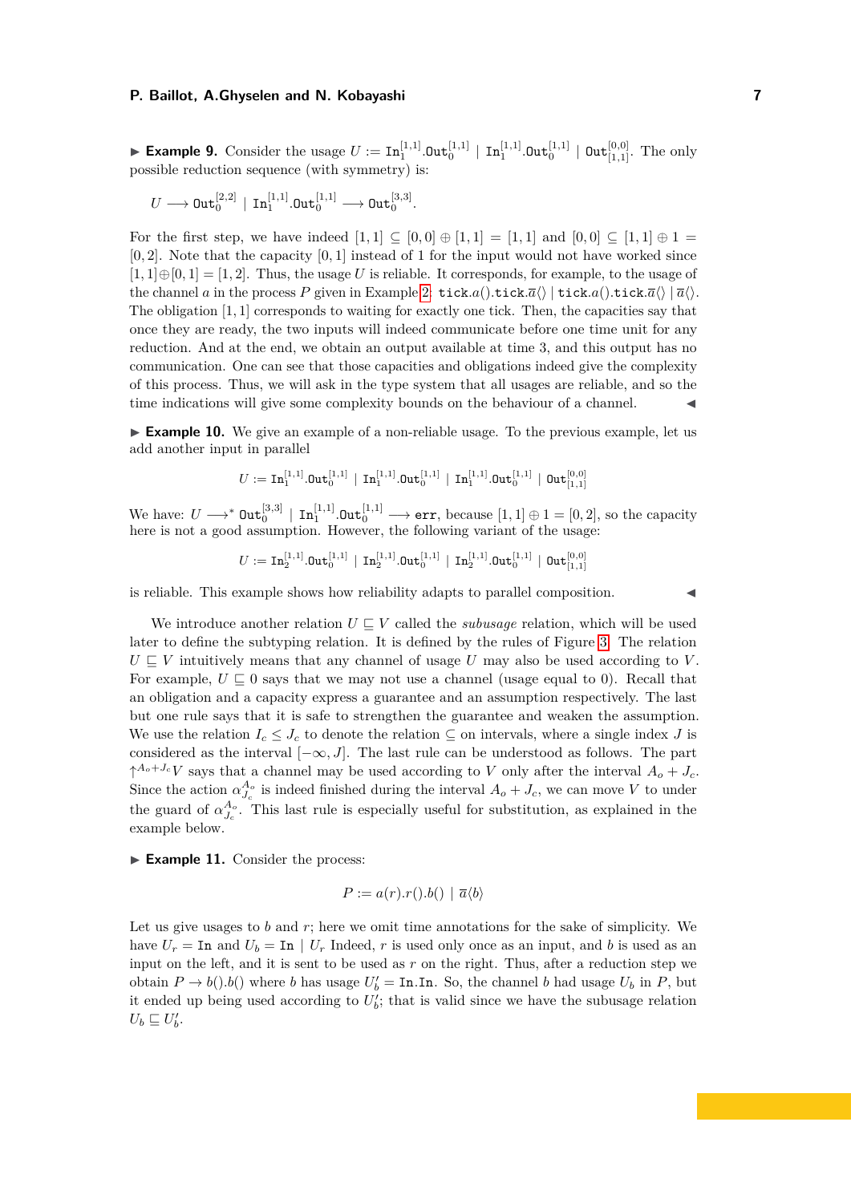▶ **Example 9.** Consider the usage $U := \mathtt{In}_1^{[1,1]}.\mathtt{Out}_0^{[1,1]} \mid \mathtt{In}_1^{[1,1]}.\mathtt{Out}_0^{[1,1]} \mid \mathtt{Out}_{[1,1]}^{[0,0]}$. The only possible reduction sequence (with symmetry) is:

$$U \longrightarrow \mathtt{Out}_0^{[2,2]} \mid \mathtt{In}_1^{[1,1]}.\mathtt{Out}_0^{[1,1]} \longrightarrow \mathtt{Out}_0^{[3,3]}.$$

For the first step, we have indeed $[1,1] \subseteq [0,0] \oplus [1,1] = [1,1]$ and $[0,0] \subseteq [1,1] \oplus 1 = [0,2]$. Note that the capacity $[0,1]$ instead of 1 for the input would not have worked since $[1,1] \oplus [0,1] = [1,2]$. Thus, the usage $U$ is reliable. It corresponds, for example, to the usage of the channel $a$ in the process $P$ given in Example 2: $\mathtt{tick}.a().\mathtt{tick}.\overline{a}\langle\rangle \mid \mathtt{tick}.a().\mathtt{tick}.\overline{a}\langle\rangle \mid \overline{a}\langle\rangle$. The obligation $[1,1]$ corresponds to waiting for exactly one tick. Then, the capacities say that once they are ready, the two inputs will indeed communicate before one time unit for any reduction. And at the end, we obtain an output available at time 3, and this output has no communication. One can see that those capacities and obligations indeed give the complexity of this process. Thus, we will ask in the type system that all usages are reliable, and so the time indications will give some complexity bounds on the behaviour of a channel. ◀

▶ **Example 10.** We give an example of a non-reliable usage. To the previous example, let us add another input in parallel

$$U := \mathtt{In}_1^{[1,1]}.\mathtt{Out}_0^{[1,1]} \mid \mathtt{In}_1^{[1,1]}.\mathtt{Out}_0^{[1,1]} \mid \mathtt{In}_1^{[1,1]}.\mathtt{Out}_0^{[1,1]} \mid \mathtt{Out}_{[1,1]}^{[0,0]}$$

We have: $U \longrightarrow^* \mathtt{Out}_0^{[3,3]} \mid \mathtt{In}_1^{[1,1]}.\mathtt{Out}_0^{[1,1]} \longrightarrow \mathtt{err}$, because $[1,1] \oplus 1 = [0,2]$, so the capacity here is not a good assumption. However, the following variant of the usage:

$$U := \mathtt{In}_2^{[1,1]}.\mathtt{Out}_0^{[1,1]} \mid \mathtt{In}_2^{[1,1]}.\mathtt{Out}_0^{[1,1]} \mid \mathtt{In}_2^{[1,1]}.\mathtt{Out}_0^{[1,1]} \mid \mathtt{Out}_{[1,1]}^{[0,0]}$$

is reliable. This example shows how reliability adapts to parallel composition. ◀

We introduce another relation $U \sqsubseteq V$ called the *subusage* relation, which will be used later to define the subtyping relation. It is defined by the rules of Figure 3. The relation $U \sqsubseteq V$ intuitively means that any channel of usage $U$ may also be used according to $V$. For example, $U \sqsubseteq 0$ says that we may not use a channel (usage equal to 0). Recall that an obligation and a capacity express a guarantee and an assumption respectively. The last but one rule says that it is safe to strengthen the guarantee and weaken the assumption. We use the relation $I_c \leq J_c$ to denote the relation $\subseteq$ on intervals, where a single index $J$ is considered as the interval $[-\infty, J]$. The last rule can be understood as follows. The part $\uparrow^{A_o+J_c} V$ says that a channel may be used according to $V$ only after the interval $A_o + J_c$. Since the action $\alpha_{J_c}^{A_o}$ is indeed finished during the interval $A_o + J_c$, we can move $V$ to under the guard of $\alpha_{J_c}^{A_o}$. This last rule is especially useful for substitution, as explained in the example below.

▶ **Example 11.** Consider the process:

$$P := a(r).r().b() \mid \overline{a}\langle b \rangle$$

Let us give usages to $b$ and $r$; here we omit time annotations for the sake of simplicity. We have $U_r = \mathtt{In}$ and $U_b = \mathtt{In} \mid U_r$ Indeed, $r$ is used only once as an input, and $b$ is used as an input on the left, and it is sent to be used as $r$ on the right. Thus, after a reduction step we obtain $P \to b().b()$ where $b$ has usage $U_b' = \mathtt{In}.\mathtt{In}$. So, the channel $b$ had usage $U_b$ in $P$, but it ended up being used according to $U_b'$; that is valid since we have the subusage relation $U_b \sqsubseteq U_b'$.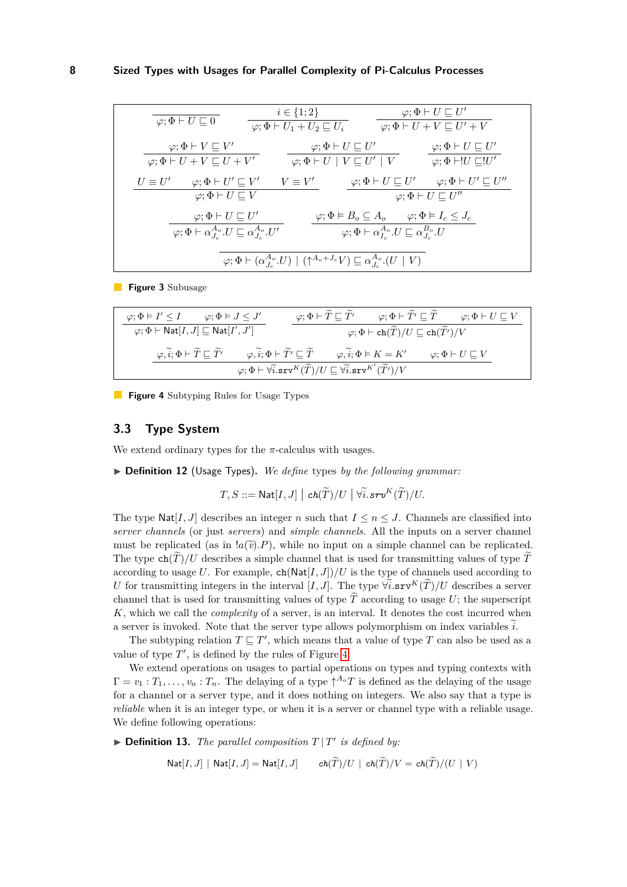$$\frac{}{\varphi;\Phi \vdash U \sqsubseteq 0} \qquad \frac{i \in \{1;2\}}{\varphi;\Phi \vdash U_1 + U_2 \sqsubseteq U_i} \qquad \frac{\varphi;\Phi \vdash U \sqsubseteq U'}{\varphi;\Phi \vdash U + V \sqsubseteq U' + V}$$

$$\frac{\varphi;\Phi \vdash V \sqsubseteq V'}{\varphi;\Phi \vdash U + V \sqsubseteq U + V'} \qquad \frac{\varphi;\Phi \vdash U \sqsubseteq U'}{\varphi;\Phi \vdash U \mid V \sqsubseteq U' \mid V} \qquad \frac{\varphi;\Phi \vdash U \sqsubseteq U'}{\varphi;\Phi \vdash !U \sqsubseteq !U'}$$

$$\frac{U \equiv U' \qquad \varphi;\Phi \vdash U' \sqsubseteq V' \qquad V \equiv V'}{\varphi;\Phi \vdash U \sqsubseteq V} \qquad \frac{\varphi;\Phi \vdash U \sqsubseteq U' \qquad \varphi;\Phi \vdash U' \sqsubseteq U''}{\varphi;\Phi \vdash U \sqsubseteq U''}$$

$$\frac{\varphi;\Phi \vdash U \sqsubseteq U'}{\varphi;\Phi \vdash \alpha^{A_o}_{J_c}.U \sqsubseteq \alpha^{A_o}_{J_c}.U'} \qquad \frac{\varphi;\Phi \vDash B_o \subseteq A_o \qquad \varphi;\Phi \vDash I_c \leq J_c}{\varphi;\Phi \vdash \alpha^{A_o}_{I_c}.U \sqsubseteq \alpha^{B_o}_{J_c}.U}$$

$$\frac{}{\varphi;\Phi \vdash (\alpha^{A_o}_{J_c}.U) \mid (\uparrow^{A_o+J_c} V) \sqsubseteq \alpha^{A_o}_{J_c}.(U \mid V)}$$

**Figure 3** Subusage

$$\frac{\varphi;\Phi \vDash I' \leq I \qquad \varphi;\Phi \vDash J \leq J'}{\varphi;\Phi \vdash \mathsf{Nat}[I,J] \sqsubseteq \mathsf{Nat}[I',J']} \qquad \frac{\varphi;\Phi \vdash \widetilde{T} \sqsubseteq \widetilde{T'} \qquad \varphi;\Phi \vdash \widetilde{T'} \sqsubseteq \widetilde{T} \qquad \varphi;\Phi \vdash U \sqsubseteq V}{\varphi;\Phi \vdash \mathtt{ch}(\widetilde{T})/U \sqsubseteq \mathtt{ch}(\widetilde{T'})/V}$$

$$\frac{\varphi,\widetilde{i};\Phi \vdash \widetilde{T} \sqsubseteq \widetilde{T'} \qquad \varphi,\widetilde{i};\Phi \vdash \widetilde{T'} \sqsubseteq \widetilde{T} \qquad \varphi,\widetilde{i};\Phi \vDash K = K' \qquad \varphi;\Phi \vdash U \sqsubseteq V}{\varphi;\Phi \vdash \forall\widetilde{i}.\mathtt{srv}^K(\widetilde{T})/U \sqsubseteq \forall\widetilde{i}.\mathtt{srv}^{K'}(\widetilde{T'})/V}$$

**Figure 4** Subtyping Rules for Usage Types

## 3.3 Type System

We extend ordinary types for the $\pi$-calculus with usages.

▶ **Definition 12** (Usage Types). *We define types by the following grammar:*

$$T, S ::= \mathsf{Nat}[I,J] \mid \mathtt{ch}(\widetilde{T})/U \mid \forall\widetilde{i}.\mathtt{srv}^K(\widetilde{T})/U.$$

The type $\mathsf{Nat}[I,J]$ describes an integer $n$ such that $I \leq n \leq J$. Channels are classified into *server channels* (or just *servers*) and *simple channels*. All the inputs on a server channel must be replicated (as in $!a(\widetilde{v}).P$), while no input on a simple channel can be replicated. The type $\mathtt{ch}(\widetilde{T})/U$ describes a simple channel that is used for transmitting values of type $\widetilde{T}$ according to usage $U$. For example, $\mathtt{ch}(\mathsf{Nat}[I,J])/U$ is the type of channels used according to $U$ for transmitting integers in the interval $[I,J]$. The type $\forall\widetilde{i}.\mathtt{srv}^K(\widetilde{T})/U$ describes a server channel that is used for transmitting values of type $\widetilde{T}$ according to usage $U$; the superscript $K$, which we call the *complexity* of a server, is an interval. It denotes the cost incurred when a server is invoked. Note that the server type allows polymorphism on index variables $\widetilde{i}$.

The subtyping relation $T \sqsubseteq T'$, which means that a value of type $T$ can also be used as a value of type $T'$, is defined by the rules of Figure 4.

We extend operations on usages to partial operations on types and typing contexts with $\Gamma = v_1 : T_1, \ldots, v_n : T_n$. The delaying of a type $\uparrow^{A_o} T$ is defined as the delaying of the usage for a channel or a server type, and it does nothing on integers. We also say that a type is *reliable* when it is an integer type, or when it is a server or channel type with a reliable usage. We define following operations:

▶ **Definition 13.** *The parallel composition $T \mid T'$ is defined by:*

$$\mathsf{Nat}[I,J] \mid \mathsf{Nat}[I,J] = \mathsf{Nat}[I,J] \qquad \mathtt{ch}(\widetilde{T})/U \mid \mathtt{ch}(\widetilde{T})/V = \mathtt{ch}(\widetilde{T})/(U \mid V)$$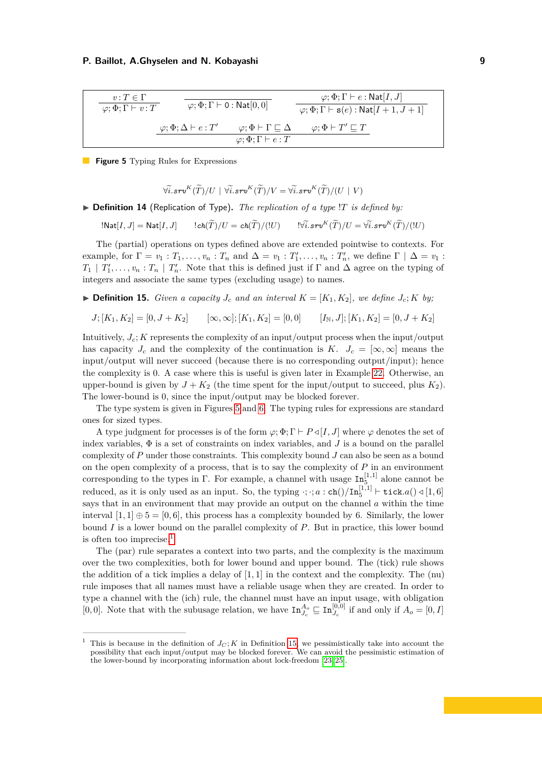$$\frac{v : T \in \Gamma}{\varphi; \Phi; \Gamma \vdash v : T} \qquad \frac{}{\varphi; \Phi; \Gamma \vdash 0 : \mathsf{Nat}[0,0]} \qquad \frac{\varphi; \Phi; \Gamma \vdash e : \mathsf{Nat}[I,J]}{\varphi; \Phi; \Gamma \vdash \mathsf{s}(e) : \mathsf{Nat}[I+1, J+1]}$$

$$\frac{\varphi; \Phi; \Delta \vdash e : T' \qquad \varphi; \Phi \vdash \Gamma \sqsubseteq \Delta \qquad \varphi; \Phi \vdash T' \sqsubseteq T}{\varphi; \Phi; \Gamma \vdash e : T}$$

**Figure 5** Typing Rules for Expressions

$$\forall \widetilde{i}.\mathit{srv}^K(\widetilde{T})/U \mid \forall \widetilde{i}.\mathit{srv}^K(\widetilde{T})/V = \forall \widetilde{i}.\mathit{srv}^K(\widetilde{T})/(U \mid V)$$

▶ **Definition 14** (Replication of Type). *The replication of a type $!T$ is defined by:*

$$!\mathsf{Nat}[I,J] = \mathsf{Nat}[I,J] \qquad !\mathit{ch}(\widetilde{T})/U = \mathit{ch}(\widetilde{T})/(!U) \qquad !\forall \widetilde{i}.\mathit{srv}^K(\widetilde{T})/U = \forall \widetilde{i}.\mathit{srv}^K(\widetilde{T})/(!U)$$

The (partial) operations on types defined above are extended pointwise to contexts. For example, for $\Gamma = v_1 : T_1, \ldots, v_n : T_n$ and $\Delta = v_1 : T_1', \ldots, v_n : T_n'$, we define $\Gamma \mid \Delta = v_1 : T_1 \mid T_1', \ldots, v_n : T_n \mid T_n'$. Note that this is defined just if $\Gamma$ and $\Delta$ agree on the typing of integers and associate the same types (excluding usage) to names.

▶ **Definition 15.** *Given a capacity $J_c$ and an interval $K = [K_1, K_2]$, we define $J_c; K$ by;*

$$J; [K_1, K_2] = [0, J + K_2] \qquad [\infty, \infty]; [K_1, K_2] = [0, 0] \qquad [I_{\mathbb{N}}, J]; [K_1, K_2] = [0, J + K_2]$$

Intuitively, $J_c; K$ represents the complexity of an input/output process when the input/output has capacity $J_c$ and the complexity of the continuation is $K$. $J_c = [\infty, \infty]$ means the input/output will never succeed (because there is no corresponding output/input); hence the complexity is 0. A case where this is useful is given later in Example 22. Otherwise, an upper-bound is given by $J + K_2$ (the time spent for the input/output to succeed, plus $K_2$). The lower-bound is 0, since the input/output may be blocked forever.

The type system is given in Figures 5 and 6. The typing rules for expressions are standard ones for sized types.

A type judgment for processes is of the form $\varphi; \Phi; \Gamma \vdash P \triangleleft [I, J]$ where $\varphi$ denotes the set of index variables, $\Phi$ is a set of constraints on index variables, and $J$ is a bound on the parallel complexity of $P$ under those constraints. This complexity bound $J$ can also be seen as a bound on the open complexity of a process, that is to say the complexity of $P$ in an environment corresponding to the types in $\Gamma$. For example, a channel with usage $\mathtt{In}_5^{[1,1]}$ alone cannot be reduced, as it is only used as an input. So, the typing $\cdot; \cdot; a : \mathtt{ch}()/\mathtt{In}_5^{[1,1]} \vdash \mathtt{tick}.a() \triangleleft [1, 6]$ says that in an environment that may provide an output on the channel $a$ within the time interval $[1,1] \oplus 5 = [0, 6]$, this process has a complexity bounded by 6. Similarly, the lower bound $I$ is a lower bound on the parallel complexity of $P$. But in practice, this lower bound is often too imprecise.[1]

The (par) rule separates a context into two parts, and the complexity is the maximum over the two complexities, both for lower bound and upper bound. The (tick) rule shows the addition of a tick implies a delay of $[1, 1]$ in the context and the complexity. The (nu) rule imposes that all names must have a reliable usage when they are created. In order to type a channel with the (ich) rule, the channel must have an input usage, with obligation $[0, 0]$. Note that with the subusage relation, we have $\mathtt{In}_{J_c}^{A_o} \sqsubseteq \mathtt{In}_{J_c}^{[0,0]}$ if and only if $A_o = [0, I]$

---

[1] This is because in the definition of $J_C; K$ in Definition 15, we pessimistically take into account the possibility that each input/output may be blocked forever. We can avoid the pessimistic estimation of the lower-bound by incorporating information about lock-freedom [23, 25].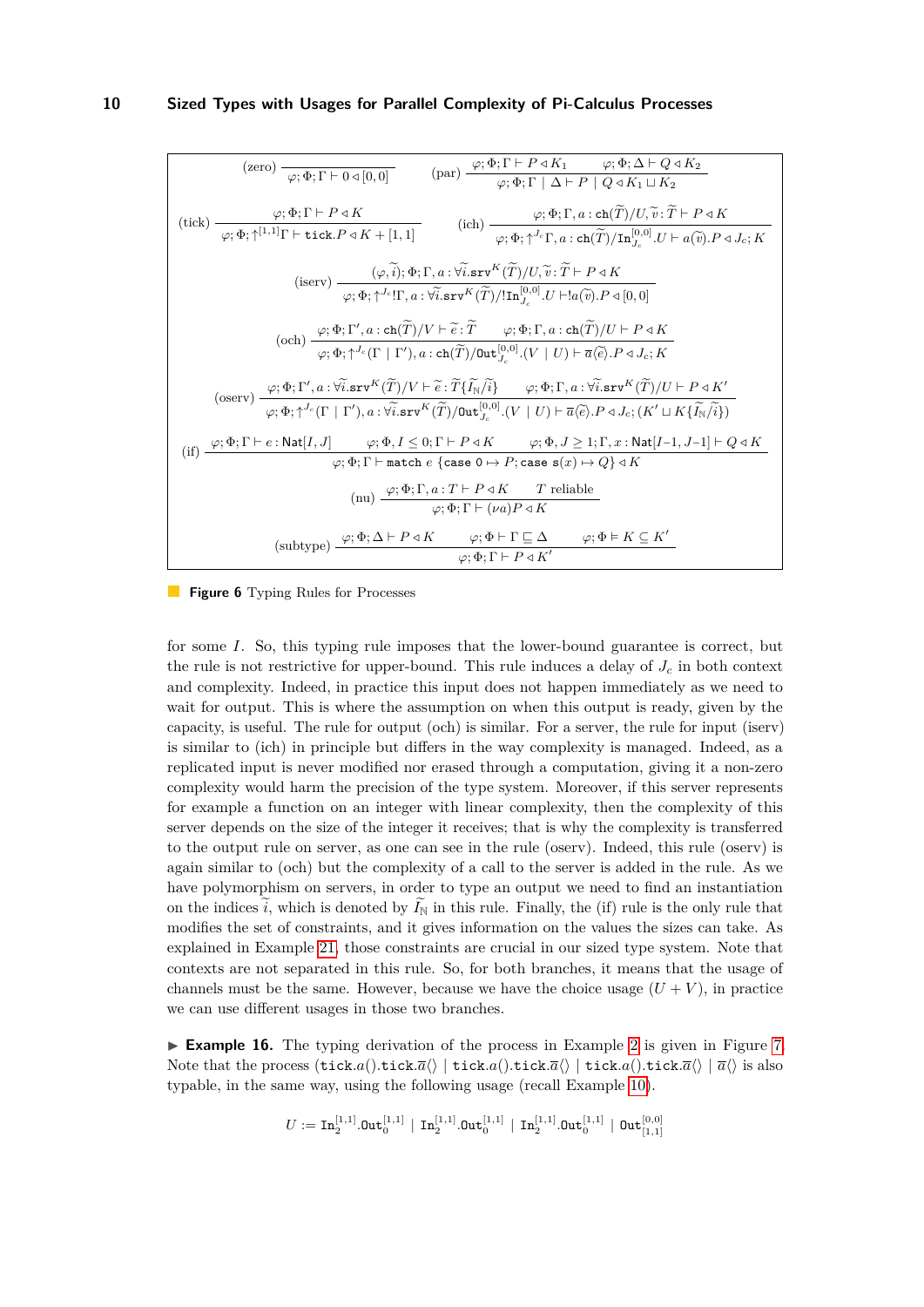$$\text{(zero)}\ \frac{}{\varphi; \Phi; \Gamma \vdash 0 \triangleleft [0,0]} \qquad \text{(par)}\ \frac{\varphi; \Phi; \Gamma \vdash P \triangleleft K_1 \qquad \varphi; \Phi; \Delta \vdash Q \triangleleft K_2}{\varphi; \Phi; \Gamma \mid \Delta \vdash P \mid Q \triangleleft K_1 \sqcup K_2}$$

$$\text{(tick)}\ \frac{\varphi; \Phi; \Gamma \vdash P \triangleleft K}{\varphi; \Phi; \uparrow^{[1,1]}\Gamma \vdash \texttt{tick}.P \triangleleft K + [1,1]} \qquad \text{(ich)}\ \frac{\varphi; \Phi; \Gamma, a : \mathtt{ch}(\widetilde{T})/U, \widetilde{v} : \widetilde{T} \vdash P \triangleleft K}{\varphi; \Phi; \uparrow^{J_c}\Gamma, a : \mathtt{ch}(\widetilde{T})/\mathtt{In}^{[0,0]}_{J_c}.U \vdash a(\widetilde{v}).P \triangleleft J_c; K}$$

$$\text{(iserv)}\ \frac{(\varphi, \widetilde{i}); \Phi; \Gamma, a : \forall \widetilde{i}.\mathtt{srv}^K(\widetilde{T})/U, \widetilde{v} : \widetilde{T} \vdash P \triangleleft K}{\varphi; \Phi; \uparrow^{J_c} !\Gamma, a : \forall \widetilde{i}.\mathtt{srv}^K(\widetilde{T})/!\mathtt{In}^{[0,0]}_{J_c}.U \vdash !a(\widetilde{v}).P \triangleleft [0,0]}$$

$$\text{(och)}\ \frac{\varphi; \Phi; \Gamma', a : \mathtt{ch}(\widetilde{T})/V \vdash \widetilde{e} : \widetilde{T} \qquad \varphi; \Phi; \Gamma, a : \mathtt{ch}(\widetilde{T})/U \vdash P \triangleleft K}{\varphi; \Phi; \uparrow^{J_c}(\Gamma \mid \Gamma'), a : \mathtt{ch}(\widetilde{T})/\mathtt{Out}^{[0,0]}_{J_c}.(V \mid U) \vdash \overline{a}\langle\widetilde{e}\rangle.P \triangleleft J_c; K}$$

$$\text{(oserv)}\ \frac{\varphi; \Phi; \Gamma', a : \forall \widetilde{i}.\mathtt{srv}^K(\widetilde{T})/V \vdash \widetilde{e} : \widetilde{T}\{\widetilde{I_{\mathbb{N}}}/\widetilde{i}\} \qquad \varphi; \Phi; \Gamma, a : \forall \widetilde{i}.\mathtt{srv}^K(\widetilde{T})/U \vdash P \triangleleft K'}{\varphi; \Phi; \uparrow^{J_c}(\Gamma \mid \Gamma'), a : \forall \widetilde{i}.\mathtt{srv}^K(\widetilde{T})/\mathtt{Out}^{[0,0]}_{J_c}.(V \mid U) \vdash \overline{a}\langle\widetilde{e}\rangle.P \triangleleft J_c; (K' \sqcup K\{\widetilde{I_{\mathbb{N}}}/\widetilde{i}\})}$$

$$\text{(if)}\ \frac{\varphi; \Phi; \Gamma \vdash e : \mathsf{Nat}[I,J] \qquad \varphi; \Phi, I \leq 0; \Gamma \vdash P \triangleleft K \qquad \varphi; \Phi, J \geq 1; \Gamma, x : \mathsf{Nat}[I{-}1, J{-}1] \vdash Q \triangleleft K}{\varphi; \Phi; \Gamma \vdash \texttt{match}\ e\ \{\texttt{case}\ 0 \mapsto P; \texttt{case}\ \mathtt{s}(x) \mapsto Q\} \triangleleft K}$$

$$\text{(nu)}\ \frac{\varphi; \Phi; \Gamma, a : T \vdash P \triangleleft K \qquad T \text{ reliable}}{\varphi; \Phi; \Gamma \vdash (\nu a)P \triangleleft K}$$

$$\text{(subtype)}\ \frac{\varphi; \Phi; \Delta \vdash P \triangleleft K \qquad \varphi; \Phi \vdash \Gamma \sqsubseteq \Delta \qquad \varphi; \Phi \vDash K \subseteq K'}{\varphi; \Phi; \Gamma \vdash P \triangleleft K'}$$

**Figure 6** Typing Rules for Processes

for some $I$. So, this typing rule imposes that the lower-bound guarantee is correct, but the rule is not restrictive for upper-bound. This rule induces a delay of $J_c$ in both context and complexity. Indeed, in practice this input does not happen immediately as we need to wait for output. This is where the assumption on when this output is ready, given by the capacity, is useful. The rule for output (och) is similar. For a server, the rule for input (iserv) is similar to (ich) in principle but differs in the way complexity is managed. Indeed, as a replicated input is never modified nor erased through a computation, giving it a non-zero complexity would harm the precision of the type system. Moreover, if this server represents for example a function on an integer with linear complexity, then the complexity of this server depends on the size of the integer it receives; that is why the complexity is transferred to the output rule on server, as one can see in the rule (oserv). Indeed, this rule (oserv) is again similar to (och) but the complexity of a call to the server is added in the rule. As we have polymorphism on servers, in order to type an output we need to find an instantiation on the indices $\widetilde{i}$, which is denoted by $\widetilde{I_{\mathbb{N}}}$ in this rule. Finally, the (if) rule is the only rule that modifies the set of constraints, and it gives information on the values the sizes can take. As explained in Example 21, those constraints are crucial in our sized type system. Note that contexts are not separated in this rule. So, for both branches, it means that the usage of channels must be the same. However, because we have the choice usage $(U + V)$, in practice we can use different usages in those two branches.

▶ **Example 16.** The typing derivation of the process in Example 2 is given in Figure 7. Note that the process $(\texttt{tick}.a().\texttt{tick}.\overline{a}\langle\rangle \mid \texttt{tick}.a().\texttt{tick}.\overline{a}\langle\rangle \mid \texttt{tick}.a().\texttt{tick}.\overline{a}\langle\rangle \mid \overline{a}\langle\rangle$ is also typable, in the same way, using the following usage (recall Example 10).

$$U := \mathtt{In}^{[1,1]}_2.\mathtt{Out}^{[1,1]}_0 \mid \mathtt{In}^{[1,1]}_2.\mathtt{Out}^{[1,1]}_0 \mid \mathtt{In}^{[1,1]}_2.\mathtt{Out}^{[1,1]}_0 \mid \mathtt{Out}^{[0,0]}_{[1,1]}$$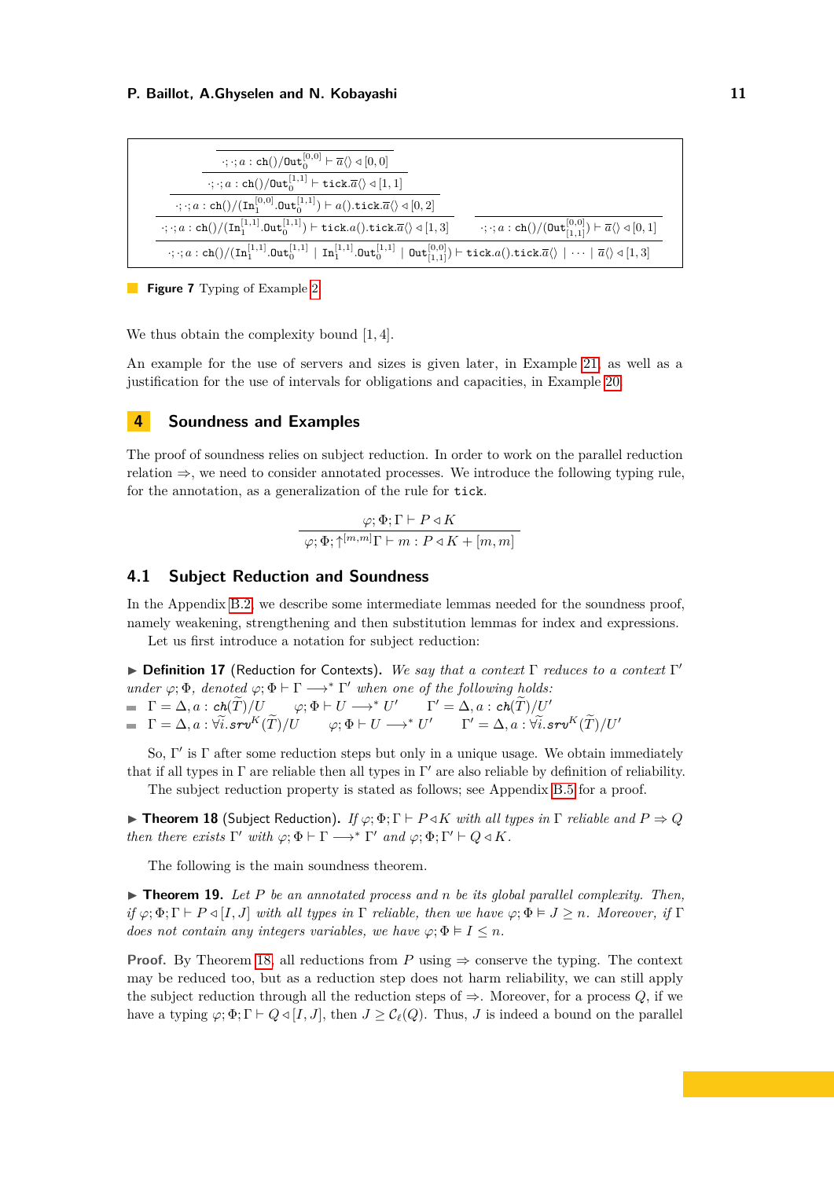$$
\dfrac{
  \dfrac{
    \dfrac{
      \dfrac{
        \cdot;\cdot;a : \mathtt{ch}()/\mathtt{Out}_0^{[0,0]} \vdash \overline{a}\langle\rangle \triangleleft [0,0]
      }{
        \cdot;\cdot;a : \mathtt{ch}()/\mathtt{Out}_0^{[1,1]} \vdash \mathtt{tick}.\overline{a}\langle\rangle \triangleleft [1,1]
      }
    }{
      \cdot;\cdot;a : \mathtt{ch}()/(\mathtt{In}_1^{[0,0]}.\mathtt{Out}_0^{[1,1]}) \vdash a().\mathtt{tick}.\overline{a}\langle\rangle \triangleleft [0,2]
    }
  }{
    \cdot;\cdot;a : \mathtt{ch}()/(\mathtt{In}_1^{[1,1]}.\mathtt{Out}_0^{[1,1]}) \vdash \mathtt{tick}.a().\mathtt{tick}.\overline{a}\langle\rangle \triangleleft [1,3]
  }
  \qquad
  \cdot;\cdot;a : \mathtt{ch}()/(\mathtt{Out}_{[1,1]}^{[0,0]}) \vdash \overline{a}\langle\rangle \triangleleft [0,1]
}{
  \cdot;\cdot;a : \mathtt{ch}()/(\mathtt{In}_1^{[1,1]}.\mathtt{Out}_0^{[1,1]} \mid \mathtt{In}_1^{[1,1]}.\mathtt{Out}_0^{[1,1]} \mid \mathtt{Out}_{[1,1]}^{[0,0]}) \vdash \mathtt{tick}.a().\mathtt{tick}.\overline{a}\langle\rangle \mid \cdots \mid \overline{a}\langle\rangle \triangleleft [1,3]
}
$$

**Figure 7** Typing of Example 2

We thus obtain the complexity bound $[1, 4]$.

An example for the use of servers and sizes is given later, in Example 21, as well as a justification for the use of intervals for obligations and capacities, in Example 20.

## 4 Soundness and Examples

The proof of soundness relies on subject reduction. In order to work on the parallel reduction relation $\Rightarrow$, we need to consider annotated processes. We introduce the following typing rule, for the annotation, as a generalization of the rule for tick.

$$\frac{\varphi; \Phi; \Gamma \vdash P \triangleleft K}{\varphi; \Phi; \uparrow^{[m,m]}\Gamma \vdash m : P \triangleleft K + [m, m]}$$

### 4.1 Subject Reduction and Soundness

In the Appendix B.2, we describe some intermediate lemmas needed for the soundness proof, namely weakening, strengthening and then substitution lemmas for index and expressions.

Let us first introduce a notation for subject reduction:

▶ **Definition 17** (Reduction for Contexts). *We say that a context $\Gamma$ reduces to a context $\Gamma'$ under $\varphi; \Phi$, denoted $\varphi; \Phi \vdash \Gamma \longrightarrow^* \Gamma'$ when one of the following holds:*

- $\Gamma = \Delta, a : \mathtt{ch}(\widetilde{T})/U \qquad \varphi; \Phi \vdash U \longrightarrow^* U' \qquad \Gamma' = \Delta, a : \mathtt{ch}(\widetilde{T})/U'$
- $\Gamma = \Delta, a : \forall\widetilde{i}.\mathtt{srv}^K(\widetilde{T})/U \qquad \varphi; \Phi \vdash U \longrightarrow^* U' \qquad \Gamma' = \Delta, a : \forall\widetilde{i}.\mathtt{srv}^K(\widetilde{T})/U'$

So, $\Gamma'$ is $\Gamma$ after some reduction steps but only in a unique usage. We obtain immediately that if all types in $\Gamma$ are reliable then all types in $\Gamma'$ are also reliable by definition of reliability.

The subject reduction property is stated as follows; see Appendix B.5 for a proof.

▶ **Theorem 18** (Subject Reduction). *If $\varphi; \Phi; \Gamma \vdash P \triangleleft K$ with all types in $\Gamma$ reliable and $P \Rightarrow Q$ then there exists $\Gamma'$ with $\varphi; \Phi \vdash \Gamma \longrightarrow^* \Gamma'$ and $\varphi; \Phi; \Gamma' \vdash Q \triangleleft K$.*

The following is the main soundness theorem.

▶ **Theorem 19.** *Let $P$ be an annotated process and $n$ be its global parallel complexity. Then, if $\varphi; \Phi; \Gamma \vdash P \triangleleft [I, J]$ with all types in $\Gamma$ reliable, then we have $\varphi; \Phi \vDash J \geq n$. Moreover, if $\Gamma$ does not contain any integers variables, we have $\varphi; \Phi \vDash I \leq n$.*

**Proof.** By Theorem 18, all reductions from $P$ using $\Rightarrow$ conserve the typing. The context may be reduced too, but as a reduction step does not harm reliability, we can still apply the subject reduction through all the reduction steps of $\Rightarrow$. Moreover, for a process $Q$, if we have a typing $\varphi; \Phi; \Gamma \vdash Q \triangleleft [I, J]$, then $J \geq \mathcal{C}_\ell(Q)$. Thus, $J$ is indeed a bound on the parallel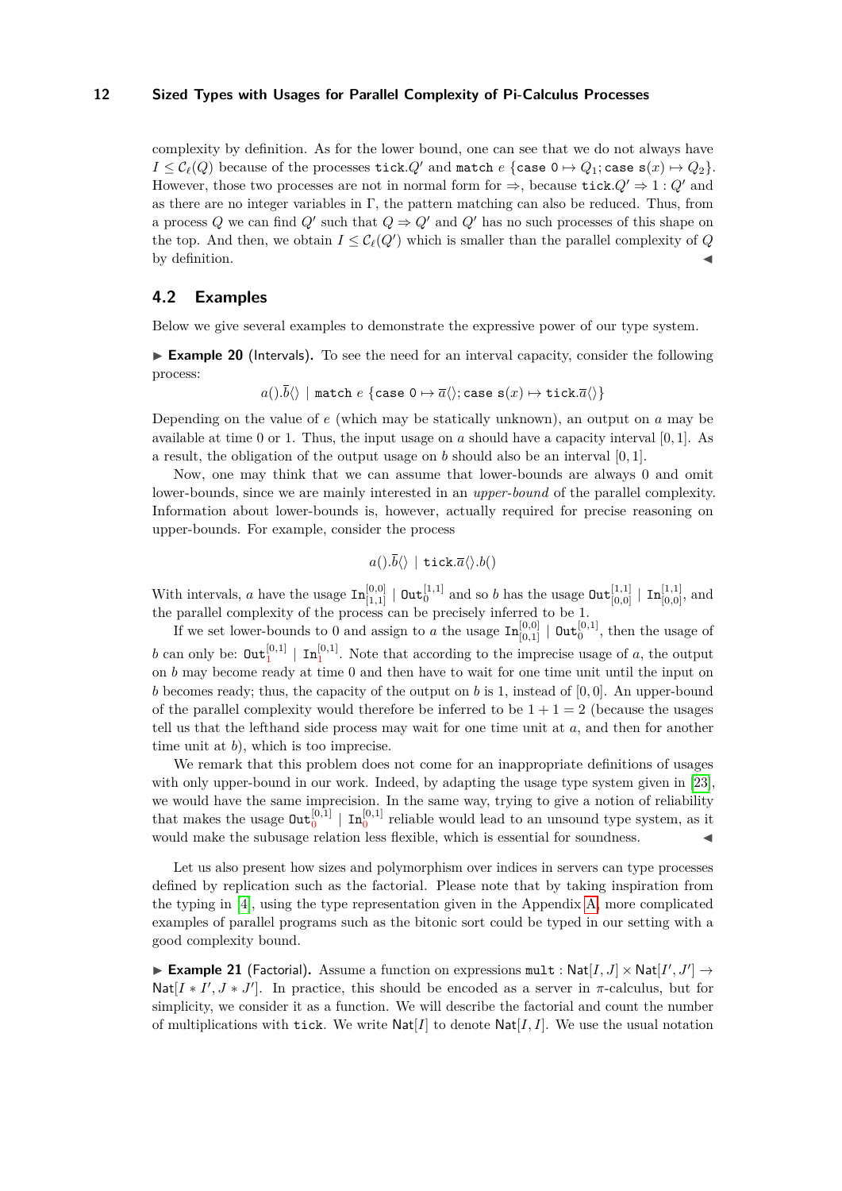complexity by definition. As for the lower bound, one can see that we do not always have $I \leq \mathcal{C}_\ell(Q)$ because of the processes $\mathtt{tick}.Q'$ and $\mathtt{match}\ e\ \{\mathtt{case}\ 0 \mapsto Q_1; \mathtt{case}\ \mathtt{s}(x) \mapsto Q_2\}$. However, those two processes are not in normal form for $\Rightarrow$, because $\mathtt{tick}.Q' \Rightarrow 1 : Q'$ and as there are no integer variables in $\Gamma$, the pattern matching can also be reduced. Thus, from a process $Q$ we can find $Q'$ such that $Q \Rightarrow Q'$ and $Q'$ has no such processes of this shape on the top. And then, we obtain $I \leq \mathcal{C}_\ell(Q')$ which is smaller than the parallel complexity of $Q$ by definition. ◀

## 4.2 Examples

Below we give several examples to demonstrate the expressive power of our type system.

▶ **Example 20** (Intervals). To see the need for an interval capacity, consider the following process:

$$a().\overline{b}\langle\rangle \mid \mathtt{match}\ e\ \{\mathtt{case}\ 0 \mapsto \overline{a}\langle\rangle; \mathtt{case}\ \mathtt{s}(x) \mapsto \mathtt{tick}.\overline{a}\langle\rangle\}$$

Depending on the value of $e$ (which may be statically unknown), an output on $a$ may be available at time 0 or 1. Thus, the input usage on $a$ should have a capacity interval $[0, 1]$. As a result, the obligation of the output usage on $b$ should also be an interval $[0, 1]$.

Now, one may think that we can assume that lower-bounds are always 0 and omit lower-bounds, since we are mainly interested in an *upper-bound* of the parallel complexity. Information about lower-bounds is, however, actually required for precise reasoning on upper-bounds. For example, consider the process

$$a().\overline{b}\langle\rangle \mid \mathtt{tick}.\overline{a}\langle\rangle.b()$$

With intervals, $a$ have the usage $\mathtt{In}^{[0,0]}_{[1,1]} \mid \mathtt{Out}^{[1,1]}_{0}$ and so $b$ has the usage $\mathtt{Out}^{[1,1]}_{[0,0]} \mid \mathtt{In}^{[1,1]}_{[0,0]}$, and the parallel complexity of the process can be precisely inferred to be 1.

If we set lower-bounds to 0 and assign to $a$ the usage $\mathtt{In}^{[0,0]}_{[0,1]} \mid \mathtt{Out}^{[0,1]}_{0}$, then the usage of $b$ can only be: $\mathtt{Out}^{[0,1]}_{1} \mid \mathtt{In}^{[0,1]}_{1}$. Note that according to the imprecise usage of $a$, the output on $b$ may become ready at time 0 and then have to wait for one time unit until the input on $b$ becomes ready; thus, the capacity of the output on $b$ is 1, instead of $[0, 0]$. An upper-bound of the parallel complexity would therefore be inferred to be $1 + 1 = 2$ (because the usages tell us that the lefthand side process may wait for one time unit at $a$, and then for another time unit at $b$), which is too imprecise.

We remark that this problem does not come for an inappropriate definitions of usages with only upper-bound in our work. Indeed, by adapting the usage type system given in [23], we would have the same imprecision. In the same way, trying to give a notion of reliability that makes the usage $\mathtt{Out}^{[0,1]}_{0} \mid \mathtt{In}^{[0,1]}_{0}$ reliable would lead to an unsound type system, as it would make the subusage relation less flexible, which is essential for soundness. ◀

Let us also present how sizes and polymorphism over indices in servers can type processes defined by replication such as the factorial. Please note that by taking inspiration from the typing in [4], using the type representation given in the Appendix A, more complicated examples of parallel programs such as the bitonic sort could be typed in our setting with a good complexity bound.

▶ **Example 21** (Factorial). Assume a function on expressions $\mathtt{mult} : \mathsf{Nat}[I, J] \times \mathsf{Nat}[I', J'] \to \mathsf{Nat}[I * I', J * J']$. In practice, this should be encoded as a server in $\pi$-calculus, but for simplicity, we consider it as a function. We will describe the factorial and count the number of multiplications with $\mathtt{tick}$. We write $\mathsf{Nat}[I]$ to denote $\mathsf{Nat}[I, I]$. We use the usual notation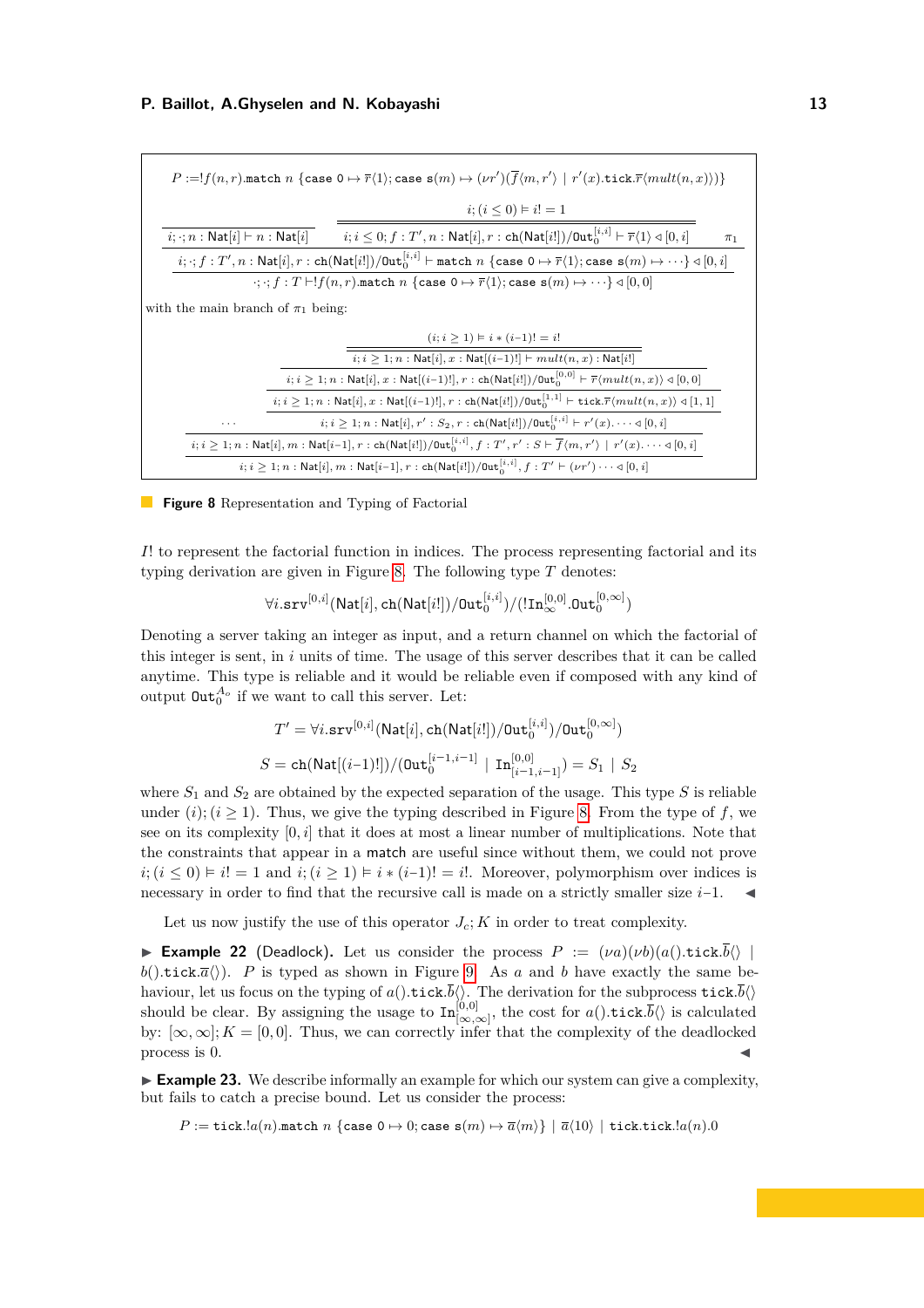$$P := !f(n,r).\mathtt{match}\ n\ \{\mathtt{case}\ 0 \mapsto \overline{r}\langle 1\rangle; \mathtt{case}\ \mathtt{s}(m) \mapsto (\nu r')(\overline{f}\langle m, r'\rangle \mid r'(x).\mathtt{tick}.\overline{r}\langle mult(n,x)\rangle)\}$$

$$\dfrac{\dfrac{i;\cdot;n : \mathsf{Nat}[i] \vdash n : \mathsf{Nat}[i] \qquad \dfrac{\dfrac{i;(i \leq 0) \vDash i! = 1}{i; i \leq 0; f : T', n : \mathsf{Nat}[i], r : \mathsf{ch}(\mathsf{Nat}[i!])/\mathtt{Out}_0^{[i,i]} \vdash \overline{r}\langle 1\rangle \triangleleft [0,i]} \qquad \pi_1}{}}{i;\cdot;f : T', n : \mathsf{Nat}[i], r : \mathsf{ch}(\mathsf{Nat}[i!])/\mathtt{Out}_0^{[i,i]} \vdash \mathtt{match}\ n\ \{\mathtt{case}\ 0 \mapsto \overline{r}\langle 1\rangle; \mathtt{case}\ \mathtt{s}(m) \mapsto \cdots\} \triangleleft [0,i]}}{\cdot;\cdot;f : T \vdash !f(n,r).\mathtt{match}\ n\ \{\mathtt{case}\ 0 \mapsto \overline{r}\langle 1\rangle; \mathtt{case}\ \mathtt{s}(m) \mapsto \cdots\} \triangleleft [0,0]}$$

with the main branch of $\pi_1$ being:

$$\dfrac{\cdots \qquad \dfrac{\dfrac{\dfrac{\dfrac{\dfrac{(i; i \geq 1) \vDash i * (i-1)! = i!}{i; i \geq 1; n : \mathsf{Nat}[i], x : \mathsf{Nat}[(i-1)!] \vdash mult(n,x) : \mathsf{Nat}[i!]}}{i; i \geq 1; n : \mathsf{Nat}[i], x : \mathsf{Nat}[(i-1)!], r : \mathsf{ch}(\mathsf{Nat}[i!])/\mathtt{Out}_0^{[0,0]} \vdash \overline{r}\langle mult(n,x)\rangle \triangleleft [0,0]}}{i; i \geq 1; n : \mathsf{Nat}[i], x : \mathsf{Nat}[(i-1)!], r : \mathsf{ch}(\mathsf{Nat}[i!])/\mathtt{Out}_0^{[1,1]} \vdash \mathtt{tick}.\overline{r}\langle mult(n,x)\rangle \triangleleft [1,1]}}{i; i \geq 1; n : \mathsf{Nat}[i], r' : S_2, r : \mathsf{ch}(\mathsf{Nat}[i!])/\mathtt{Out}_0^{[i,i]} \vdash r'(x).\cdots \triangleleft [0,i]}}{}}{\dfrac{i; i \geq 1; n : \mathsf{Nat}[i], m : \mathsf{Nat}[i-1], r : \mathsf{ch}(\mathsf{Nat}[i!])/\mathtt{Out}_0^{[i,i]}, f : T', r' : S \vdash \overline{f}\langle m, r'\rangle \mid r'(x).\cdots \triangleleft [0,i]}{i; i \geq 1; n : \mathsf{Nat}[i], m : \mathsf{Nat}[i-1], r : \mathsf{ch}(\mathsf{Nat}[i!])/\mathtt{Out}_0^{[i,i]}, f : T' \vdash (\nu r')\cdots \triangleleft [0,i]}}$$

**Figure 8** Representation and Typing of Factorial

$I!$ to represent the factorial function in indices. The process representing factorial and its typing derivation are given in Figure 8. The following type $T$ denotes:

$$\forall i.\mathtt{srv}^{[0,i]}(\mathsf{Nat}[i], \mathsf{ch}(\mathsf{Nat}[i!])/\mathtt{Out}_0^{[i,i]})/(!\mathtt{In}_\infty^{[0,0]}.\mathtt{Out}_0^{[0,\infty]})$$

Denoting a server taking an integer as input, and a return channel on which the factorial of this integer is sent, in $i$ units of time. The usage of this server describes that it can be called anytime. This type is reliable and it would be reliable even if composed with any kind of output $\mathtt{Out}_0^{A_o}$ if we want to call this server. Let:

$$T' = \forall i.\mathtt{srv}^{[0,i]}(\mathsf{Nat}[i], \mathsf{ch}(\mathsf{Nat}[i!])/\mathtt{Out}_0^{[i,i]})/\mathtt{Out}_0^{[0,\infty]})$$

$$S = \mathsf{ch}(\mathsf{Nat}[(i-1)!])/(\mathtt{Out}_0^{[i-1,i-1]} \mid \mathtt{In}_{[i-1,i-1]}^{[0,0]}) = S_1 \mid S_2$$

where $S_1$ and $S_2$ are obtained by the expected separation of the usage. This type $S$ is reliable under $(i);(i \geq 1)$. Thus, we give the typing described in Figure 8. From the type of $f$, we see on its complexity $[0,i]$ that it does at most a linear number of multiplications. Note that the constraints that appear in a match are useful since without them, we could not prove $i;(i \leq 0) \vDash i! = 1$ and $i;(i \geq 1) \vDash i * (i-1)! = i!$. Moreover, polymorphism over indices is necessary in order to find that the recursive call is made on a strictly smaller size $i-1$. ◀

Let us now justify the use of this operator $J_c; K$ in order to treat complexity.

▶ **Example 22** (Deadlock). Let us consider the process $P := (\nu a)(\nu b)(a().\mathtt{tick}.\overline{b}\langle\rangle \mid b().\mathtt{tick}.\overline{a}\langle\rangle)$. $P$ is typed as shown in Figure 9. As $a$ and $b$ have exactly the same behaviour, let us focus on the typing of $a().\mathtt{tick}.\overline{b}\langle\rangle$. The derivation for the subprocess $\mathtt{tick}.\overline{b}\langle\rangle$ should be clear. By assigning the usage to $\mathtt{In}_{[\infty,\infty]}^{[0,0]}$, the cost for $a().\mathtt{tick}.\overline{b}\langle\rangle$ is calculated by: $[\infty,\infty]; K = [0,0]$. Thus, we can correctly infer that the complexity of the deadlocked process is 0. ◀

▶ **Example 23.** We describe informally an example for which our system can give a complexity, but fails to catch a precise bound. Let us consider the process:

$$P := \mathtt{tick}.!a(n).\mathtt{match}\ n\ \{\mathtt{case}\ 0 \mapsto 0; \mathtt{case}\ \mathtt{s}(m) \mapsto \overline{a}\langle m\rangle\} \mid \overline{a}\langle 10\rangle \mid \mathtt{tick}.\mathtt{tick}.!a(n).0$$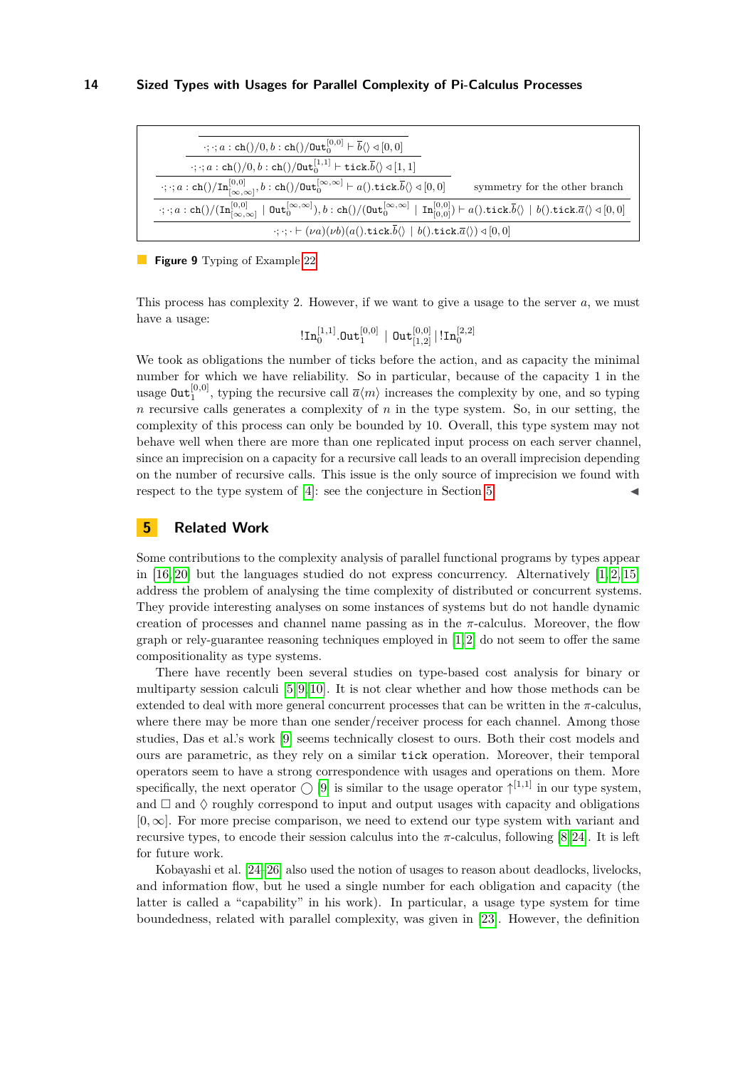$$\dfrac{\dfrac{\dfrac{\overline{\cdot;\cdot;a:\mathtt{ch}()/0, b:\mathtt{ch}()/\mathtt{Out}_0^{[0,0]} \vdash \overline{b}\langle\rangle \triangleleft [0,0]}}{\cdot;\cdot;a:\mathtt{ch}()/0, b:\mathtt{ch}()/\mathtt{Out}_0^{[1,1]} \vdash \mathtt{tick}.\overline{b}\langle\rangle \triangleleft [1,1]}}{\cdot;\cdot;a:\mathtt{ch}()/\mathtt{In}_{[\infty,\infty]}^{[0,0]}, b:\mathtt{ch}()/\mathtt{Out}_0^{[\infty,\infty]} \vdash a().\mathtt{tick}.\overline{b}\langle\rangle \triangleleft [0,0]} \quad \text{symmetry for the other branch}}{\dfrac{\cdot;\cdot;a:\mathtt{ch}()/(\mathtt{In}_{[\infty,\infty]}^{[0,0]} \mid \mathtt{Out}_0^{[\infty,\infty]}), b:\mathtt{ch}()/(\mathtt{Out}_0^{[\infty,\infty]} \mid \mathtt{In}_{[0,0]}^{[0,0]}) \vdash a().\mathtt{tick}.\overline{b}\langle\rangle \mid b().\mathtt{tick}.\overline{a}\langle\rangle \triangleleft [0,0]}{\cdot;\cdot;\cdot \vdash (\nu a)(\nu b)(a().\mathtt{tick}.\overline{b}\langle\rangle \mid b().\mathtt{tick}.\overline{a}\langle\rangle) \triangleleft [0,0]}}$$

**Figure 9** Typing of Example 22

This process has complexity 2. However, if we want to give a usage to the server $a$, we must have a usage:

$$!\mathtt{In}_0^{[1,1]}.\mathtt{Out}_1^{[0,0]} \mid \mathtt{Out}_{[1,2]}^{[0,0]} \mid !\mathtt{In}_0^{[2,2]}$$

We took as obligations the number of ticks before the action, and as capacity the minimal number for which we have reliability. So in particular, because of the capacity 1 in the usage $\mathtt{Out}_1^{[0,0]}$, typing the recursive call $\overline{a}\langle m\rangle$ increases the complexity by one, and so typing $n$ recursive calls generates a complexity of $n$ in the type system. So, in our setting, the complexity of this process can only be bounded by 10. Overall, this type system may not behave well when there are more than one replicated input process on each server channel, since an imprecision on a capacity for a recursive call leads to an overall imprecision depending on the number of recursive calls. This issue is the only source of imprecision we found with respect to the type system of [4]: see the conjecture in Section 5. ◀

## 5 Related Work

Some contributions to the complexity analysis of parallel functional programs by types appear in [16, 20] but the languages studied do not express concurrency. Alternatively [1, 2, 15] address the problem of analysing the time complexity of distributed or concurrent systems. They provide interesting analyses on some instances of systems but do not handle dynamic creation of processes and channel name passing as in the $\pi$-calculus. Moreover, the flow graph or rely-guarantee reasoning techniques employed in [1, 2] do not seem to offer the same compositionality as type systems.

There have recently been several studies on type-based cost analysis for binary or multiparty session calculi [5, 9, 10]. It is not clear whether and how those methods can be extended to deal with more general concurrent processes that can be written in the $\pi$-calculus, where there may be more than one sender/receiver process for each channel. Among those studies, Das et al.'s work [9] seems technically closest to ours. Both their cost models and ours are parametric, as they rely on a similar tick operation. Moreover, their temporal operators seem to have a strong correspondence with usages and operations on them. More specifically, the next operator $\bigcirc$ [9] is similar to the usage operator $\uparrow^{[1,1]}$ in our type system, and $\Box$ and $\Diamond$ roughly correspond to input and output usages with capacity and obligations $[0, \infty]$. For more precise comparison, we need to extend our type system with variant and recursive types, to encode their session calculus into the $\pi$-calculus, following [8, 24]. It is left for future work.

Kobayashi et al. [24–26] also used the notion of usages to reason about deadlocks, livelocks, and information flow, but he used a single number for each obligation and capacity (the latter is called a "capability" in his work). In particular, a usage type system for time boundedness, related with parallel complexity, was given in [23]. However, the definition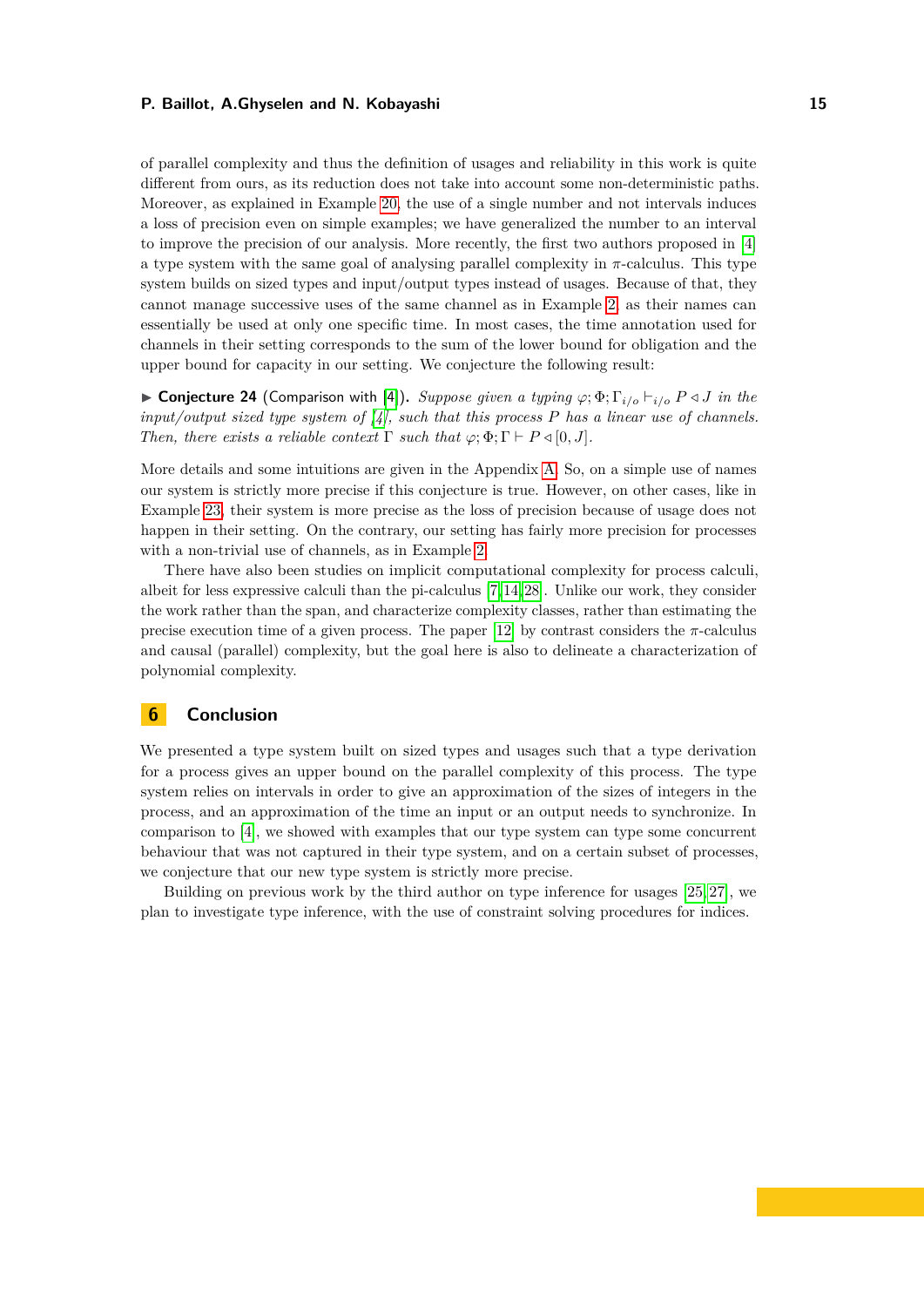of parallel complexity and thus the definition of usages and reliability in this work is quite different from ours, as its reduction does not take into account some non-deterministic paths. Moreover, as explained in Example 20, the use of a single number and not intervals induces a loss of precision even on simple examples; we have generalized the number to an interval to improve the precision of our analysis. More recently, the first two authors proposed in [4] a type system with the same goal of analysing parallel complexity in $\pi$-calculus. This type system builds on sized types and input/output types instead of usages. Because of that, they cannot manage successive uses of the same channel as in Example 2, as their names can essentially be used at only one specific time. In most cases, the time annotation used for channels in their setting corresponds to the sum of the lower bound for obligation and the upper bound for capacity in our setting. We conjecture the following result:

▶ **Conjecture 24** (Comparison with [4]). *Suppose given a typing $\varphi; \Phi; \Gamma_{i/o} \vdash_{i/o} P \triangleleft J$ in the input/output sized type system of [4], such that this process $P$ has a linear use of channels. Then, there exists a reliable context $\Gamma$ such that $\varphi; \Phi; \Gamma \vdash P \triangleleft [0, J]$.*

More details and some intuitions are given in the Appendix A. So, on a simple use of names our system is strictly more precise if this conjecture is true. However, on other cases, like in Example 23, their system is more precise as the loss of precision because of usage does not happen in their setting. On the contrary, our setting has fairly more precision for processes with a non-trivial use of channels, as in Example 2.

There have also been studies on implicit computational complexity for process calculi, albeit for less expressive calculi than the pi-calculus [7, 14, 28]. Unlike our work, they consider the work rather than the span, and characterize complexity classes, rather than estimating the precise execution time of a given process. The paper [12] by contrast considers the $\pi$-calculus and causal (parallel) complexity, but the goal here is also to delineate a characterization of polynomial complexity.

## 6 Conclusion

We presented a type system built on sized types and usages such that a type derivation for a process gives an upper bound on the parallel complexity of this process. The type system relies on intervals in order to give an approximation of the sizes of integers in the process, and an approximation of the time an input or an output needs to synchronize. In comparison to [4], we showed with examples that our type system can type some concurrent behaviour that was not captured in their type system, and on a certain subset of processes, we conjecture that our new type system is strictly more precise.

Building on previous work by the third author on type inference for usages [25, 27], we plan to investigate type inference, with the use of constraint solving procedures for indices.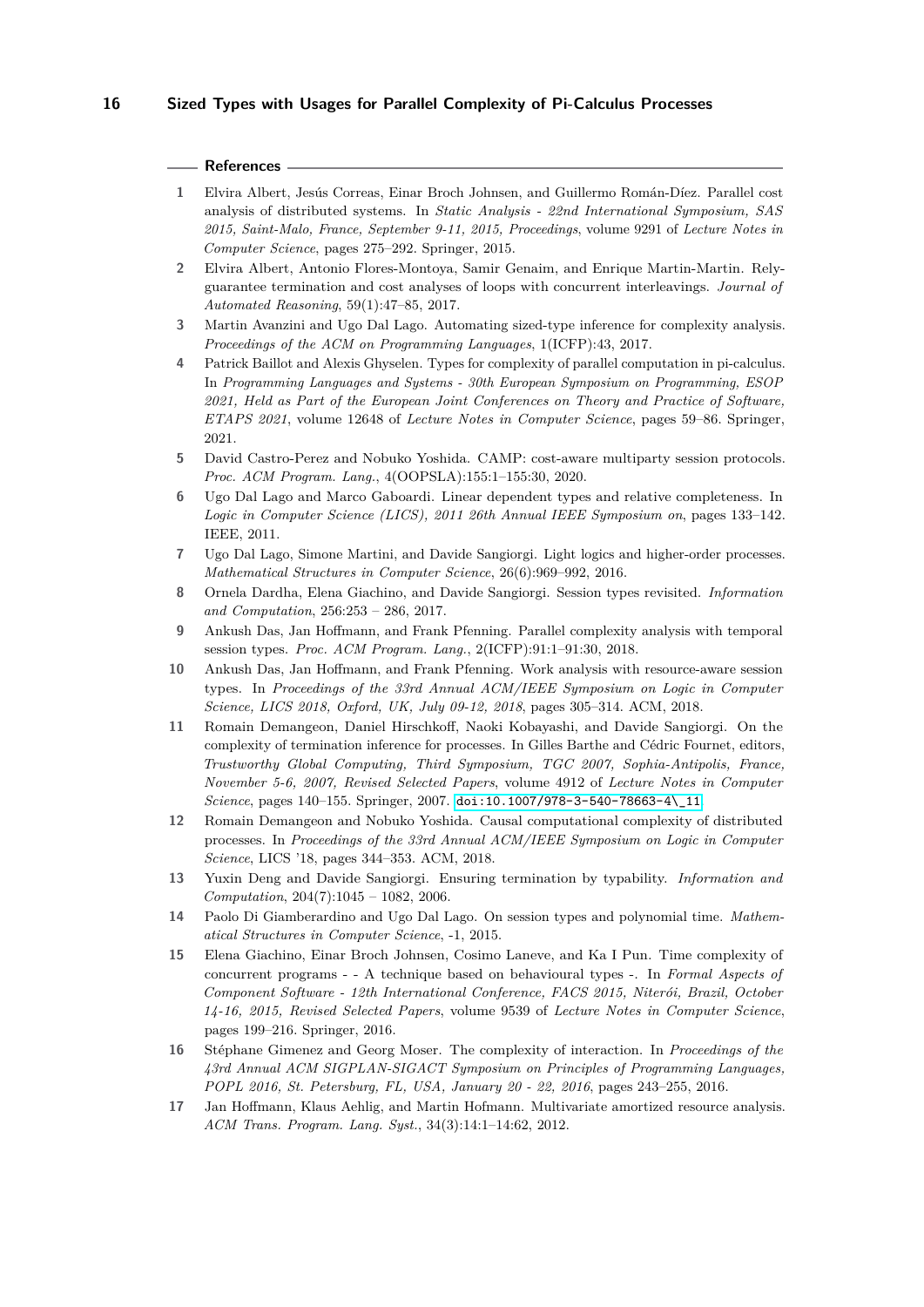## References

1. Elvira Albert, Jesús Correas, Einar Broch Johnsen, and Guillermo Román-Díez. Parallel cost analysis of distributed systems. In *Static Analysis - 22nd International Symposium, SAS 2015, Saint-Malo, France, September 9-11, 2015, Proceedings*, volume 9291 of *Lecture Notes in Computer Science*, pages 275–292. Springer, 2015.
2. Elvira Albert, Antonio Flores-Montoya, Samir Genaim, and Enrique Martin-Martin. Rely-guarantee termination and cost analyses of loops with concurrent interleavings. *Journal of Automated Reasoning*, 59(1):47–85, 2017.
3. Martin Avanzini and Ugo Dal Lago. Automating sized-type inference for complexity analysis. *Proceedings of the ACM on Programming Languages*, 1(ICFP):43, 2017.
4. Patrick Baillot and Alexis Ghyselen. Types for complexity of parallel computation in pi-calculus. In *Programming Languages and Systems - 30th European Symposium on Programming, ESOP 2021, Held as Part of the European Joint Conferences on Theory and Practice of Software, ETAPS 2021*, volume 12648 of *Lecture Notes in Computer Science*, pages 59–86. Springer, 2021.
5. David Castro-Perez and Nobuko Yoshida. CAMP: cost-aware multiparty session protocols. *Proc. ACM Program. Lang.*, 4(OOPSLA):155:1–155:30, 2020.
6. Ugo Dal Lago and Marco Gaboardi. Linear dependent types and relative completeness. In *Logic in Computer Science (LICS), 2011 26th Annual IEEE Symposium on*, pages 133–142. IEEE, 2011.
7. Ugo Dal Lago, Simone Martini, and Davide Sangiorgi. Light logics and higher-order processes. *Mathematical Structures in Computer Science*, 26(6):969–992, 2016.
8. Ornela Dardha, Elena Giachino, and Davide Sangiorgi. Session types revisited. *Information and Computation*, 256:253 – 286, 2017.
9. Ankush Das, Jan Hoffmann, and Frank Pfenning. Parallel complexity analysis with temporal session types. *Proc. ACM Program. Lang.*, 2(ICFP):91:1–91:30, 2018.
10. Ankush Das, Jan Hoffmann, and Frank Pfenning. Work analysis with resource-aware session types. In *Proceedings of the 33rd Annual ACM/IEEE Symposium on Logic in Computer Science, LICS 2018, Oxford, UK, July 09-12, 2018*, pages 305–314. ACM, 2018.
11. Romain Demangeon, Daniel Hirschkoff, Naoki Kobayashi, and Davide Sangiorgi. On the complexity of termination inference for processes. In Gilles Barthe and Cédric Fournet, editors, *Trustworthy Global Computing, Third Symposium, TGC 2007, Sophia-Antipolis, France, November 5-6, 2007, Revised Selected Papers*, volume 4912 of *Lecture Notes in Computer Science*, pages 140–155. Springer, 2007. doi:10.1007/978-3-540-78663-4\_11.
12. Romain Demangeon and Nobuko Yoshida. Causal computational complexity of distributed processes. In *Proceedings of the 33rd Annual ACM/IEEE Symposium on Logic in Computer Science*, LICS '18, pages 344–353. ACM, 2018.
13. Yuxin Deng and Davide Sangiorgi. Ensuring termination by typability. *Information and Computation*, 204(7):1045 – 1082, 2006.
14. Paolo Di Giamberardino and Ugo Dal Lago. On session types and polynomial time. *Mathematical Structures in Computer Science*, -1, 2015.
15. Elena Giachino, Einar Broch Johnsen, Cosimo Laneve, and Ka I Pun. Time complexity of concurrent programs - - A technique based on behavioural types -. In *Formal Aspects of Component Software - 12th International Conference, FACS 2015, Niterói, Brazil, October 14-16, 2015, Revised Selected Papers*, volume 9539 of *Lecture Notes in Computer Science*, pages 199–216. Springer, 2016.
16. Stéphane Gimenez and Georg Moser. The complexity of interaction. In *Proceedings of the 43rd Annual ACM SIGPLAN-SIGACT Symposium on Principles of Programming Languages, POPL 2016, St. Petersburg, FL, USA, January 20 - 22, 2016*, pages 243–255, 2016.
17. Jan Hoffmann, Klaus Aehlig, and Martin Hofmann. Multivariate amortized resource analysis. *ACM Trans. Program. Lang. Syst.*, 34(3):14:1–14:62, 2012.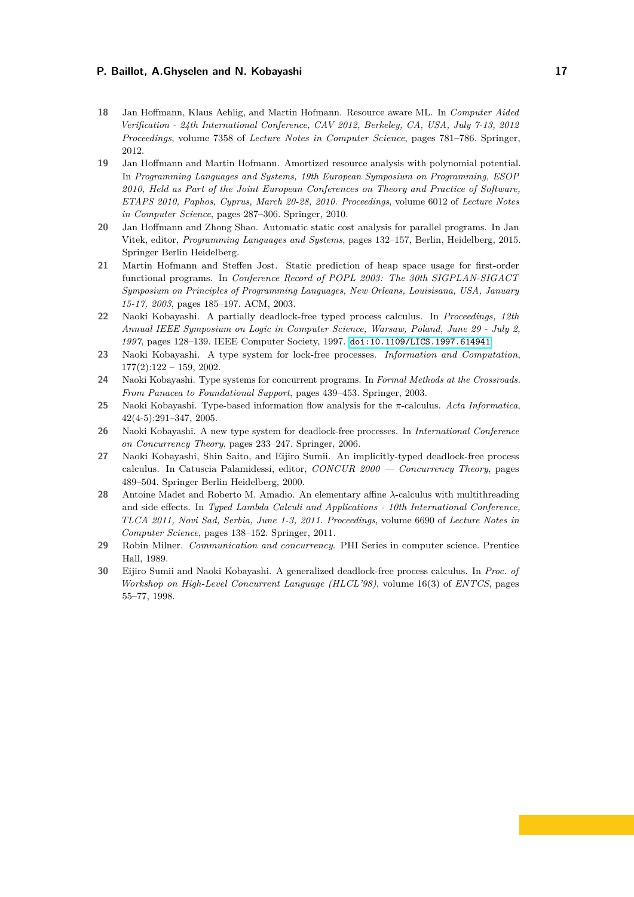18. Jan Hoffmann, Klaus Aehlig, and Martin Hofmann. Resource aware ML. In *Computer Aided Verification - 24th International Conference, CAV 2012, Berkeley, CA, USA, July 7-13, 2012 Proceedings*, volume 7358 of *Lecture Notes in Computer Science*, pages 781–786. Springer, 2012.
19. Jan Hoffmann and Martin Hofmann. Amortized resource analysis with polynomial potential. In *Programming Languages and Systems, 19th European Symposium on Programming, ESOP 2010, Held as Part of the Joint European Conferences on Theory and Practice of Software, ETAPS 2010, Paphos, Cyprus, March 20-28, 2010. Proceedings*, volume 6012 of *Lecture Notes in Computer Science*, pages 287–306. Springer, 2010.
20. Jan Hoffmann and Zhong Shao. Automatic static cost analysis for parallel programs. In Jan Vitek, editor, *Programming Languages and Systems*, pages 132–157, Berlin, Heidelberg, 2015. Springer Berlin Heidelberg.
21. Martin Hofmann and Steffen Jost. Static prediction of heap space usage for first-order functional programs. In *Conference Record of POPL 2003: The 30th SIGPLAN-SIGACT Symposium on Principles of Programming Languages, New Orleans, Louisisana, USA, January 15-17, 2003*, pages 185–197. ACM, 2003.
22. Naoki Kobayashi. A partially deadlock-free typed process calculus. In *Proceedings, 12th Annual IEEE Symposium on Logic in Computer Science, Warsaw, Poland, June 29 - July 2, 1997*, pages 128–139. IEEE Computer Society, 1997. doi:10.1109/LICS.1997.614941.
23. Naoki Kobayashi. A type system for lock-free processes. *Information and Computation*, 177(2):122 – 159, 2002.
24. Naoki Kobayashi. Type systems for concurrent programs. In *Formal Methods at the Crossroads. From Panacea to Foundational Support*, pages 439–453. Springer, 2003.
25. Naoki Kobayashi. Type-based information flow analysis for the $\pi$-calculus. *Acta Informatica*, 42(4-5):291–347, 2005.
26. Naoki Kobayashi. A new type system for deadlock-free processes. In *International Conference on Concurrency Theory*, pages 233–247. Springer, 2006.
27. Naoki Kobayashi, Shin Saito, and Eijiro Sumii. An implicitly-typed deadlock-free process calculus. In Catuscia Palamidessi, editor, *CONCUR 2000 — Concurrency Theory*, pages 489–504. Springer Berlin Heidelberg, 2000.
28. Antoine Madet and Roberto M. Amadio. An elementary affine $\lambda$-calculus with multithreading and side effects. In *Typed Lambda Calculi and Applications - 10th International Conference, TLCA 2011, Novi Sad, Serbia, June 1-3, 2011. Proceedings*, volume 6690 of *Lecture Notes in Computer Science*, pages 138–152. Springer, 2011.
29. Robin Milner. *Communication and concurrency*. PHI Series in computer science. Prentice Hall, 1989.
30. Eijiro Sumii and Naoki Kobayashi. A generalized deadlock-free process calculus. In *Proc. of Workshop on High-Level Concurrent Language (HLCL'98)*, volume 16(3) of *ENTCS*, pages 55–77, 1998.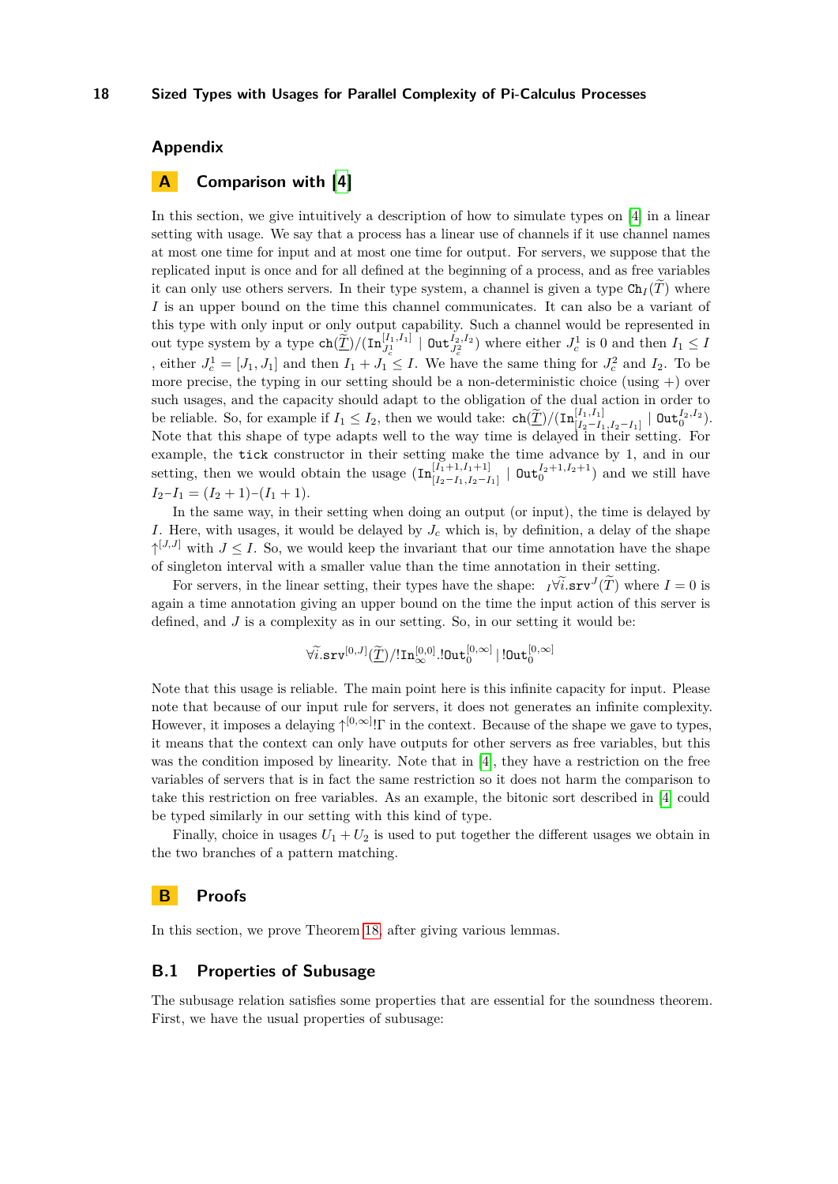# Appendix

## A Comparison with [4]

In this section, we give intuitively a description of how to simulate types on [4] in a linear setting with usage. We say that a process has a linear use of channels if it use channel names at most one time for input and at most one time for output. For servers, we suppose that the replicated input is once and for all defined at the beginning of a process, and as free variables it can only use others servers. In their type system, a channel is given a type $\mathtt{Ch}_I(\widetilde{T})$ where $I$ is an upper bound on the time this channel communicates. It can also be a variant of this type with only input or only output capability. Such a channel would be represented in out type system by a type $\mathtt{ch}(\widetilde{\underline{T}})/(\mathtt{In}^{[I_1,I_1]}_{J_c^1} \mid \mathtt{Out}^{I_2,I_2}_{J_c^2})$ where either $J_c^1$ is 0 and then $I_1 \leq I$ , either $J_c^1 = [J_1, J_1]$ and then $I_1 + J_1 \leq I$. We have the same thing for $J_c^2$ and $I_2$. To be more precise, the typing in our setting should be a non-deterministic choice (using $+$) over such usages, and the capacity should adapt to the obligation of the dual action in order to be reliable. So, for example if $I_1 \leq I_2$, then we would take: $\mathtt{ch}(\widetilde{\underline{T}})/(\mathtt{In}^{[I_1,I_1]}_{[I_2-I_1,I_2-I_1]} \mid \mathtt{Out}^{I_2,I_2}_0)$. Note that this shape of type adapts well to the way time is delayed in their setting. For example, the $\mathtt{tick}$ constructor in their setting make the time advance by 1, and in our setting, then we would obtain the usage $(\mathtt{In}^{[I_1+1,I_1+1]}_{[I_2-I_1,I_2-I_1]} \mid \mathtt{Out}^{I_2+1,I_2+1}_0)$ and we still have $I_2-I_1 = (I_2+1)-(I_1+1)$.

In the same way, in their setting when doing an output (or input), the time is delayed by $I$. Here, with usages, it would be delayed by $J_c$ which is, by definition, a delay of the shape $\uparrow^{[J,J]}$ with $J \leq I$. So, we would keep the invariant that our time annotation have the shape of singleton interval with a smaller value than the time annotation in their setting.

For servers, in the linear setting, their types have the shape: ${}_I\forall\widetilde{i}.\mathtt{srv}^J(\widetilde{T})$ where $I = 0$ is again a time annotation giving an upper bound on the time the input action of this server is defined, and $J$ is a complexity as in our setting. So, in our setting it would be:

$$\forall\widetilde{i}.\mathtt{srv}^{[0,J]}(\widetilde{\underline{T}})/!\mathtt{In}^{[0,0]}_\infty.!\mathtt{Out}^{[0,\infty]}_0 \mid !\mathtt{Out}^{[0,\infty]}_0$$

Note that this usage is reliable. The main point here is this infinite capacity for input. Please note that because of our input rule for servers, it does not generates an infinite complexity. However, it imposes a delaying $\uparrow^{[0,\infty]}!\Gamma$ in the context. Because of the shape we gave to types, it means that the context can only have outputs for other servers as free variables, but this was the condition imposed by linearity. Note that in [4], they have a restriction on the free variables of servers that is in fact the same restriction so it does not harm the comparison to take this restriction on free variables. As an example, the bitonic sort described in [4] could be typed similarly in our setting with this kind of type.

Finally, choice in usages $U_1 + U_2$ is used to put together the different usages we obtain in the two branches of a pattern matching.

## B Proofs

In this section, we prove Theorem 18, after giving various lemmas.

### B.1 Properties of Subusage

The subusage relation satisfies some properties that are essential for the soundness theorem. First, we have the usual properties of subusage: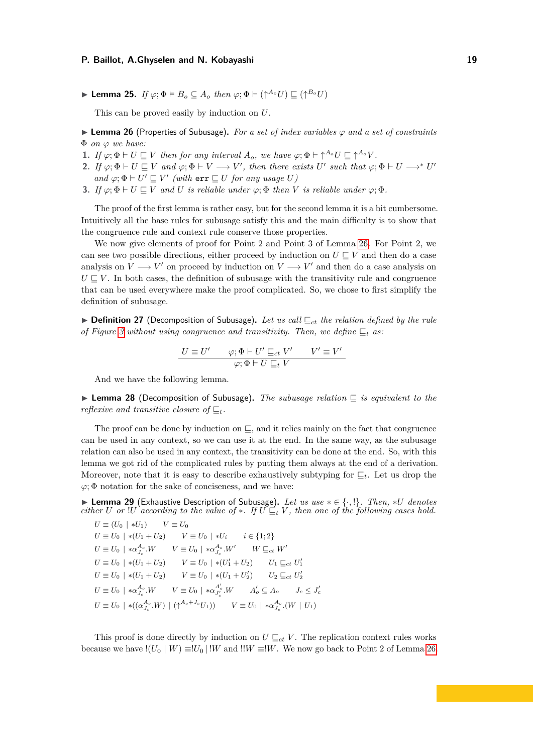▶ **Lemma 25.** *If* $\varphi; \Phi \vDash B_o \subseteq A_o$ *then* $\varphi; \Phi \vdash (\uparrow^{A_o} U) \sqsubseteq (\uparrow^{B_o} U)$

This can be proved easily by induction on $U$.

▶ **Lemma 26** (Properties of Subusage)**.** *For a set of index variables* $\varphi$ *and a set of constraints* $\Phi$ *on* $\varphi$ *we have:*

1. *If* $\varphi; \Phi \vdash U \sqsubseteq V$ *then for any interval* $A_o$*, we have* $\varphi; \Phi \vdash \uparrow^{A_o} U \sqsubseteq \uparrow^{A_o} V$*.*
2. *If* $\varphi; \Phi \vdash U \sqsubseteq V$ *and* $\varphi; \Phi \vdash V \longrightarrow V'$*, then there exists* $U'$ *such that* $\varphi; \Phi \vdash U \longrightarrow^* U'$ *and* $\varphi; \Phi \vdash U' \sqsubseteq V'$ *(with* $\mathtt{err} \sqsubseteq U$ *for any usage* $U$*)*
3. *If* $\varphi; \Phi \vdash U \sqsubseteq V$ *and* $U$ *is reliable under* $\varphi; \Phi$ *then* $V$ *is reliable under* $\varphi; \Phi$*.*

The proof of the first lemma is rather easy, but for the second lemma it is a bit cumbersome. Intuitively all the base rules for subusage satisfy this and the main difficulty is to show that the congruence rule and context rule conserve those properties.

We now give elements of proof for Point 2 and Point 3 of Lemma 26. For Point 2, we can see two possible directions, either proceed by induction on $U \sqsubseteq V$ and then do a case analysis on $V \longrightarrow V'$ on proceed by induction on $V \longrightarrow V'$ and then do a case analysis on $U \sqsubseteq V$. In both cases, the definition of subusage with the transitivity rule and congruence that can be used everywhere make the proof complicated. So, we chose to first simplify the definition of subusage.

▶ **Definition 27** (Decomposition of Subusage)**.** *Let us call* $\sqsubseteq_{ct}$ *the relation defined by the rule of Figure 3 without using congruence and transitivity. Then, we define* $\sqsubseteq_t$ *as:*

$$\frac{U \equiv U' \qquad \varphi; \Phi \vdash U' \sqsubseteq_{ct} V' \qquad V' \equiv V'}{\varphi; \Phi \vdash U \sqsubseteq_t V}$$

And we have the following lemma.

▶ **Lemma 28** (Decomposition of Subusage)**.** *The subusage relation* $\sqsubseteq$ *is equivalent to the reflexive and transitive closure of* $\sqsubseteq_t$*.*

The proof can be done by induction on $\sqsubseteq$, and it relies mainly on the fact that congruence can be used in any context, so we can use it at the end. In the same way, as the subusage relation can also be used in any context, the transitivity can be done at the end. So, with this lemma we got rid of the complicated rules by putting them always at the end of a derivation. Moreover, note that it is easy to describe exhaustively subtyping for $\sqsubseteq_t$. Let us drop the $\varphi; \Phi$ notation for the sake of conciseness, and we have:

▶ **Lemma 29** (Exhaustive Description of Subusage)**.** *Let us use* $* \in \{\cdot, !\}$*. Then,* $*U$ *denotes either* $U$ *or* $!U$ *according to the value of* $*$*. If* $U \sqsubseteq_t V$*, then one of the following cases hold.*

$$U \equiv (U_0 \mid *U_1) \qquad V \equiv U_0$$
$$U \equiv U_0 \mid *(U_1 + U_2) \qquad V \equiv U_0 \mid *U_i \qquad i \in \{1; 2\}$$
$$U \equiv U_0 \mid *\alpha^{A_o}_{J_c}.W \qquad V \equiv U_0 \mid *\alpha^{A_o}_{J_c}.W' \qquad W \sqsubseteq_{ct} W'$$
$$U \equiv U_0 \mid *(U_1 + U_2) \qquad V \equiv U_0 \mid *(U_1' + U_2) \qquad U_1 \sqsubseteq_{ct} U_1'$$
$$U \equiv U_0 \mid *(U_1 + U_2) \qquad V \equiv U_0 \mid *(U_1 + U_2') \qquad U_2 \sqsubseteq_{ct} U_2'$$
$$U \equiv U_0 \mid *\alpha^{A_o}_{J_c}.W \qquad V \equiv U_0 \mid *\alpha^{A_o'}_{J_c'}.W \qquad A_o' \subseteq A_o \qquad J_c \leq J_c'$$
$$U \equiv U_0 \mid *((\alpha^{A_o}_{J_c}.W) \mid (\uparrow^{A_o + J_c} U_1)) \qquad V \equiv U_0 \mid *\alpha^{A_o}_{J_c}.(W \mid U_1)$$

This proof is done directly by induction on $U \sqsubseteq_{ct} V$. The replication context rules works because we have $!(U_0 \mid W) \equiv !U_0 \mid !W$ and $!!W \equiv !W$. We now go back to Point 2 of Lemma 26.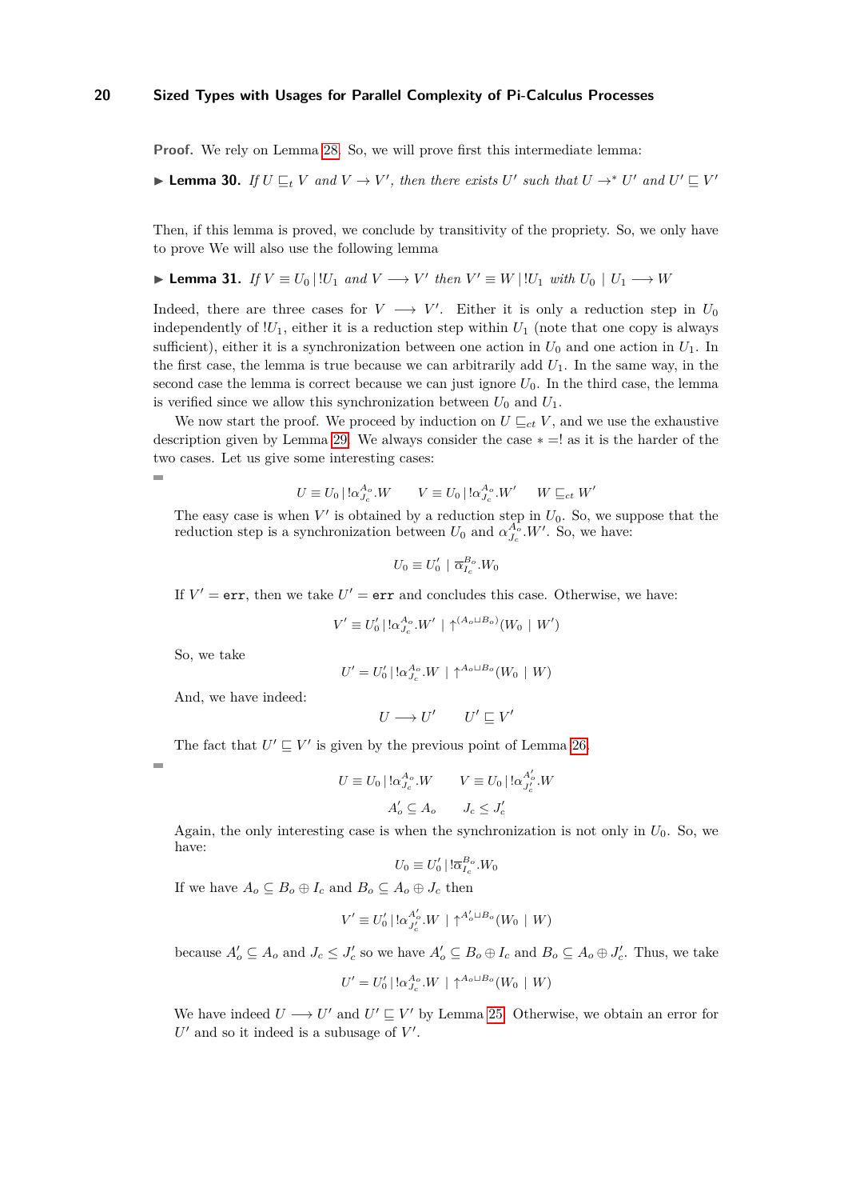**Proof.** We rely on Lemma 28. So, we will prove first this intermediate lemma:

▶ **Lemma 30.** *If $U \sqsubseteq_t V$ and $V \to V'$, then there exists $U'$ such that $U \to^* U'$ and $U' \sqsubseteq V'$*

Then, if this lemma is proved, we conclude by transitivity of the propriety. So, we only have to prove We will also use the following lemma

▶ **Lemma 31.** *If $V \equiv U_0 \,|\, !U_1$ and $V \longrightarrow V'$ then $V' \equiv W \,|\, !U_1$ with $U_0 \mid U_1 \longrightarrow W$*

Indeed, there are three cases for $V \longrightarrow V'$. Either it is only a reduction step in $U_0$ independently of $!U_1$, either it is a reduction step within $U_1$ (note that one copy is always sufficient), either it is a synchronization between one action in $U_0$ and one action in $U_1$. In the first case, the lemma is true because we can arbitrarily add $U_1$. In the same way, in the second case the lemma is correct because we can just ignore $U_0$. In the third case, the lemma is verified since we allow this synchronization between $U_0$ and $U_1$.

We now start the proof. We proceed by induction on $U \sqsubseteq_{ct} V$, and we use the exhaustive description given by Lemma 29. We always consider the case $* =!$ as it is the harder of the two cases. Let us give some interesting cases:

- $$U \equiv U_0 \,|\, !\alpha^{A_o}_{J_c}.W \qquad V \equiv U_0 \,|\, !\alpha^{A_o}_{J_c}.W' \qquad W \sqsubseteq_{ct} W'$$

  The easy case is when $V'$ is obtained by a reduction step in $U_0$. So, we suppose that the reduction step is a synchronization between $U_0$ and $\alpha^{A_o}_{J_c}.W'$. So, we have:

  $$U_0 \equiv U_0' \mid \overline{\alpha}^{B_o}_{I_c}.W_0$$

  If $V' = \texttt{err}$, then we take $U' = \texttt{err}$ and concludes this case. Otherwise, we have:

  $$V' \equiv U_0' \,|\, !\alpha^{A_o}_{J_c}.W' \mid \uparrow^{(A_o \sqcup B_o)}(W_0 \mid W')$$

  So, we take

  $$U' = U_0' \,|\, !\alpha^{A_o}_{J_c}.W \mid \uparrow^{A_o \sqcup B_o}(W_0 \mid W)$$

  And, we have indeed:

  $$U \longrightarrow U' \qquad U' \sqsubseteq V'$$

  The fact that $U' \sqsubseteq V'$ is given by the previous point of Lemma 26.

- $$U \equiv U_0 \,|\, !\alpha^{A_o}_{J_c}.W \qquad V \equiv U_0 \,|\, !\alpha^{A_o'}_{J_c'}.W$$
  $$A_o' \subseteq A_o \qquad J_c \leq J_c'$$

  Again, the only interesting case is when the synchronization is not only in $U_0$. So, we have:

  $$U_0 \equiv U_0' \,|\, !\overline{\alpha}^{B_o}_{I_c}.W_0$$

  If we have $A_o \subseteq B_o \oplus I_c$ and $B_o \subseteq A_o \oplus J_c$ then

  $$V' \equiv U_0' \,|\, !\alpha^{A_o'}_{J_c'}.W \mid \uparrow^{A_o' \sqcup B_o}(W_0 \mid W)$$

  because $A_o' \subseteq A_o$ and $J_c \leq J_c'$ so we have $A_o' \subseteq B_o \oplus I_c$ and $B_o \subseteq A_o \oplus J_c'$. Thus, we take

  $$U' = U_0' \,|\, !\alpha^{A_o}_{J_c}.W \mid \uparrow^{A_o \sqcup B_o}(W_0 \mid W)$$

  We have indeed $U \longrightarrow U'$ and $U' \sqsubseteq V'$ by Lemma 25. Otherwise, we obtain an error for $U'$ and so it indeed is a subusage of $V'$.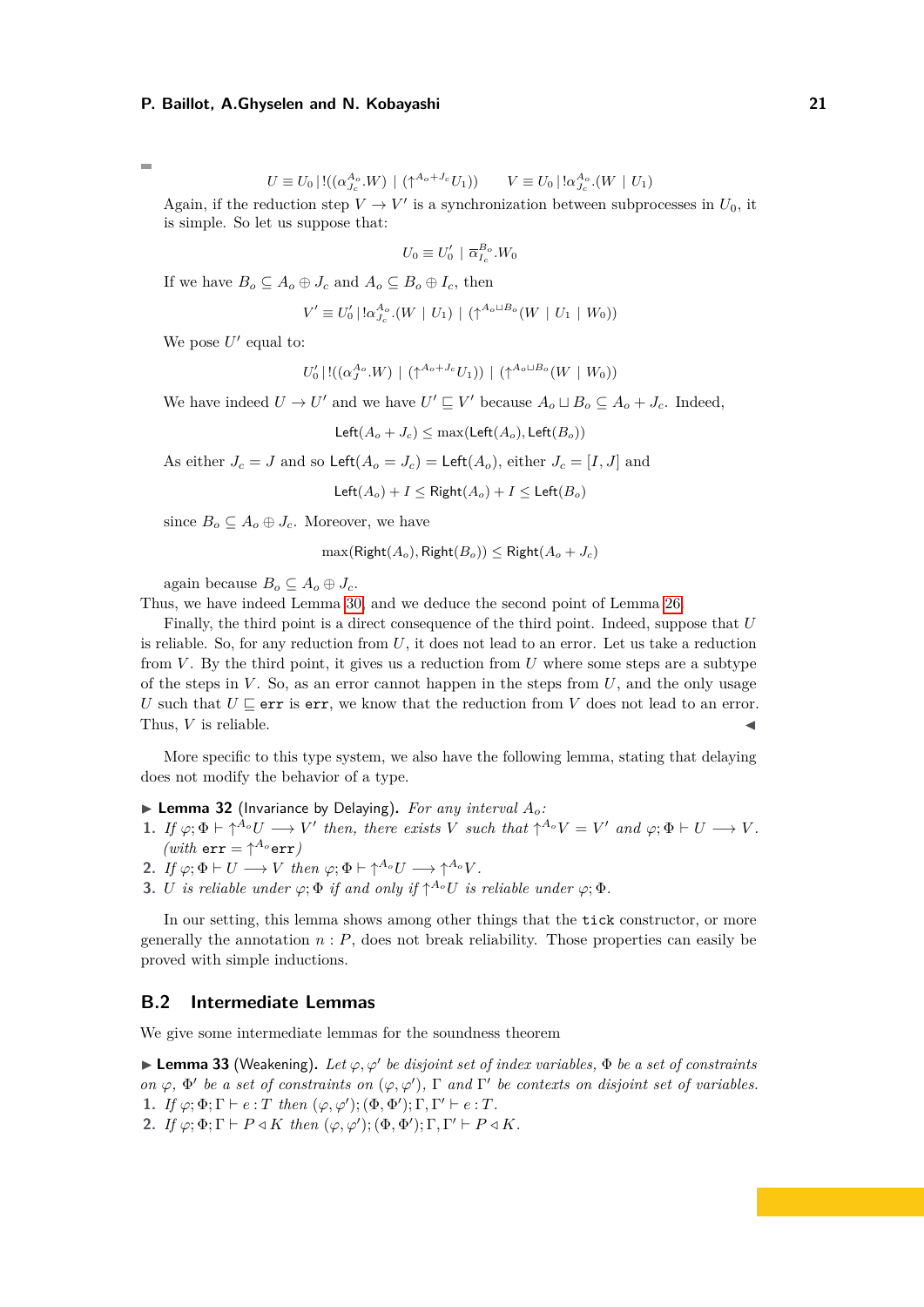$$U \equiv U_0 \mid !((\alpha_{J_c}^{A_o}.W) \mid (\uparrow^{A_o+J_c} U_1)) \qquad V \equiv U_0 \mid !\alpha_{J_c}^{A_o}.(W \mid U_1)$$

Again, if the reduction step $V \to V'$ is a synchronization between subprocesses in $U_0$, it is simple. So let us suppose that:

$$U_0 \equiv U_0' \mid \overline{\alpha}_{I_c}^{B_o}.W_0$$

If we have $B_o \subseteq A_o \oplus J_c$ and $A_o \subseteq B_o \oplus I_c$, then

$$V' \equiv U_0' \mid !\alpha_{J_c}^{A_o}.(W \mid U_1) \mid (\uparrow^{A_o \sqcup B_o}(W \mid U_1 \mid W_0))$$

We pose $U'$ equal to:

$$U_0' \mid !((\alpha_J^{A_o}.W) \mid (\uparrow^{A_o+J_c} U_1)) \mid (\uparrow^{A_o \sqcup B_o}(W \mid W_0))$$

We have indeed $U \to U'$ and we have $U' \sqsubseteq V'$ because $A_o \sqcup B_o \subseteq A_o + J_c$. Indeed,

$$\mathsf{Left}(A_o + J_c) \leq \max(\mathsf{Left}(A_o), \mathsf{Left}(B_o))$$

As either $J_c = J$ and so $\mathsf{Left}(A_o = J_c) = \mathsf{Left}(A_o)$, either $J_c = [I, J]$ and

$$\mathsf{Left}(A_o) + I \leq \mathsf{Right}(A_o) + I \leq \mathsf{Left}(B_o)$$

since $B_o \subseteq A_o \oplus J_c$. Moreover, we have

$$\max(\mathsf{Right}(A_o), \mathsf{Right}(B_o)) \leq \mathsf{Right}(A_o + J_c)$$

again because $B_o \subseteq A_o \oplus J_c$.

Thus, we have indeed Lemma 30, and we deduce the second point of Lemma 26.

Finally, the third point is a direct consequence of the third point. Indeed, suppose that $U$ is reliable. So, for any reduction from $U$, it does not lead to an error. Let us take a reduction from $V$. By the third point, it gives us a reduction from $U$ where some steps are a subtype of the steps in $V$. So, as an error cannot happen in the steps from $U$, and the only usage $U$ such that $U \sqsubseteq$ `err` is `err`, we know that the reduction from $V$ does not lead to an error. Thus, $V$ is reliable. ◀

More specific to this type system, we also have the following lemma, stating that delaying does not modify the behavior of a type.

▶ **Lemma 32** (Invariance by Delaying). *For any interval $A_o$:*

1. *If $\varphi; \Phi \vdash \uparrow^{A_o} U \longrightarrow V'$ then, there exists $V$ such that $\uparrow^{A_o} V = V'$ and $\varphi; \Phi \vdash U \longrightarrow V$. (with* `err` $= \uparrow^{A_o}$`err`*)*
2. *If $\varphi; \Phi \vdash U \longrightarrow V$ then $\varphi; \Phi \vdash \uparrow^{A_o} U \longrightarrow \uparrow^{A_o} V$.*
3. *$U$ is reliable under $\varphi; \Phi$ if and only if $\uparrow^{A_o} U$ is reliable under $\varphi; \Phi$.*

In our setting, this lemma shows among other things that the `tick` constructor, or more generally the annotation $n : P$, does not break reliability. Those properties can easily be proved with simple inductions.

## B.2 Intermediate Lemmas

We give some intermediate lemmas for the soundness theorem

▶ **Lemma 33** (Weakening). *Let $\varphi, \varphi'$ be disjoint set of index variables, $\Phi$ be a set of constraints on $\varphi$, $\Phi'$ be a set of constraints on $(\varphi, \varphi')$, $\Gamma$ and $\Gamma'$ be contexts on disjoint set of variables.*

1. *If $\varphi; \Phi; \Gamma \vdash e : T$ then $(\varphi, \varphi'); (\Phi, \Phi'); \Gamma, \Gamma' \vdash e : T$.*
2. *If $\varphi; \Phi; \Gamma \vdash P \triangleleft K$ then $(\varphi, \varphi'); (\Phi, \Phi'); \Gamma, \Gamma' \vdash P \triangleleft K$.*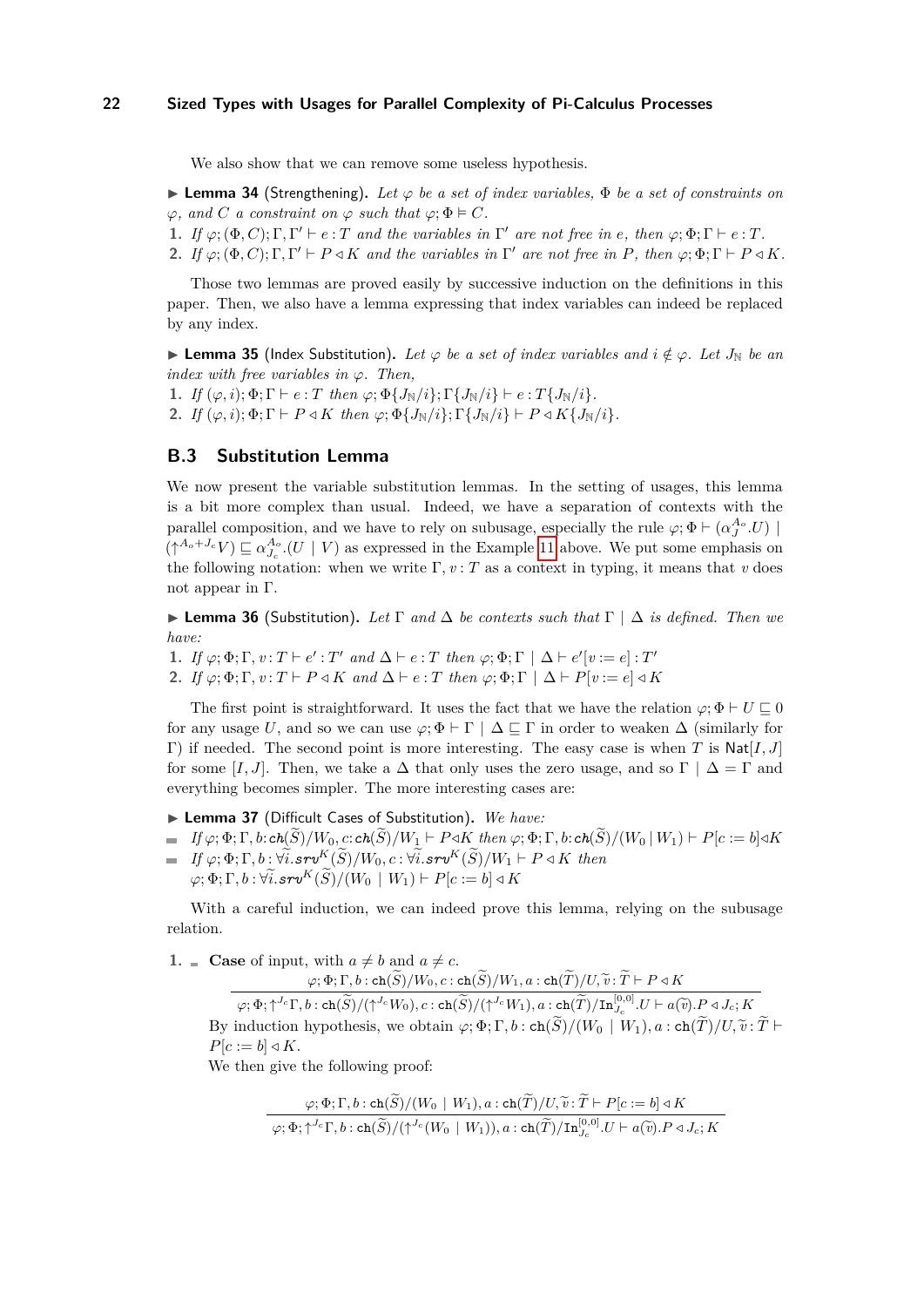We also show that we can remove some useless hypothesis.

▶ **Lemma 34** (Strengthening). *Let $\varphi$ be a set of index variables, $\Phi$ be a set of constraints on $\varphi$, and $C$ a constraint on $\varphi$ such that $\varphi; \Phi \vDash C$.*

1. *If $\varphi; (\Phi, C); \Gamma, \Gamma' \vdash e : T$ and the variables in $\Gamma'$ are not free in $e$, then $\varphi; \Phi; \Gamma \vdash e : T$.*
2. *If $\varphi; (\Phi, C); \Gamma, \Gamma' \vdash P \triangleleft K$ and the variables in $\Gamma'$ are not free in $P$, then $\varphi; \Phi; \Gamma \vdash P \triangleleft K$.*

Those two lemmas are proved easily by successive induction on the definitions in this paper. Then, we also have a lemma expressing that index variables can indeed be replaced by any index.

▶ **Lemma 35** (Index Substitution). *Let $\varphi$ be a set of index variables and $i \notin \varphi$. Let $J_{\mathbb{N}}$ be an index with free variables in $\varphi$. Then,*

1. *If $(\varphi, i); \Phi; \Gamma \vdash e : T$ then $\varphi; \Phi\{J_{\mathbb{N}}/i\}; \Gamma\{J_{\mathbb{N}}/i\} \vdash e : T\{J_{\mathbb{N}}/i\}$.*
2. *If $(\varphi, i); \Phi; \Gamma \vdash P \triangleleft K$ then $\varphi; \Phi\{J_{\mathbb{N}}/i\}; \Gamma\{J_{\mathbb{N}}/i\} \vdash P \triangleleft K\{J_{\mathbb{N}}/i\}$.*

## B.3 Substitution Lemma

We now present the variable substitution lemmas. In the setting of usages, this lemma is a bit more complex than usual. Indeed, we have a separation of contexts with the parallel composition, and we have to rely on subusage, especially the rule $\varphi; \Phi \vdash (\alpha_J^{A_o}.U) \mid (\uparrow^{A_o + J_c} V) \sqsubseteq \alpha_{J_c}^{A_o}.(U \mid V)$ as expressed in the Example 11 above. We put some emphasis on the following notation: when we write $\Gamma, v : T$ as a context in typing, it means that $v$ does not appear in $\Gamma$.

▶ **Lemma 36** (Substitution). *Let $\Gamma$ and $\Delta$ be contexts such that $\Gamma \mid \Delta$ is defined. Then we have:*

1. *If $\varphi; \Phi; \Gamma, v : T \vdash e' : T'$ and $\Delta \vdash e : T$ then $\varphi; \Phi; \Gamma \mid \Delta \vdash e'[v := e] : T'$*
2. *If $\varphi; \Phi; \Gamma, v : T \vdash P \triangleleft K$ and $\Delta \vdash e : T$ then $\varphi; \Phi; \Gamma \mid \Delta \vdash P[v := e] \triangleleft K$*

The first point is straightforward. It uses the fact that we have the relation $\varphi; \Phi \vdash U \sqsubseteq 0$ for any usage $U$, and so we can use $\varphi; \Phi \vdash \Gamma \mid \Delta \sqsubseteq \Gamma$ in order to weaken $\Delta$ (similarly for $\Gamma$) if needed. The second point is more interesting. The easy case is when $T$ is $\mathsf{Nat}[I, J]$ for some $[I, J]$. Then, we take a $\Delta$ that only uses the zero usage, and so $\Gamma \mid \Delta = \Gamma$ and everything becomes simpler. The more interesting cases are:

▶ **Lemma 37** (Difficult Cases of Substitution). *We have:*

- *If $\varphi; \Phi; \Gamma, b{:}\,\mathtt{ch}(\widetilde{S})/W_0, c{:}\,\mathtt{ch}(\widetilde{S})/W_1 \vdash P \triangleleft K$ then $\varphi; \Phi; \Gamma, b{:}\,\mathtt{ch}(\widetilde{S})/(W_0 \mid W_1) \vdash P[c := b] \triangleleft K$*
- *If $\varphi; \Phi; \Gamma, b : \forall\widetilde{i}.\mathtt{srv}^K(\widetilde{S})/W_0, c : \forall\widetilde{i}.\mathtt{srv}^K(\widetilde{S})/W_1 \vdash P \triangleleft K$ then $\varphi; \Phi; \Gamma, b : \forall\widetilde{i}.\mathtt{srv}^K(\widetilde{S})/(W_0 \mid W_1) \vdash P[c := b] \triangleleft K$*

With a careful induction, we can indeed prove this lemma, relying on the subusage relation.

1. - **Case** of input, with $a \neq b$ and $a \neq c$.

$$\frac{\varphi; \Phi; \Gamma, b : \mathtt{ch}(\widetilde{S})/W_0, c : \mathtt{ch}(\widetilde{S})/W_1, a : \mathtt{ch}(\widetilde{T})/U, \widetilde{v} : \widetilde{T} \vdash P \triangleleft K}{\varphi; \Phi; \uparrow^{J_c}\Gamma, b : \mathtt{ch}(\widetilde{S})/(\uparrow^{J_c} W_0), c : \mathtt{ch}(\widetilde{S})/(\uparrow^{J_c} W_1), a : \mathtt{ch}(\widetilde{T})/\mathtt{In}_{J_c}^{[0,0]}.U \vdash a(\widetilde{v}).P \triangleleft J_c; K}$$

By induction hypothesis, we obtain $\varphi; \Phi; \Gamma, b : \mathtt{ch}(\widetilde{S})/(W_0 \mid W_1), a : \mathtt{ch}(\widetilde{T})/U, \widetilde{v} : \widetilde{T} \vdash P[c := b] \triangleleft K$.

We then give the following proof:

$$\frac{\varphi; \Phi; \Gamma, b : \mathtt{ch}(\widetilde{S})/(W_0 \mid W_1), a : \mathtt{ch}(\widetilde{T})/U, \widetilde{v} : \widetilde{T} \vdash P[c := b] \triangleleft K}{\varphi; \Phi; \uparrow^{J_c}\Gamma, b : \mathtt{ch}(\widetilde{S})/(\uparrow^{J_c}(W_0 \mid W_1)), a : \mathtt{ch}(\widetilde{T})/\mathtt{In}_{J_c}^{[0,0]}.U \vdash a(\widetilde{v}).P \triangleleft J_c; K}$$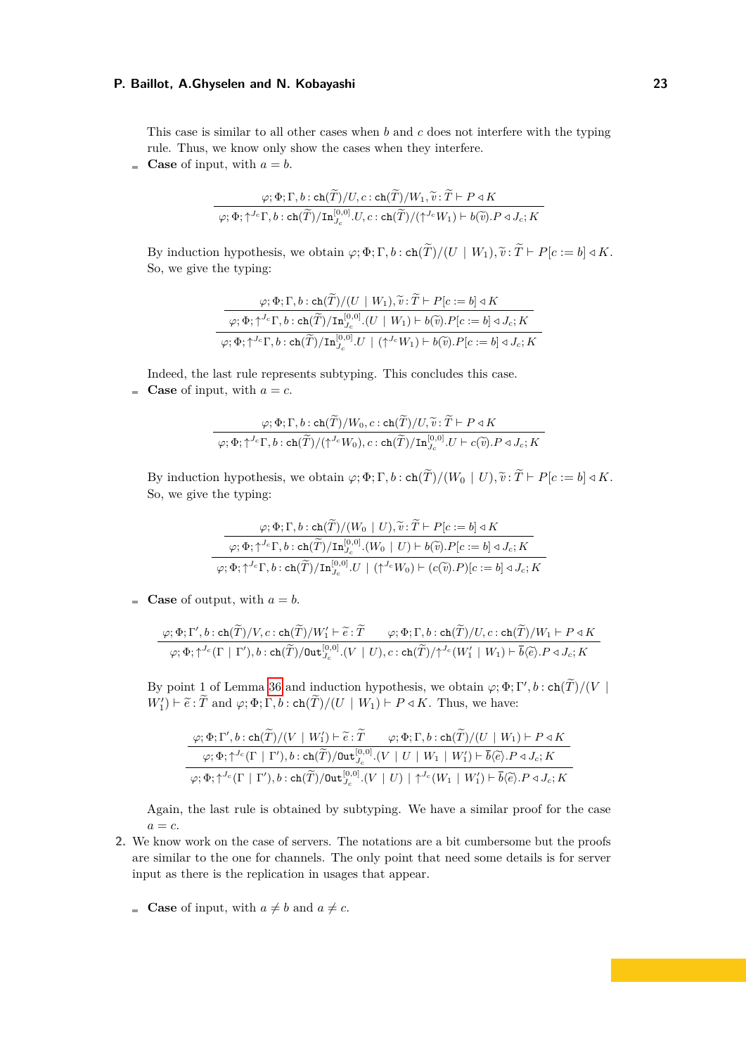This case is similar to all other cases when $b$ and $c$ does not interfere with the typing rule. Thus, we know only show the cases when they interfere.

- **Case** of input, with $a = b$.

$$\frac{\varphi; \Phi; \Gamma, b : \mathtt{ch}(\widetilde{T})/U, c : \mathtt{ch}(\widetilde{T})/W_1, \widetilde{v} : \widetilde{T} \vdash P \triangleleft K}{\varphi; \Phi; \uparrow^{J_c}\Gamma, b : \mathtt{ch}(\widetilde{T})/\mathtt{In}^{[0,0]}_{J_c}.U, c : \mathtt{ch}(\widetilde{T})/(\uparrow^{J_c} W_1) \vdash b(\widetilde{v}).P \triangleleft J_c; K}$$

By induction hypothesis, we obtain $\varphi; \Phi; \Gamma, b : \mathtt{ch}(\widetilde{T})/(U \mid W_1), \widetilde{v} : \widetilde{T} \vdash P[c := b] \triangleleft K$. So, we give the typing:

$$\cfrac{\cfrac{\varphi; \Phi; \Gamma, b : \mathtt{ch}(\widetilde{T})/(U \mid W_1), \widetilde{v} : \widetilde{T} \vdash P[c := b] \triangleleft K}{\varphi; \Phi; \uparrow^{J_c}\Gamma, b : \mathtt{ch}(\widetilde{T})/\mathtt{In}^{[0,0]}_{J_c}.(U \mid W_1) \vdash b(\widetilde{v}).P[c := b] \triangleleft J_c; K}}{\varphi; \Phi; \uparrow^{J_c}\Gamma, b : \mathtt{ch}(\widetilde{T})/\mathtt{In}^{[0,0]}_{J_c}.U \mid (\uparrow^{J_c} W_1) \vdash b(\widetilde{v}).P[c := b] \triangleleft J_c; K}$$

Indeed, the last rule represents subtyping. This concludes this case.

- **Case** of input, with $a = c$.

$$\frac{\varphi; \Phi; \Gamma, b : \mathtt{ch}(\widetilde{T})/W_0, c : \mathtt{ch}(\widetilde{T})/U, \widetilde{v} : \widetilde{T} \vdash P \triangleleft K}{\varphi; \Phi; \uparrow^{J_c}\Gamma, b : \mathtt{ch}(\widetilde{T})/(\uparrow^{J_c} W_0), c : \mathtt{ch}(\widetilde{T})/\mathtt{In}^{[0,0]}_{J_c}.U \vdash c(\widetilde{v}).P \triangleleft J_c; K}$$

By induction hypothesis, we obtain $\varphi; \Phi; \Gamma, b : \mathtt{ch}(\widetilde{T})/(W_0 \mid U), \widetilde{v} : \widetilde{T} \vdash P[c := b] \triangleleft K$. So, we give the typing:

$$\cfrac{\cfrac{\varphi; \Phi; \Gamma, b : \mathtt{ch}(\widetilde{T})/(W_0 \mid U), \widetilde{v} : \widetilde{T} \vdash P[c := b] \triangleleft K}{\varphi; \Phi; \uparrow^{J_c}\Gamma, b : \mathtt{ch}(\widetilde{T})/\mathtt{In}^{[0,0]}_{J_c}.(W_0 \mid U) \vdash b(\widetilde{v}).P[c := b] \triangleleft J_c; K}}{\varphi; \Phi; \uparrow^{J_c}\Gamma, b : \mathtt{ch}(\widetilde{T})/\mathtt{In}^{[0,0]}_{J_c}.U \mid (\uparrow^{J_c} W_0) \vdash (c(\widetilde{v}).P)[c := b] \triangleleft J_c; K}$$

- **Case** of output, with $a = b$.

$$\frac{\varphi; \Phi; \Gamma', b : \mathtt{ch}(\widetilde{T})/V, c : \mathtt{ch}(\widetilde{T})/W_1' \vdash \widetilde{e} : \widetilde{T} \qquad \varphi; \Phi; \Gamma, b : \mathtt{ch}(\widetilde{T})/U, c : \mathtt{ch}(\widetilde{T})/W_1 \vdash P \triangleleft K}{\varphi; \Phi; \uparrow^{J_c}(\Gamma \mid \Gamma'), b : \mathtt{ch}(\widetilde{T})/\mathtt{Out}^{[0,0]}_{J_c}.(V \mid U), c : \mathtt{ch}(\widetilde{T})/\uparrow^{J_c}(W_1' \mid W_1) \vdash \overline{b}\langle\widetilde{e}\rangle.P \triangleleft J_c; K}$$

By point 1 of Lemma 36 and induction hypothesis, we obtain $\varphi; \Phi; \Gamma', b : \mathtt{ch}(\widetilde{T})/(V \mid W_1') \vdash \widetilde{e} : \widetilde{T}$ and $\varphi; \Phi; \Gamma, b : \mathtt{ch}(\widetilde{T})/(U \mid W_1) \vdash P \triangleleft K$. Thus, we have:

$$\cfrac{\cfrac{\varphi; \Phi; \Gamma', b : \mathtt{ch}(\widetilde{T})/(V \mid W_1') \vdash \widetilde{e} : \widetilde{T} \qquad \varphi; \Phi; \Gamma, b : \mathtt{ch}(\widetilde{T})/(U \mid W_1) \vdash P \triangleleft K}{\varphi; \Phi; \uparrow^{J_c}(\Gamma \mid \Gamma'), b : \mathtt{ch}(\widetilde{T})/\mathtt{Out}^{[0,0]}_{J_c}.(V \mid U \mid W_1 \mid W_1') \vdash \overline{b}\langle\widetilde{e}\rangle.P \triangleleft J_c; K}}{\varphi; \Phi; \uparrow^{J_c}(\Gamma \mid \Gamma'), b : \mathtt{ch}(\widetilde{T})/\mathtt{Out}^{[0,0]}_{J_c}.(V \mid U) \mid \uparrow^{J_c}(W_1 \mid W_1') \vdash \overline{b}\langle\widetilde{e}\rangle.P \triangleleft J_c; K}$$

Again, the last rule is obtained by subtyping. We have a similar proof for the case $a = c$.

2. We know work on the case of servers. The notations are a bit cumbersome but the proofs are similar to the one for channels. The only point that need some details is for server input as there is the replication in usages that appear.

- **Case** of input, with $a \neq b$ and $a \neq c$.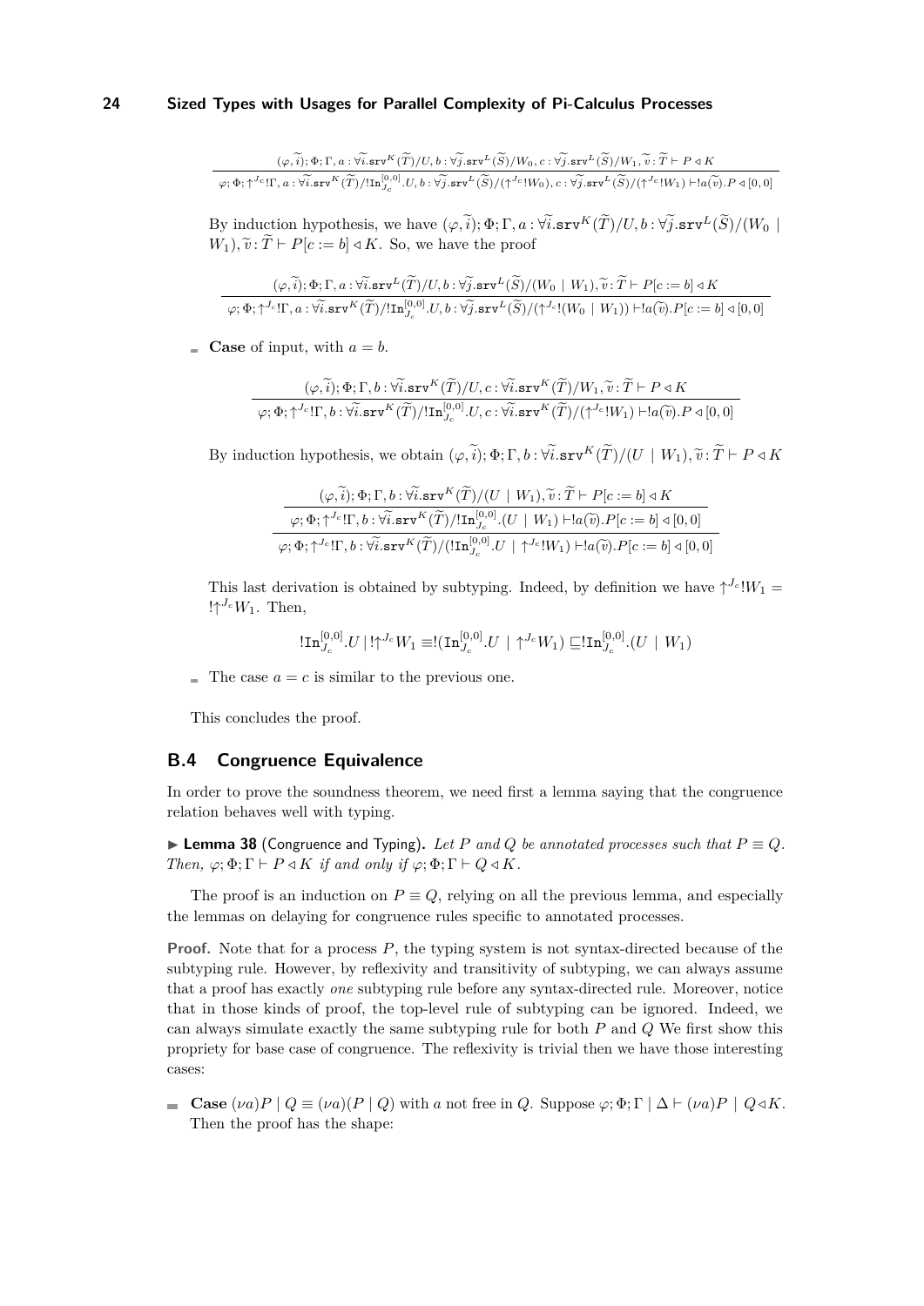$$\frac{(\varphi,\widetilde{i});\Phi;\Gamma, a:\forall\widetilde{i}.\mathtt{srv}^K(\widetilde{T})/U, b:\forall\widetilde{j}.\mathtt{srv}^L(\widetilde{S})/W_0, c:\forall\widetilde{j}.\mathtt{srv}^L(\widetilde{S})/W_1, \widetilde{v}:\widetilde{T}\vdash P \triangleleft K}{\varphi;\Phi;\uparrow^{J_c}!\Gamma, a:\forall\widetilde{i}.\mathtt{srv}^K(\widetilde{T})/!\mathtt{In}^{[0,0]}_{J_c}.U, b:\forall\widetilde{j}.\mathtt{srv}^L(\widetilde{S})/(\uparrow^{J_c}!W_0), c:\forall\widetilde{j}.\mathtt{srv}^L(\widetilde{S})/(\uparrow^{J_c}!W_1)\vdash !a(\widetilde{v}).P\triangleleft[0,0]}$$

By induction hypothesis, we have $(\varphi,\widetilde{i});\Phi;\Gamma, a:\forall\widetilde{i}.\mathtt{srv}^K(\widetilde{T})/U, b:\forall\widetilde{j}.\mathtt{srv}^L(\widetilde{S})/(W_0 \mid W_1), \widetilde{v}:\widetilde{T}\vdash P[c:=b]\triangleleft K$. So, we have the proof

$$\frac{(\varphi,\widetilde{i});\Phi;\Gamma, a:\forall\widetilde{i}.\mathtt{srv}^L(\widetilde{T})/U, b:\forall\widetilde{j}.\mathtt{srv}^L(\widetilde{S})/(W_0 \mid W_1), \widetilde{v}:\widetilde{T}\vdash P[c:=b]\triangleleft K}{\varphi;\Phi;\uparrow^{J_c}!\Gamma, a:\forall\widetilde{i}.\mathtt{srv}^K(\widetilde{T})/!\mathtt{In}^{[0,0]}_{J_c}.U, b:\forall\widetilde{j}.\mathtt{srv}^L(\widetilde{S})/(\uparrow^{J_c}!(W_0 \mid W_1))\vdash !a(\widetilde{v}).P[c:=b]\triangleleft[0,0]}$$

- **Case** of input, with $a = b$.

$$\frac{(\varphi,\widetilde{i});\Phi;\Gamma, b:\forall\widetilde{i}.\mathtt{srv}^K(\widetilde{T})/U, c:\forall\widetilde{i}.\mathtt{srv}^K(\widetilde{T})/W_1, \widetilde{v}:\widetilde{T}\vdash P\triangleleft K}{\varphi;\Phi;\uparrow^{J_c}!\Gamma, b:\forall\widetilde{i}.\mathtt{srv}^K(\widetilde{T})/!\mathtt{In}^{[0,0]}_{J_c}.U, c:\forall\widetilde{i}.\mathtt{srv}^K(\widetilde{T})/(\uparrow^{J_c}!W_1)\vdash !a(\widetilde{v}).P\triangleleft[0,0]}$$

By induction hypothesis, we obtain $(\varphi,\widetilde{i});\Phi;\Gamma, b:\forall\widetilde{i}.\mathtt{srv}^K(\widetilde{T})/(U \mid W_1), \widetilde{v}:\widetilde{T}\vdash P\triangleleft K$

$$\cfrac{\cfrac{(\varphi,\widetilde{i});\Phi;\Gamma, b:\forall\widetilde{i}.\mathtt{srv}^K(\widetilde{T})/(U \mid W_1), \widetilde{v}:\widetilde{T}\vdash P[c:=b]\triangleleft K}{\varphi;\Phi;\uparrow^{J_c}!\Gamma, b:\forall\widetilde{i}.\mathtt{srv}^K(\widetilde{T})/!\mathtt{In}^{[0,0]}_{J_c}.(U \mid W_1)\vdash !a(\widetilde{v}).P[c:=b]\triangleleft[0,0]}}{\varphi;\Phi;\uparrow^{J_c}!\Gamma, b:\forall\widetilde{i}.\mathtt{srv}^K(\widetilde{T})/(!\mathtt{In}^{[0,0]}_{J_c}.U \mid \uparrow^{J_c}!W_1)\vdash !a(\widetilde{v}).P[c:=b]\triangleleft[0,0]}$$

This last derivation is obtained by subtyping. Indeed, by definition we have $\uparrow^{J_c}!W_1 = !\uparrow^{J_c}W_1$. Then,

$$!\mathtt{In}^{[0,0]}_{J_c}.U \mid !\uparrow^{J_c}W_1 \equiv !(\mathtt{In}^{[0,0]}_{J_c}.U \mid \uparrow^{J_c}W_1) \sqsubseteq !\mathtt{In}^{[0,0]}_{J_c}.(U \mid W_1)$$

- The case $a = c$ is similar to the previous one.

This concludes the proof.

## B.4 Congruence Equivalence

In order to prove the soundness theorem, we need first a lemma saying that the congruence relation behaves well with typing.

▶ **Lemma 38** (Congruence and Typing). *Let $P$ and $Q$ be annotated processes such that $P \equiv Q$. Then, $\varphi;\Phi;\Gamma\vdash P\triangleleft K$ if and only if $\varphi;\Phi;\Gamma\vdash Q\triangleleft K$.*

The proof is an induction on $P \equiv Q$, relying on all the previous lemma, and especially the lemmas on delaying for congruence rules specific to annotated processes.

**Proof.** Note that for a process $P$, the typing system is not syntax-directed because of the subtyping rule. However, by reflexivity and transitivity of subtyping, we can always assume that a proof has exactly *one* subtyping rule before any syntax-directed rule. Moreover, notice that in those kinds of proof, the top-level rule of subtyping can be ignored. Indeed, we can always simulate exactly the same subtyping rule for both $P$ and $Q$ We first show this propriety for base case of congruence. The reflexivity is trivial then we have those interesting cases:

- **Case** $(\nu a)P \mid Q \equiv (\nu a)(P \mid Q)$ with $a$ not free in $Q$. Suppose $\varphi;\Phi;\Gamma \mid \Delta\vdash(\nu a)P \mid Q\triangleleft K$. Then the proof has the shape: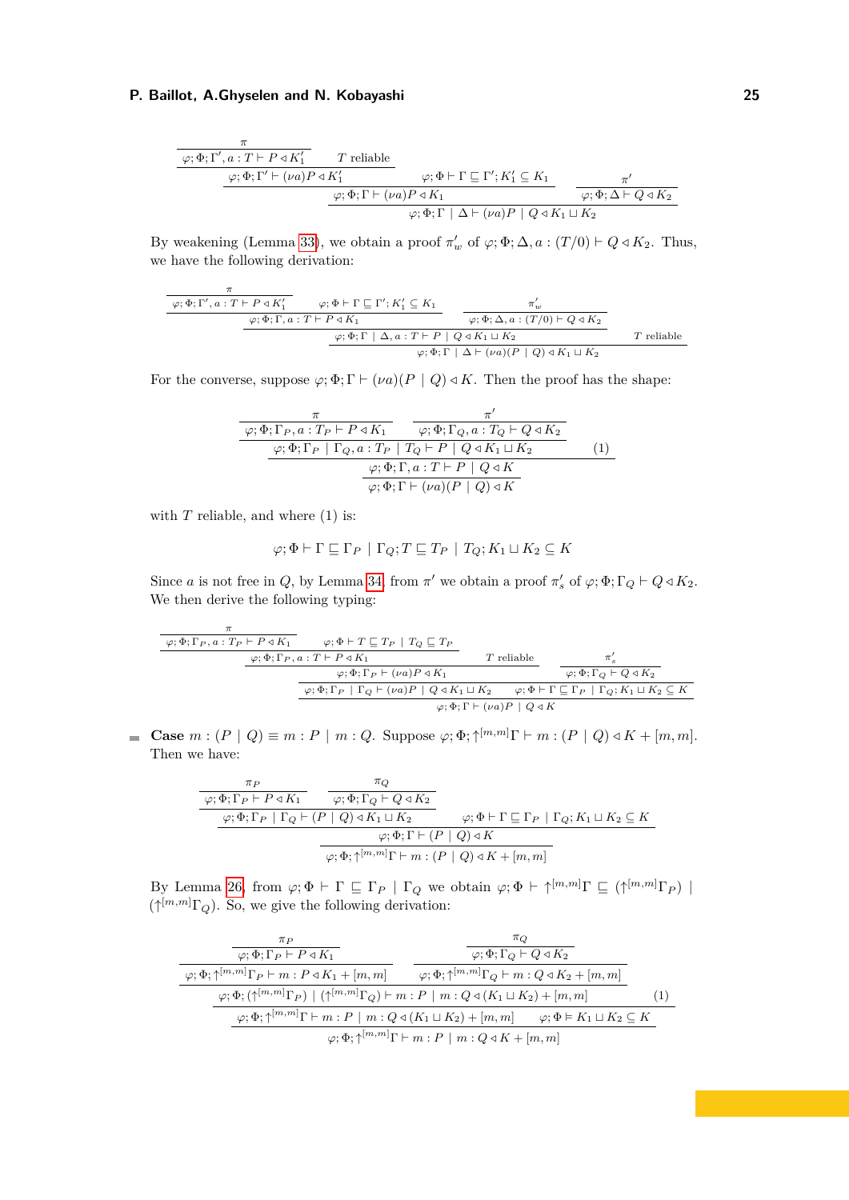$$\dfrac{\dfrac{\dfrac{\pi}{\varphi;\Phi;\Gamma',a:T\vdash P\triangleleft K_1'} \quad T \text{ reliable}}{\varphi;\Phi;\Gamma'\vdash(\nu a)P\triangleleft K_1'} \quad \varphi;\Phi\vdash\Gamma\sqsubseteq\Gamma';K_1'\subseteq K_1}{\varphi;\Phi;\Gamma\vdash(\nu a)P\triangleleft K_1} \quad \dfrac{\pi'}{\varphi;\Phi;\Delta\vdash Q\triangleleft K_2}$$
$$\overline{\varphi;\Phi;\Gamma \mid \Delta\vdash(\nu a)P \mid Q\triangleleft K_1\sqcup K_2}$$

By weakening (Lemma 33), we obtain a proof $\pi_w'$ of $\varphi;\Phi;\Delta,a:(T/0)\vdash Q\triangleleft K_2$. Thus, we have the following derivation:

$$\dfrac{\dfrac{\dfrac{\dfrac{\pi}{\varphi;\Phi;\Gamma',a:T\vdash P\triangleleft K_1'} \quad \varphi;\Phi\vdash\Gamma\sqsubseteq\Gamma';K_1'\subseteq K_1}{\varphi;\Phi;\Gamma,a:T\vdash P\triangleleft K_1} \quad \dfrac{\pi_w'}{\varphi;\Phi;\Delta,a:(T/0)\vdash Q\triangleleft K_2}}{\varphi;\Phi;\Gamma \mid \Delta,a:T\vdash P \mid Q\triangleleft K_1\sqcup K_2} \quad T \text{ reliable}}{\varphi;\Phi;\Gamma \mid \Delta\vdash(\nu a)(P \mid Q)\triangleleft K_1\sqcup K_2}$$

For the converse, suppose $\varphi;\Phi;\Gamma\vdash(\nu a)(P \mid Q)\triangleleft K$. Then the proof has the shape:

$$\dfrac{\dfrac{\dfrac{\dfrac{\pi}{\varphi;\Phi;\Gamma_P,a:T_P\vdash P\triangleleft K_1} \quad \dfrac{\pi'}{\varphi;\Phi;\Gamma_Q,a:T_Q\vdash Q\triangleleft K_2}}{\varphi;\Phi;\Gamma_P \mid \Gamma_Q,a:T_P \mid T_Q\vdash P \mid Q\triangleleft K_1\sqcup K_2} \quad (1)}{\varphi;\Phi;\Gamma,a:T\vdash P \mid Q\triangleleft K}}{\varphi;\Phi;\Gamma\vdash(\nu a)(P \mid Q)\triangleleft K}$$

with $T$ reliable, and where (1) is:

$$\varphi;\Phi\vdash\Gamma\sqsubseteq\Gamma_P \mid \Gamma_Q;T\sqsubseteq T_P \mid T_Q;K_1\sqcup K_2\subseteq K$$

Since $a$ is not free in $Q$, by Lemma 34, from $\pi'$ we obtain a proof $\pi_s'$ of $\varphi;\Phi;\Gamma_Q\vdash Q\triangleleft K_2$. We then derive the following typing:

$$\dfrac{\dfrac{\dfrac{\dfrac{\dfrac{\pi}{\varphi;\Phi;\Gamma_P,a:T_P\vdash P\triangleleft K_1} \quad \varphi;\Phi\vdash T\sqsubseteq T_P \mid T_Q\sqsubseteq T_P}{\varphi;\Phi;\Gamma_P,a:T\vdash P\triangleleft K_1} \quad T \text{ reliable}}{\varphi;\Phi;\Gamma_P\vdash(\nu a)P\triangleleft K_1} \quad \dfrac{\pi_s'}{\varphi;\Phi;\Gamma_Q\vdash Q\triangleleft K_2}}{\varphi;\Phi;\Gamma_P \mid \Gamma_Q\vdash(\nu a)P \mid Q\triangleleft K_1\sqcup K_2} \quad \varphi;\Phi\vdash\Gamma\sqsubseteq\Gamma_P \mid \Gamma_Q;K_1\sqcup K_2\subseteq K}{\varphi;\Phi;\Gamma\vdash(\nu a)P \mid Q\triangleleft K}$$

- **Case** $m:(P \mid Q)\equiv m:P \mid m:Q$. Suppose $\varphi;\Phi;\uparrow^{[m,m]}\Gamma\vdash m:(P \mid Q)\triangleleft K+[m,m]$. Then we have:

$$\dfrac{\dfrac{\dfrac{\dfrac{\pi_P}{\varphi;\Phi;\Gamma_P\vdash P\triangleleft K_1} \quad \dfrac{\pi_Q}{\varphi;\Phi;\Gamma_Q\vdash Q\triangleleft K_2}}{\varphi;\Phi;\Gamma_P \mid \Gamma_Q\vdash(P \mid Q)\triangleleft K_1\sqcup K_2} \quad \varphi;\Phi\vdash\Gamma\sqsubseteq\Gamma_P \mid \Gamma_Q;K_1\sqcup K_2\subseteq K}{\varphi;\Phi;\Gamma\vdash(P \mid Q)\triangleleft K}}{\varphi;\Phi;\uparrow^{[m,m]}\Gamma\vdash m:(P \mid Q)\triangleleft K+[m,m]}$$

By Lemma 26, from $\varphi;\Phi\vdash\Gamma\sqsubseteq\Gamma_P \mid \Gamma_Q$ we obtain $\varphi;\Phi\vdash\uparrow^{[m,m]}\Gamma\sqsubseteq(\uparrow^{[m,m]}\Gamma_P) \mid (\uparrow^{[m,m]}\Gamma_Q)$. So, we give the following derivation:

$$\dfrac{\dfrac{\dfrac{\dfrac{\dfrac{\pi_P}{\varphi;\Phi;\Gamma_P\vdash P\triangleleft K_1}}{\varphi;\Phi;\uparrow^{[m,m]}\Gamma_P\vdash m:P\triangleleft K_1+[m,m]} \quad \dfrac{\dfrac{\pi_Q}{\varphi;\Phi;\Gamma_Q\vdash Q\triangleleft K_2}}{\varphi;\Phi;\uparrow^{[m,m]}\Gamma_Q\vdash m:Q\triangleleft K_2+[m,m]}}{\varphi;\Phi;(\uparrow^{[m,m]}\Gamma_P) \mid (\uparrow^{[m,m]}\Gamma_Q)\vdash m:P \mid m:Q\triangleleft(K_1\sqcup K_2)+[m,m]} \quad (1)}{\varphi;\Phi;\uparrow^{[m,m]}\Gamma\vdash m:P \mid m:Q\triangleleft(K_1\sqcup K_2)+[m,m]} \quad \varphi;\Phi\vDash K_1\sqcup K_2\subseteq K}{\varphi;\Phi;\uparrow^{[m,m]}\Gamma\vdash m:P \mid m:Q\triangleleft K+[m,m]}$$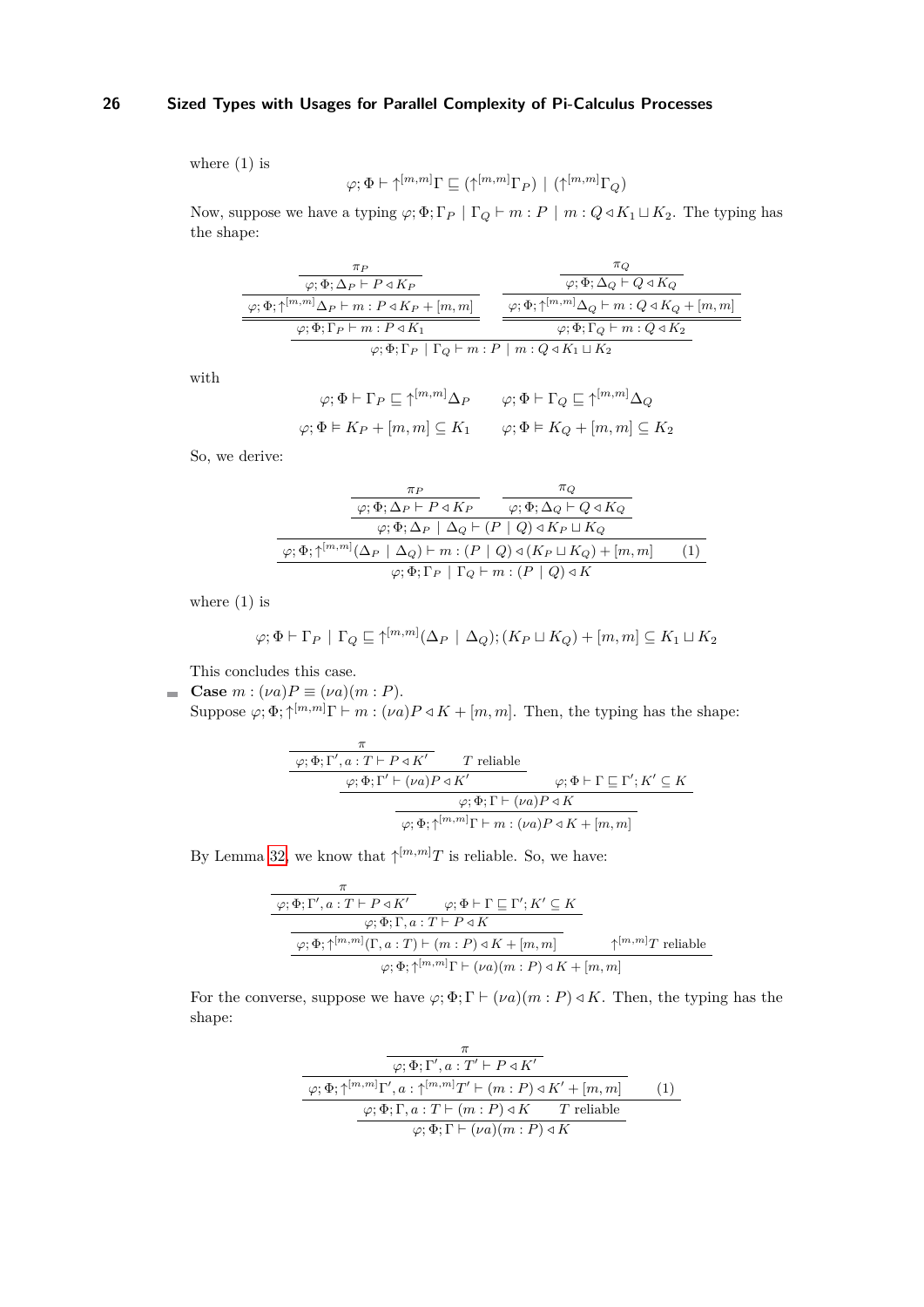where (1) is

$$\varphi; \Phi \vdash \uparrow^{[m,m]}\Gamma \sqsubseteq (\uparrow^{[m,m]}\Gamma_P) \mid (\uparrow^{[m,m]}\Gamma_Q)$$

Now, suppose we have a typing $\varphi; \Phi; \Gamma_P \mid \Gamma_Q \vdash m : P \mid m : Q \triangleleft K_1 \sqcup K_2$. The typing has the shape:

$$\dfrac{\dfrac{\dfrac{\dfrac{\pi_P}{\varphi; \Phi; \Delta_P \vdash P \triangleleft K_P}}{\varphi; \Phi; \uparrow^{[m,m]}\Delta_P \vdash m : P \triangleleft K_P + [m,m]}}{\varphi; \Phi; \Gamma_P \vdash m : P \triangleleft K_1} \qquad \dfrac{\dfrac{\dfrac{\pi_Q}{\varphi; \Phi; \Delta_Q \vdash Q \triangleleft K_Q}}{\varphi; \Phi; \uparrow^{[m,m]}\Delta_Q \vdash m : Q \triangleleft K_Q + [m,m]}}{\varphi; \Phi; \Gamma_Q \vdash m : Q \triangleleft K_2}}{\varphi; \Phi; \Gamma_P \mid \Gamma_Q \vdash m : P \mid m : Q \triangleleft K_1 \sqcup K_2}$$

with

$$\varphi; \Phi \vdash \Gamma_P \sqsubseteq \uparrow^{[m,m]}\Delta_P \qquad \varphi; \Phi \vdash \Gamma_Q \sqsubseteq \uparrow^{[m,m]}\Delta_Q$$

$$\varphi; \Phi \vDash K_P + [m,m] \subseteq K_1 \qquad \varphi; \Phi \vDash K_Q + [m,m] \subseteq K_2$$

So, we derive:

$$\dfrac{\dfrac{\dfrac{\dfrac{\pi_P}{\varphi; \Phi; \Delta_P \vdash P \triangleleft K_P} \qquad \dfrac{\pi_Q}{\varphi; \Phi; \Delta_Q \vdash Q \triangleleft K_Q}}{\varphi; \Phi; \Delta_P \mid \Delta_Q \vdash (P \mid Q) \triangleleft K_P \sqcup K_Q}}{\varphi; \Phi; \uparrow^{[m,m]}(\Delta_P \mid \Delta_Q) \vdash m : (P \mid Q) \triangleleft (K_P \sqcup K_Q) + [m,m]} \quad (1)}{\varphi; \Phi; \Gamma_P \mid \Gamma_Q \vdash m : (P \mid Q) \triangleleft K}$$

where (1) is

$$\varphi; \Phi \vdash \Gamma_P \mid \Gamma_Q \sqsubseteq \uparrow^{[m,m]}(\Delta_P \mid \Delta_Q); (K_P \sqcup K_Q) + [m,m] \subseteq K_1 \sqcup K_2$$

This concludes this case.

- **Case** $m : (\nu a)P \equiv (\nu a)(m : P)$.

  Suppose $\varphi; \Phi; \uparrow^{[m,m]}\Gamma \vdash m : (\nu a)P \triangleleft K + [m,m]$. Then, the typing has the shape:

$$\dfrac{\dfrac{\dfrac{\dfrac{\pi}{\varphi; \Phi; \Gamma', a : T \vdash P \triangleleft K'} \qquad T \text{ reliable}}{\varphi; \Phi; \Gamma' \vdash (\nu a)P \triangleleft K'} \qquad \varphi; \Phi \vdash \Gamma \sqsubseteq \Gamma'; K' \subseteq K}{\varphi; \Phi; \Gamma \vdash (\nu a)P \triangleleft K}}{\varphi; \Phi; \uparrow^{[m,m]}\Gamma \vdash m : (\nu a)P \triangleleft K + [m,m]}$$

  By Lemma 32, we know that $\uparrow^{[m,m]}T$ is reliable. So, we have:

$$\dfrac{\dfrac{\dfrac{\dfrac{\pi}{\varphi; \Phi; \Gamma', a : T \vdash P \triangleleft K'} \qquad \varphi; \Phi \vdash \Gamma \sqsubseteq \Gamma'; K' \subseteq K}{\varphi; \Phi; \Gamma, a : T \vdash P \triangleleft K}}{\varphi; \Phi; \uparrow^{[m,m]}(\Gamma, a : T) \vdash (m : P) \triangleleft K + [m,m]} \qquad \uparrow^{[m,m]}T \text{ reliable}}{\varphi; \Phi; \uparrow^{[m,m]}\Gamma \vdash (\nu a)(m : P) \triangleleft K + [m,m]}$$

  For the converse, suppose we have $\varphi; \Phi; \Gamma \vdash (\nu a)(m : P) \triangleleft K$. Then, the typing has the shape:

$$\dfrac{\dfrac{\dfrac{\dfrac{\pi}{\varphi; \Phi; \Gamma', a : T' \vdash P \triangleleft K'}}{\varphi; \Phi; \uparrow^{[m,m]}\Gamma', a : \uparrow^{[m,m]}T' \vdash (m : P) \triangleleft K' + [m,m]} \quad (1)}{\varphi; \Phi; \Gamma, a : T \vdash (m : P) \triangleleft K \qquad T \text{ reliable}}}{\varphi; \Phi; \Gamma \vdash (\nu a)(m : P) \triangleleft K}$$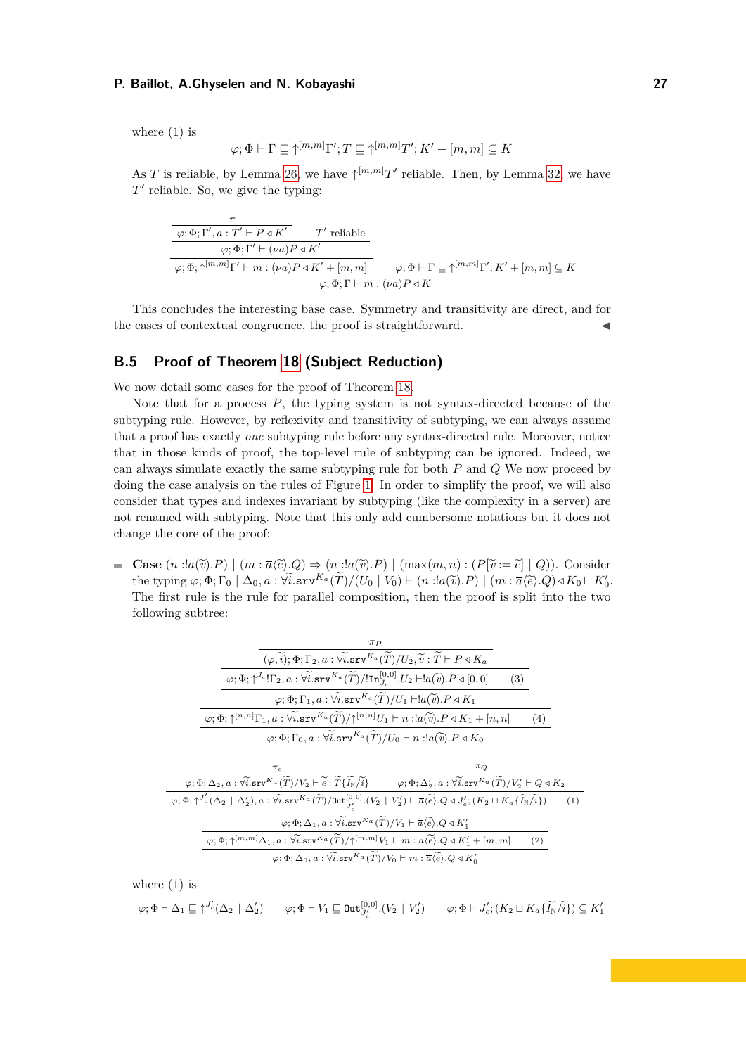where (1) is

$$\varphi; \Phi \vdash \Gamma \sqsubseteq \uparrow^{[m,m]}\Gamma'; T \sqsubseteq \uparrow^{[m,m]}T'; K' + [m,m] \subseteq K$$

As $T$ is reliable, by Lemma 26, we have $\uparrow^{[m,m]}T'$ reliable. Then, by Lemma 32, we have $T'$ reliable. So, we give the typing:

$$\dfrac{\dfrac{\dfrac{\dfrac{\pi}{\varphi; \Phi; \Gamma', a : T' \vdash P \triangleleft K'} \qquad T' \text{ reliable}}{\varphi; \Phi; \Gamma' \vdash (\nu a)P \triangleleft K'}}{\varphi; \Phi; \uparrow^{[m,m]}\Gamma' \vdash m : (\nu a)P \triangleleft K' + [m,m]} \qquad \varphi; \Phi \vdash \Gamma \sqsubseteq \uparrow^{[m,m]}\Gamma'; K' + [m,m] \subseteq K}{\varphi; \Phi; \Gamma \vdash m : (\nu a)P \triangleleft K}$$

This concludes the interesting base case. Symmetry and transitivity are direct, and for the cases of contextual congruence, the proof is straightforward. ◀

## B.5 Proof of Theorem 18 (Subject Reduction)

We now detail some cases for the proof of Theorem 18.

Note that for a process $P$, the typing system is not syntax-directed because of the subtyping rule. However, by reflexivity and transitivity of subtyping, we can always assume that a proof has exactly *one* subtyping rule before any syntax-directed rule. Moreover, notice that in those kinds of proof, the top-level rule of subtyping can be ignored. Indeed, we can always simulate exactly the same subtyping rule for both $P$ and $Q$ We now proceed by doing the case analysis on the rules of Figure 1. In order to simplify the proof, we will also consider that types and indexes invariant by subtyping (like the complexity in a server) are not renamed with subtyping. Note that this only add cumbersome notations but it does not change the core of the proof:

- **Case** $(n : !a(\widetilde{v}).P) \mid (m : \overline{a}\langle\widetilde{e}\rangle.Q) \Rightarrow (n : !a(\widetilde{v}).P) \mid (\max(m,n) : (P[\widetilde{v} := \widetilde{e}] \mid Q))$. Consider the typing $\varphi; \Phi; \Gamma_0 \mid \Delta_0, a : \forall\widetilde{i}.\mathtt{srv}^{K_a}(\widetilde{T})/(U_0 \mid V_0) \vdash (n : !a(\widetilde{v}).P) \mid (m : \overline{a}\langle\widetilde{e}\rangle.Q) \triangleleft K_0 \sqcup K_0'$. The first rule is the rule for parallel composition, then the proof is split into the two following subtree:

$$\dfrac{\dfrac{\dfrac{\dfrac{\pi_P}{(\varphi,\widetilde{i}); \Phi; \Gamma_2, a : \forall\widetilde{i}.\mathtt{srv}^{K_a}(\widetilde{T})/U_2, \widetilde{v} : \widetilde{T} \vdash P \triangleleft K_a}}{\varphi; \Phi; \uparrow^{J_c}!\Gamma_2, a : \forall\widetilde{i}.\mathtt{srv}^{K_a}(\widetilde{T})/!\mathtt{In}^{[0,0]}_{J_c}.U_2 \vdash !a(\widetilde{v}).P \triangleleft [0,0]} \; (3)}{\varphi; \Phi; \Gamma_1, a : \forall\widetilde{i}.\mathtt{srv}^{K_a}(\widetilde{T})/U_1 \vdash !a(\widetilde{v}).P \triangleleft K_1}}{\dfrac{\varphi; \Phi; \uparrow^{[n,n]}\Gamma_1, a : \forall\widetilde{i}.\mathtt{srv}^{K_a}(\widetilde{T})/\uparrow^{[n,n]}U_1 \vdash n : !a(\widetilde{v}).P \triangleleft K_1 + [n,n]}{\varphi; \Phi; \Gamma_0, a : \forall\widetilde{i}.\mathtt{srv}^{K_a}(\widetilde{T})/U_0 \vdash n : !a(\widetilde{v}).P \triangleleft K_0} \; (4)}$$

$$\dfrac{\dfrac{\dfrac{\dfrac{\pi_e}{\varphi; \Phi; \Delta_2, a : \forall\widetilde{i}.\mathtt{srv}^{K_a}(\widetilde{T})/V_2 \vdash \widetilde{e} : \widetilde{T}\{\widetilde{I_{\mathbb{N}}}/\widetilde{i}\}} \qquad \dfrac{\pi_Q}{\varphi; \Phi; \Delta_2', a : \forall\widetilde{i}.\mathtt{srv}^{K_a}(\widetilde{T})/V_2' \vdash Q \triangleleft K_2}}{\varphi; \Phi; \uparrow^{J_c'}(\Delta_2 \mid \Delta_2'), a : \forall\widetilde{i}.\mathtt{srv}^{K_a}(\widetilde{T})/\mathtt{Out}^{[0,0]}_{J_c'}.(V_2 \mid V_2') \vdash \overline{a}\langle\widetilde{e}\rangle.Q \triangleleft J_c'; (K_2 \sqcup K_a\{\widetilde{I_{\mathbb{N}}}/\widetilde{i}\})} \; (1)}{\varphi; \Phi; \Delta_1, a : \forall\widetilde{i}.\mathtt{srv}^{K_a}(\widetilde{T})/V_1 \vdash \overline{a}\langle\widetilde{e}\rangle.Q \triangleleft K_1'}}{\dfrac{\varphi; \Phi; \uparrow^{[m,m]}\Delta_1, a : \forall\widetilde{i}.\mathtt{srv}^{K_a}(\widetilde{T})/\uparrow^{[m,m]}V_1 \vdash m : \overline{a}\langle\widetilde{e}\rangle.Q \triangleleft K_1' + [m,m]}{\varphi; \Phi; \Delta_0, a : \forall\widetilde{i}.\mathtt{srv}^{K_a}(\widetilde{T})/V_0 \vdash m : \overline{a}\langle\widetilde{e}\rangle.Q \triangleleft K_0'} \; (2)}$$

where (1) is

$$\varphi; \Phi \vdash \Delta_1 \sqsubseteq \uparrow^{J_c'}(\Delta_2 \mid \Delta_2') \qquad \varphi; \Phi \vdash V_1 \sqsubseteq \mathtt{Out}^{[0,0]}_{J_c'}.(V_2 \mid V_2') \qquad \varphi; \Phi \vDash J_c'; (K_2 \sqcup K_a\{\widetilde{I_{\mathbb{N}}}/\widetilde{i}\}) \subseteq K_1'$$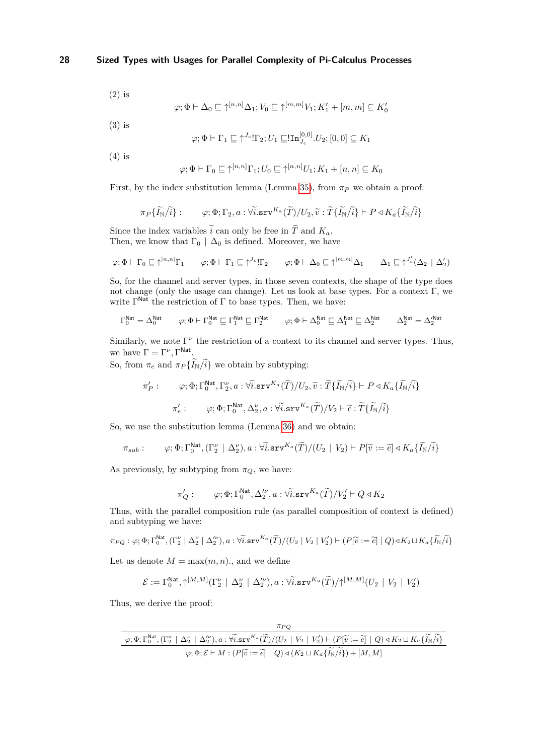(2) is

$$\varphi; \Phi \vdash \Delta_0 \sqsubseteq \uparrow^{[n,n]}\Delta_1; V_0 \sqsubseteq \uparrow^{[m,m]} V_1; K_1' + [m,m] \subseteq K_0'$$

(3) is

$$\varphi; \Phi \vdash \Gamma_1 \sqsubseteq \uparrow^{J_c} ! \Gamma_2; U_1 \sqsubseteq !\mathtt{In}^{[0,0]}_{J_c}.U_2; [0,0] \subseteq K_1$$

(4) is

$$\varphi; \Phi \vdash \Gamma_0 \sqsubseteq \uparrow^{[n,n]}\Gamma_1; U_0 \sqsubseteq \uparrow^{[n,n]} U_1; K_1 + [n,n] \subseteq K_0$$

First, by the index substitution lemma (Lemma 35), from $\pi_P$ we obtain a proof:

$$\pi_P\{\widetilde{I_\mathbb{N}}/\widetilde{i}\} : \qquad \varphi; \Phi; \Gamma_2, a : \forall \widetilde{i}.\mathtt{srv}^{K_a}(\widetilde{T})/U_2, \widetilde{v} : \widetilde{T}\{\widetilde{I_\mathbb{N}}/\widetilde{i}\} \vdash P \triangleleft K_a\{\widetilde{I_\mathbb{N}}/\widetilde{i}\}$$

Since the index variables $\widetilde{i}$ can only be free in $\widetilde{T}$ and $K_a$.
Then, we know that $\Gamma_0 \mid \Delta_0$ is defined. Moreover, we have

$$\varphi; \Phi \vdash \Gamma_0 \sqsubseteq \uparrow^{[n,n]}\Gamma_1 \qquad \varphi; \Phi \vdash \Gamma_1 \sqsubseteq \uparrow^{J_c} ! \Gamma_2 \qquad \varphi; \Phi \vdash \Delta_0 \sqsubseteq \uparrow^{[m,m]}\Delta_1 \qquad \Delta_1 \sqsubseteq \uparrow^{J_c'}(\Delta_2 \mid \Delta_2')$$

So, for the channel and server types, in those seven contexts, the shape of the type does not change (only the usage can change). Let us look at base types. For a context $\Gamma$, we write $\Gamma^{\mathsf{Nat}}$ the restriction of $\Gamma$ to base types. Then, we have:

$$\Gamma_0^{\mathsf{Nat}} = \Delta_0^{\mathsf{Nat}} \qquad \varphi; \Phi \vdash \Gamma_0^{\mathsf{Nat}} \sqsubseteq \Gamma_1^{\mathsf{Nat}} \sqsubseteq \Gamma_2^{\mathsf{Nat}} \qquad \varphi; \Phi \vdash \Delta_0^{\mathsf{Nat}} \sqsubseteq \Delta_1^{\mathsf{Nat}} \sqsubseteq \Delta_2^{\mathsf{Nat}} \qquad \Delta_2^{\mathsf{Nat}} = \Delta_2'^{\mathsf{Nat}}$$

Similarly, we note $\Gamma^\nu$ the restriction of a context to its channel and server types. Thus, we have $\Gamma = \Gamma^\nu, \Gamma^{\mathsf{Nat}}$.
So, from $\pi_e$ and $\pi_P\{\widetilde{I_\mathbb{N}}/\widetilde{i}\}$ we obtain by subtyping:

$$\pi_P' : \qquad \varphi; \Phi; \Gamma_0^{\mathsf{Nat}}, \Gamma_2^\nu, a : \forall \widetilde{i}.\mathtt{srv}^{K_a}(\widetilde{T})/U_2, \widetilde{v} : \widetilde{T}\{\widetilde{I_\mathbb{N}}/\widetilde{i}\} \vdash P \triangleleft K_a\{\widetilde{I_\mathbb{N}}/\widetilde{i}\}$$

$$\pi_e' : \qquad \varphi; \Phi; \Gamma_0^{\mathsf{Nat}}, \Delta_2^\nu, a : \forall \widetilde{i}.\mathtt{srv}^{K_a}(\widetilde{T})/V_2 \vdash \widetilde{e} : \widetilde{T}\{\widetilde{I_\mathbb{N}}/\widetilde{i}\}$$

So, we use the substitution lemma (Lemma 36) and we obtain:

$$\pi_{sub} : \qquad \varphi; \Phi; \Gamma_0^{\mathsf{Nat}}, (\Gamma_2^\nu \mid \Delta_2^\nu), a : \forall \widetilde{i}.\mathtt{srv}^{K_a}(\widetilde{T})/(U_2 \mid V_2) \vdash P[\widetilde{v} := \widetilde{e}] \triangleleft K_a\{\widetilde{I_\mathbb{N}}/\widetilde{i}\}$$

As previously, by subtyping from $\pi_Q$, we have:

$$\pi_Q' : \qquad \varphi; \Phi; \Gamma_0^{\mathsf{Nat}}, \Delta_2'^\nu, a : \forall \widetilde{i}.\mathtt{srv}^{K_a}(\widetilde{T})/V_2' \vdash Q \triangleleft K_2$$

Thus, with the parallel composition rule (as parallel composition of context is defined) and subtyping we have:

$$\pi_{PQ} : \varphi; \Phi; \Gamma_0^{\mathsf{Nat}}, (\Gamma_2^\nu \mid \Delta_2^\nu \mid \Delta_2'^\nu), a : \forall \widetilde{i}.\mathtt{srv}^{K_a}(\widetilde{T})/(U_2 \mid V_2 \mid V_2') \vdash (P[\widetilde{v} := \widetilde{e}] \mid Q) \triangleleft K_2 \sqcup K_a\{\widetilde{I_\mathbb{N}}/\widetilde{i}\}$$

Let us denote $M = \max(m,n)$., and we define

$$\mathcal{E} := \Gamma_0^{\mathsf{Nat}}, \uparrow^{[M,M]}(\Gamma_2^\nu \mid \Delta_2^\nu \mid \Delta_2'^\nu), a : \forall \widetilde{i}.\mathtt{srv}^{K_a}(\widetilde{T})/\uparrow^{[M,M]}(U_2 \mid V_2 \mid V_2')$$

Thus, we derive the proof:

$$\dfrac{\dfrac{\pi_{PQ}}{\varphi; \Phi; \Gamma_0^{\mathsf{Nat}}, (\Gamma_2^\nu \mid \Delta_2^\nu \mid \Delta_2'^\nu), a : \forall \widetilde{i}.\mathtt{srv}^{K_a}(\widetilde{T})/(U_2 \mid V_2 \mid V_2') \vdash (P[\widetilde{v} := \widetilde{e}] \mid Q) \triangleleft K_2 \sqcup K_a\{\widetilde{I_\mathbb{N}}/\widetilde{i}\}}}{\varphi; \Phi; \mathcal{E} \vdash M : (P[\widetilde{v} := \widetilde{e}] \mid Q) \triangleleft (K_2 \sqcup K_a\{\widetilde{I_\mathbb{N}}/\widetilde{i}\}) + [M,M]}$$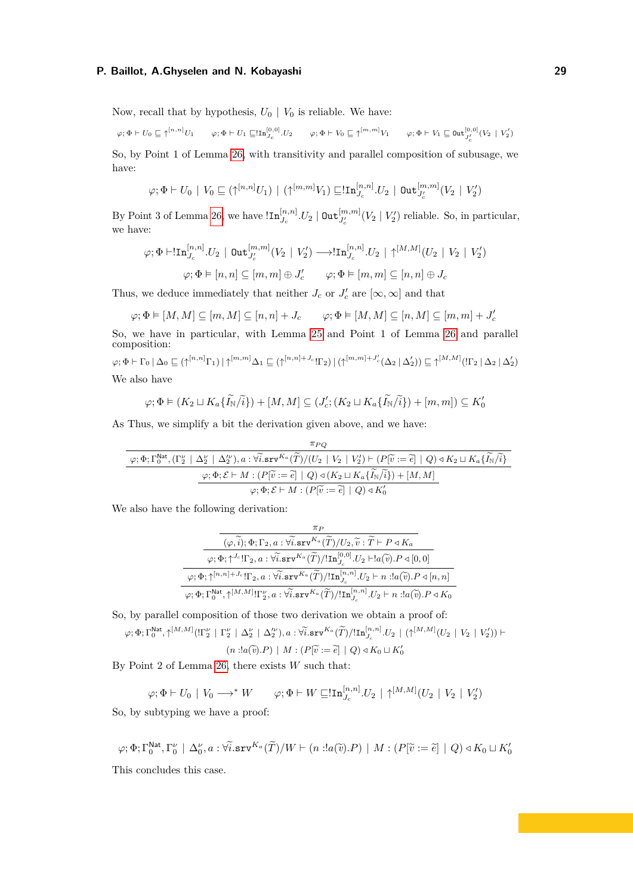Now, recall that by hypothesis, $U_0 \mid V_0$ is reliable. We have:

$$\varphi;\Phi \vdash U_0 \sqsubseteq \uparrow^{[n,n]} U_1 \qquad \varphi;\Phi \vdash U_1 \sqsubseteq !\mathtt{In}^{[0,0]}_{J_c}.U_2 \qquad \varphi;\Phi \vdash V_0 \sqsubseteq \uparrow^{[m,m]} V_1 \qquad \varphi;\Phi \vdash V_1 \sqsubseteq \mathtt{Out}^{[0,0]}_{J'_c}(V_2 \mid V'_2)$$

So, by Point 1 of Lemma 26, with transitivity and parallel composition of subusage, we have:

$$\varphi;\Phi \vdash U_0 \mid V_0 \sqsubseteq (\uparrow^{[n,n]} U_1) \mid (\uparrow^{[m,m]} V_1) \sqsubseteq !\mathtt{In}^{[n,n]}_{J_c}.U_2 \mid \mathtt{Out}^{[m,m]}_{J'_c}(V_2 \mid V'_2)$$

By Point 3 of Lemma 26, we have $!\mathtt{In}^{[n,n]}_{J_c}.U_2 \mid \mathtt{Out}^{[m,m]}_{J'_c}(V_2 \mid V'_2)$ reliable. So, in particular, we have:

$$\varphi;\Phi \vdash !\mathtt{In}^{[n,n]}_{J_c}.U_2 \mid \mathtt{Out}^{[m,m]}_{J'_c}(V_2 \mid V'_2) \longrightarrow !\mathtt{In}^{[n,n]}_{J_c}.U_2 \mid \uparrow^{[M,M]}(U_2 \mid V_2 \mid V'_2)$$

$$\varphi;\Phi \vDash [n,n] \subseteq [m,m] \oplus J'_c \qquad \varphi;\Phi \vDash [m,m] \subseteq [n,n] \oplus J_c$$

Thus, we deduce immediately that neither $J_c$ or $J'_c$ are $[\infty,\infty]$ and that

$$\varphi;\Phi \vDash [M,M] \subseteq [m,M] \subseteq [n,n] + J_c \qquad \varphi;\Phi \vDash [M,M] \subseteq [n,M] \subseteq [m,m] + J'_c$$

So, we have in particular, with Lemma 25 and Point 1 of Lemma 26 and parallel composition:

$$\varphi;\Phi \vdash \Gamma_0 \mid \Delta_0 \sqsubseteq (\uparrow^{[n,n]}\Gamma_1) \mid \uparrow^{[m,m]}\Delta_1 \sqsubseteq (\uparrow^{[n,n]+J_c} !\Gamma_2) \mid (\uparrow^{[m,m]+J'_c}(\Delta_2 \mid \Delta'_2)) \sqsubseteq \uparrow^{[M,M]}(!\Gamma_2 \mid \Delta_2 \mid \Delta'_2)$$

We also have

$$\varphi;\Phi \vDash (K_2 \sqcup K_a\{\widetilde{I_\mathbb{N}}/\widetilde{i}\}) + [M,M] \subseteq (J'_c; (K_2 \sqcup K_a\{\widetilde{I_\mathbb{N}}/\widetilde{i}\}) + [m,m]) \subseteq K'_0$$

As Thus, we simplify a bit the derivation given above, and we have:

$$\dfrac{\dfrac{\dfrac{\pi_{PQ}}{\varphi;\Phi;\Gamma_0^{\mathsf{Nat}},(\Gamma_2^\nu \mid \Delta_2^\nu \mid \Delta_2'^\nu), a : \forall\widetilde{i}.\mathtt{srv}^{K_a}(\widetilde{T})/(U_2 \mid V_2 \mid V'_2) \vdash (P[\widetilde{v} := \widetilde{e}] \mid Q) \triangleleft K_2 \sqcup K_a\{\widetilde{I_\mathbb{N}}/\widetilde{i}\}}}{\varphi;\Phi;\mathcal{E} \vdash M : (P[\widetilde{v} := \widetilde{e}] \mid Q) \triangleleft (K_2 \sqcup K_a\{\widetilde{I_\mathbb{N}}/\widetilde{i}\}) + [M,M]}}{\varphi;\Phi;\mathcal{E} \vdash M : (P[\widetilde{v} := \widetilde{e}] \mid Q) \triangleleft K'_0}$$

We also have the following derivation:

$$\dfrac{\dfrac{\dfrac{\dfrac{\pi_P}{(\varphi,\widetilde{i});\Phi;\Gamma_2, a : \forall\widetilde{i}.\mathtt{srv}^{K_a}(\widetilde{T})/U_2, \widetilde{v} : \widetilde{T} \vdash P \triangleleft K_a}}{\varphi;\Phi;\uparrow^{J_c}!\Gamma_2, a : \forall\widetilde{i}.\mathtt{srv}^{K_a}(\widetilde{T})/!\mathtt{In}^{[0,0]}_{J_c}.U_2 \vdash !a(\widetilde{v}).P \triangleleft [0,0]}}{\varphi;\Phi;\uparrow^{[n,n]+J_c}!\Gamma_2, a : \forall\widetilde{i}.\mathtt{srv}^{K_a}(\widetilde{T})/!\mathtt{In}^{[n,n]}_{J_c}.U_2 \vdash n : !a(\widetilde{v}).P \triangleleft [n,n]}}{\varphi;\Phi;\Gamma_0^{\mathsf{Nat}},\uparrow^{[M,M]}!\Gamma_2^\nu, a : \forall\widetilde{i}.\mathtt{srv}^{K_a}(\widetilde{T})/!\mathtt{In}^{[n,n]}_{J_c}.U_2 \vdash n : !a(\widetilde{v}).P \triangleleft K_0}$$

So, by parallel composition of those two derivation we obtain a proof of:

$$\varphi;\Phi;\Gamma_0^{\mathsf{Nat}},\uparrow^{[M,M]}(!\Gamma_2^\nu \mid \Gamma_2^\nu \mid \Delta_2^\nu \mid \Delta_2'^\nu), a : \forall\widetilde{i}.\mathtt{srv}^{K_a}(\widetilde{T})/!\mathtt{In}^{[n,n]}_{J_c}.U_2 \mid (\uparrow^{[M,M]}(U_2 \mid V_2 \mid V'_2)) \vdash$$
$$(n : !a(\widetilde{v}).P) \mid M : (P[\widetilde{v} := \widetilde{e}] \mid Q) \triangleleft K_0 \sqcup K'_0$$

By Point 2 of Lemma 26, there exists $W$ such that:

$$\varphi;\Phi \vdash U_0 \mid V_0 \longrightarrow^* W \qquad \varphi;\Phi \vdash W \sqsubseteq !\mathtt{In}^{[n,n]}_{J_c}.U_2 \mid \uparrow^{[M,M]}(U_2 \mid V_2 \mid V'_2)$$

So, by subtyping we have a proof:

$$\varphi;\Phi;\Gamma_0^{\mathsf{Nat}},\Gamma_0^\nu \mid \Delta_0^\nu, a : \forall\widetilde{i}.\mathtt{srv}^{K_a}(\widetilde{T})/W \vdash (n : !a(\widetilde{v}).P) \mid M : (P[\widetilde{v} := \widetilde{e}] \mid Q) \triangleleft K_0 \sqcup K'_0$$

This concludes this case.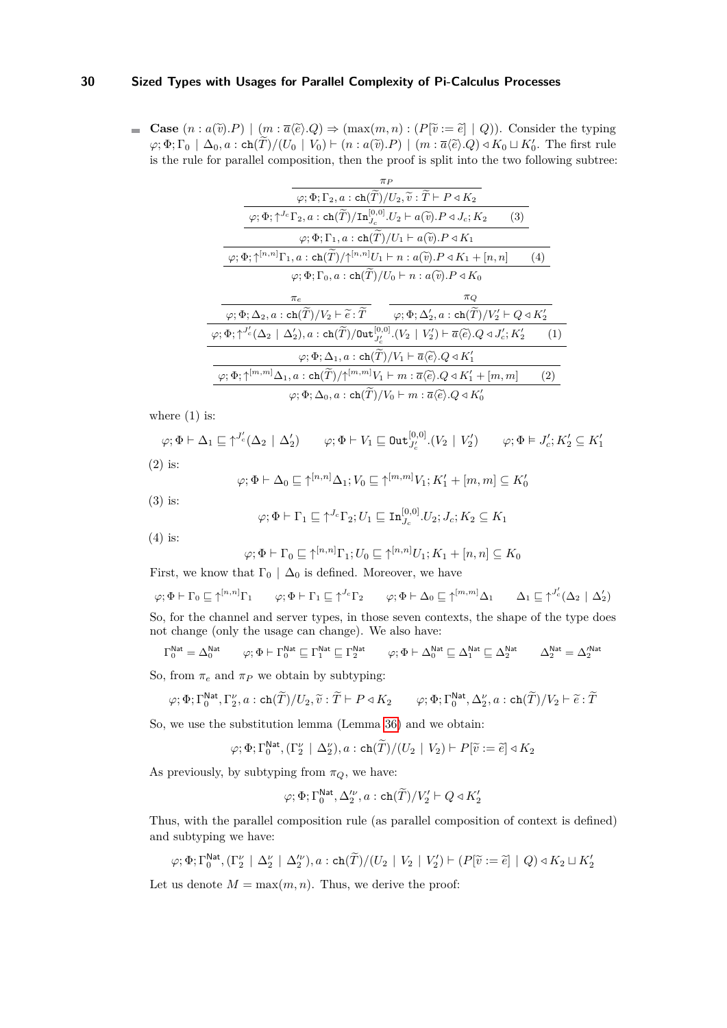- **Case** $(n : a(\widetilde{v}).P) \mid (m : \overline{a}\langle\widetilde{e}\rangle.Q) \Rightarrow (\max(m,n) : (P[\widetilde{v} := \widetilde{e}] \mid Q))$. Consider the typing $\varphi; \Phi; \Gamma_0 \mid \Delta_0, a : \mathtt{ch}(\widetilde{T})/(U_0 \mid V_0) \vdash (n : a(\widetilde{v}).P) \mid (m : \overline{a}\langle\widetilde{e}\rangle.Q) \triangleleft K_0 \sqcup K_0'$. The first rule is the rule for parallel composition, then the proof is split into the two following subtree:

$$
\dfrac{\dfrac{\dfrac{\dfrac{\pi_P}{\varphi; \Phi; \Gamma_2, a : \mathtt{ch}(\widetilde{T})/U_2, \widetilde{v} : \widetilde{T} \vdash P \triangleleft K_2}}{\varphi; \Phi; \uparrow^{J_c}\Gamma_2, a : \mathtt{ch}(\widetilde{T})/\mathtt{In}^{[0,0]}_{J_c}.U_2 \vdash a(\widetilde{v}).P \triangleleft J_c; K_2} \ (3)}{\varphi; \Phi; \Gamma_1, a : \mathtt{ch}(\widetilde{T})/U_1 \vdash a(\widetilde{v}).P \triangleleft K_1}}{\dfrac{\varphi; \Phi; \uparrow^{[n,n]}\Gamma_1, a : \mathtt{ch}(\widetilde{T})/\uparrow^{[n,n]}U_1 \vdash n : a(\widetilde{v}).P \triangleleft K_1 + [n,n]}{\varphi; \Phi; \Gamma_0, a : \mathtt{ch}(\widetilde{T})/U_0 \vdash n : a(\widetilde{v}).P \triangleleft K_0}} \ (4)
$$

$$
\dfrac{\dfrac{\dfrac{\dfrac{\pi_e}{\varphi; \Phi; \Delta_2, a : \mathtt{ch}(\widetilde{T})/V_2 \vdash \widetilde{e} : \widetilde{T}} \quad \dfrac{\pi_Q}{\varphi; \Phi; \Delta_2', a : \mathtt{ch}(\widetilde{T})/V_2' \vdash Q \triangleleft K_2'}}{\varphi; \Phi; \uparrow^{J_c'}(\Delta_2 \mid \Delta_2'), a : \mathtt{ch}(\widetilde{T})/\mathtt{Out}^{[0,0]}_{J_c'}.(V_2 \mid V_2') \vdash \overline{a}\langle\widetilde{e}\rangle.Q \triangleleft J_c'; K_2'} \ (1)}{\varphi; \Phi; \Delta_1, a : \mathtt{ch}(\widetilde{T})/V_1 \vdash \overline{a}\langle\widetilde{e}\rangle.Q \triangleleft K_1'}}{\dfrac{\varphi; \Phi; \uparrow^{[m,m]}\Delta_1, a : \mathtt{ch}(\widetilde{T})/\uparrow^{[m,m]}V_1 \vdash m : \overline{a}\langle\widetilde{e}\rangle.Q \triangleleft K_1' + [m,m]}{\varphi; \Phi; \Delta_0, a : \mathtt{ch}(\widetilde{T})/V_0 \vdash m : \overline{a}\langle\widetilde{e}\rangle.Q \triangleleft K_0'}} \ (2)
$$

where (1) is:

$$
\varphi; \Phi \vdash \Delta_1 \sqsubseteq \uparrow^{J_c'}(\Delta_2 \mid \Delta_2') \qquad \varphi; \Phi \vdash V_1 \sqsubseteq \mathtt{Out}^{[0,0]}_{J_c'}.(V_2 \mid V_2') \qquad \varphi; \Phi \vDash J_c'; K_2' \subseteq K_1'
$$

(2) is:

$$
\varphi; \Phi \vdash \Delta_0 \sqsubseteq \uparrow^{[n,n]}\Delta_1; V_0 \sqsubseteq \uparrow^{[m,m]}V_1; K_1' + [m,m] \subseteq K_0'
$$

(3) is:

$$
\varphi; \Phi \vdash \Gamma_1 \sqsubseteq \uparrow^{J_c}\Gamma_2; U_1 \sqsubseteq \mathtt{In}^{[0,0]}_{J_c}.U_2; J_c; K_2 \subseteq K_1
$$

(4) is:

$$
\varphi; \Phi \vdash \Gamma_0 \sqsubseteq \uparrow^{[n,n]}\Gamma_1; U_0 \sqsubseteq \uparrow^{[n,n]}U_1; K_1 + [n,n] \subseteq K_0
$$

First, we know that $\Gamma_0 \mid \Delta_0$ is defined. Moreover, we have

$$
\varphi; \Phi \vdash \Gamma_0 \sqsubseteq \uparrow^{[n,n]}\Gamma_1 \qquad \varphi; \Phi \vdash \Gamma_1 \sqsubseteq \uparrow^{J_c}\Gamma_2 \qquad \varphi; \Phi \vdash \Delta_0 \sqsubseteq \uparrow^{[m,m]}\Delta_1 \qquad \Delta_1 \sqsubseteq \uparrow^{J_c'}(\Delta_2 \mid \Delta_2')
$$

So, for the channel and server types, in those seven contexts, the shape of the type does not change (only the usage can change). We also have:

$$
\Gamma_0^{\mathsf{Nat}} = \Delta_0^{\mathsf{Nat}} \qquad \varphi; \Phi \vdash \Gamma_0^{\mathsf{Nat}} \sqsubseteq \Gamma_1^{\mathsf{Nat}} \sqsubseteq \Gamma_2^{\mathsf{Nat}} \qquad \varphi; \Phi \vdash \Delta_0^{\mathsf{Nat}} \sqsubseteq \Delta_1^{\mathsf{Nat}} \sqsubseteq \Delta_2^{\mathsf{Nat}} \qquad \Delta_2^{\mathsf{Nat}} = \Delta_2'^{\mathsf{Nat}}
$$

So, from $\pi_e$ and $\pi_P$ we obtain by subtyping:

$$
\varphi; \Phi; \Gamma_0^{\mathsf{Nat}}, \Gamma_2^{\nu}, a : \mathtt{ch}(\widetilde{T})/U_2, \widetilde{v} : \widetilde{T} \vdash P \triangleleft K_2 \qquad \varphi; \Phi; \Gamma_0^{\mathsf{Nat}}, \Delta_2^{\nu}, a : \mathtt{ch}(\widetilde{T})/V_2 \vdash \widetilde{e} : \widetilde{T}
$$

So, we use the substitution lemma (Lemma 36) and we obtain:

$$
\varphi; \Phi; \Gamma_0^{\mathsf{Nat}}, (\Gamma_2^{\nu} \mid \Delta_2^{\nu}), a : \mathtt{ch}(\widetilde{T})/(U_2 \mid V_2) \vdash P[\widetilde{v} := \widetilde{e}] \triangleleft K_2
$$

As previously, by subtyping from $\pi_Q$, we have:

$$
\varphi; \Phi; \Gamma_0^{\mathsf{Nat}}, \Delta_2'^{\nu}, a : \mathtt{ch}(\widetilde{T})/V_2' \vdash Q \triangleleft K_2'
$$

Thus, with the parallel composition rule (as parallel composition of context is defined) and subtyping we have:

$$
\varphi; \Phi; \Gamma_0^{\mathsf{Nat}}, (\Gamma_2^{\nu} \mid \Delta_2^{\nu} \mid \Delta_2'^{\nu}), a : \mathtt{ch}(\widetilde{T})/(U_2 \mid V_2 \mid V_2') \vdash (P[\widetilde{v} := \widetilde{e}] \mid Q) \triangleleft K_2 \sqcup K_2'
$$

Let us denote $M = \max(m,n)$. Thus, we derive the proof: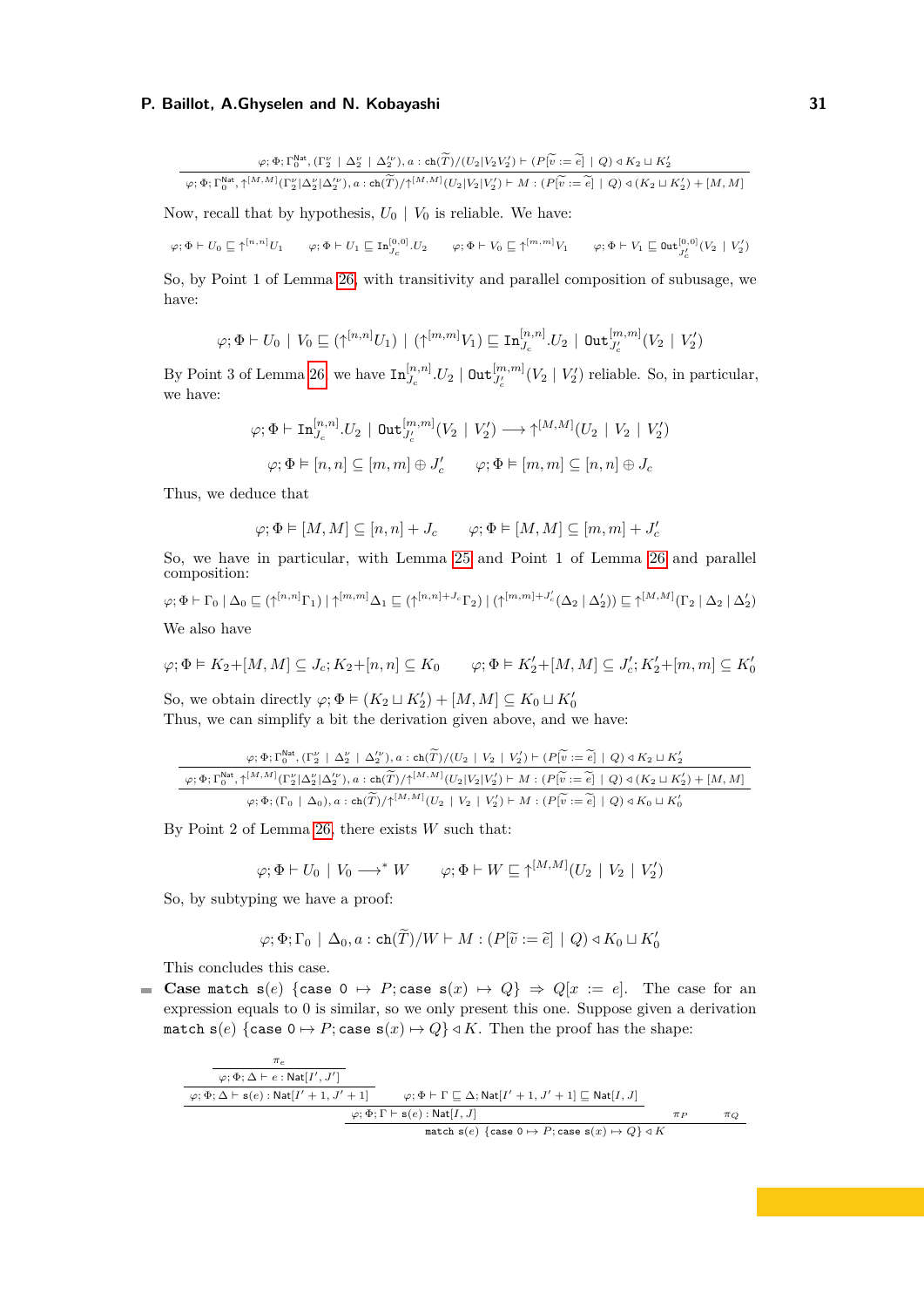$$\frac{\varphi;\Phi;\Gamma_0^{\mathsf{Nat}},(\Gamma_2^\nu \mid \Delta_2^\nu \mid \Delta_2'^\nu), a : \mathtt{ch}(\widetilde{T})/(U_2|V_2V_2') \vdash (P[\widetilde{v} := \widetilde{e}] \mid Q) \triangleleft K_2 \sqcup K_2'}{\varphi;\Phi;\Gamma_0^{\mathsf{Nat}}, \uparrow^{[M,M]}(\Gamma_2^\nu|\Delta_2^\nu|\Delta_2'^\nu), a : \mathtt{ch}(\widetilde{T})/\uparrow^{[M,M]}(U_2|V_2|V_2') \vdash M : (P[\widetilde{v} := \widetilde{e}] \mid Q) \triangleleft (K_2 \sqcup K_2') + [M,M]}$$

Now, recall that by hypothesis, $U_0 \mid V_0$ is reliable. We have:

$$\varphi;\Phi \vdash U_0 \sqsubseteq \uparrow^{[n,n]} U_1 \qquad \varphi;\Phi \vdash U_1 \sqsubseteq \mathtt{In}^{[0,0]}_{J_c}.U_2 \qquad \varphi;\Phi \vdash V_0 \sqsubseteq \uparrow^{[m,m]} V_1 \qquad \varphi;\Phi \vdash V_1 \sqsubseteq \mathtt{Out}^{[0,0]}_{J_c'}(V_2 \mid V_2')$$

So, by Point 1 of Lemma 26, with transitivity and parallel composition of subusage, we have:

$$\varphi;\Phi \vdash U_0 \mid V_0 \sqsubseteq (\uparrow^{[n,n]} U_1) \mid (\uparrow^{[m,m]} V_1) \sqsubseteq \mathtt{In}^{[n,n]}_{J_c}.U_2 \mid \mathtt{Out}^{[m,m]}_{J_c'}(V_2 \mid V_2')$$

By Point 3 of Lemma 26, we have $\mathtt{In}^{[n,n]}_{J_c}.U_2 \mid \mathtt{Out}^{[m,m]}_{J_c'}(V_2 \mid V_2')$ reliable. So, in particular, we have:

$$\varphi;\Phi \vdash \mathtt{In}^{[n,n]}_{J_c}.U_2 \mid \mathtt{Out}^{[m,m]}_{J_c'}(V_2 \mid V_2') \longrightarrow \uparrow^{[M,M]}(U_2 \mid V_2 \mid V_2')$$

$$\varphi;\Phi \vDash [n,n] \subseteq [m,m] \oplus J_c' \qquad \varphi;\Phi \vDash [m,m] \subseteq [n,n] \oplus J_c$$

Thus, we deduce that

$$\varphi;\Phi \vDash [M,M] \subseteq [n,n] + J_c \qquad \varphi;\Phi \vDash [M,M] \subseteq [m,m] + J_c'$$

So, we have in particular, with Lemma 25 and Point 1 of Lemma 26 and parallel composition:

$$\varphi;\Phi \vdash \Gamma_0 \mid \Delta_0 \sqsubseteq (\uparrow^{[n,n]}\Gamma_1) \mid \uparrow^{[m,m]}\Delta_1 \sqsubseteq (\uparrow^{[n,n]+J_c}\Gamma_2) \mid (\uparrow^{[m,m]+J_c'}(\Delta_2 \mid \Delta_2')) \sqsubseteq \uparrow^{[M,M]}(\Gamma_2 \mid \Delta_2 \mid \Delta_2')$$

We also have

$$\varphi;\Phi \vDash K_2 + [M,M] \subseteq J_c; K_2 + [n,n] \subseteq K_0 \qquad \varphi;\Phi \vDash K_2' + [M,M] \subseteq J_c'; K_2' + [m,m] \subseteq K_0'$$

So, we obtain directly $\varphi;\Phi \vDash (K_2 \sqcup K_2') + [M,M] \subseteq K_0 \sqcup K_0'$
Thus, we can simplify a bit the derivation given above, and we have:

$$\cfrac{\cfrac{\varphi;\Phi;\Gamma_0^{\mathsf{Nat}},(\Gamma_2^\nu \mid \Delta_2^\nu \mid \Delta_2'^\nu), a : \mathtt{ch}(\widetilde{T})/(U_2 \mid V_2 \mid V_2') \vdash (P[\widetilde{v} := \widetilde{e}] \mid Q) \triangleleft K_2 \sqcup K_2'}{\varphi;\Phi;\Gamma_0^{\mathsf{Nat}}, \uparrow^{[M,M]}(\Gamma_2^\nu|\Delta_2^\nu|\Delta_2'^\nu), a : \mathtt{ch}(\widetilde{T})/\uparrow^{[M,M]}(U_2|V_2|V_2') \vdash M : (P[\widetilde{v} := \widetilde{e}] \mid Q) \triangleleft (K_2 \sqcup K_2') + [M,M]}}{\varphi;\Phi;(\Gamma_0 \mid \Delta_0), a : \mathtt{ch}(\widetilde{T})/\uparrow^{[M,M]}(U_2 \mid V_2 \mid V_2') \vdash M : (P[\widetilde{v} := \widetilde{e}] \mid Q) \triangleleft K_0 \sqcup K_0'}$$

By Point 2 of Lemma 26, there exists $W$ such that:

$$\varphi;\Phi \vdash U_0 \mid V_0 \longrightarrow^* W \qquad \varphi;\Phi \vdash W \sqsubseteq \uparrow^{[M,M]}(U_2 \mid V_2 \mid V_2')$$

So, by subtyping we have a proof:

$$\varphi;\Phi;\Gamma_0 \mid \Delta_0, a : \mathtt{ch}(\widetilde{T})/W \vdash M : (P[\widetilde{v} := \widetilde{e}] \mid Q) \triangleleft K_0 \sqcup K_0'$$

This concludes this case.

- **Case** $\mathtt{match}\ \mathtt{s}(e)\ \{\mathtt{case}\ 0 \mapsto P; \mathtt{case}\ \mathtt{s}(x) \mapsto Q\} \Rightarrow Q[x := e]$. The case for an expression equals to 0 is similar, so we only present this one. Suppose given a derivation $\mathtt{match}\ \mathtt{s}(e)\ \{\mathtt{case}\ 0 \mapsto P; \mathtt{case}\ \mathtt{s}(x) \mapsto Q\} \triangleleft K$. Then the proof has the shape:

$$\cfrac{\cfrac{\cfrac{\cfrac{\pi_e}{\varphi;\Phi;\Delta \vdash e : \mathsf{Nat}[I',J']}}{\varphi;\Phi;\Delta \vdash \mathtt{s}(e) : \mathsf{Nat}[I'+1,J'+1]} \quad \varphi;\Phi \vdash \Gamma \sqsubseteq \Delta; \mathsf{Nat}[I'+1,J'+1] \sqsubseteq \mathsf{Nat}[I,J]}{\varphi;\Phi;\Gamma \vdash \mathtt{s}(e) : \mathsf{Nat}[I,J]} \quad \pi_P \quad \pi_Q}{\mathtt{match}\ \mathtt{s}(e)\ \{\mathtt{case}\ 0 \mapsto P; \mathtt{case}\ \mathtt{s}(x) \mapsto Q\} \triangleleft K}$$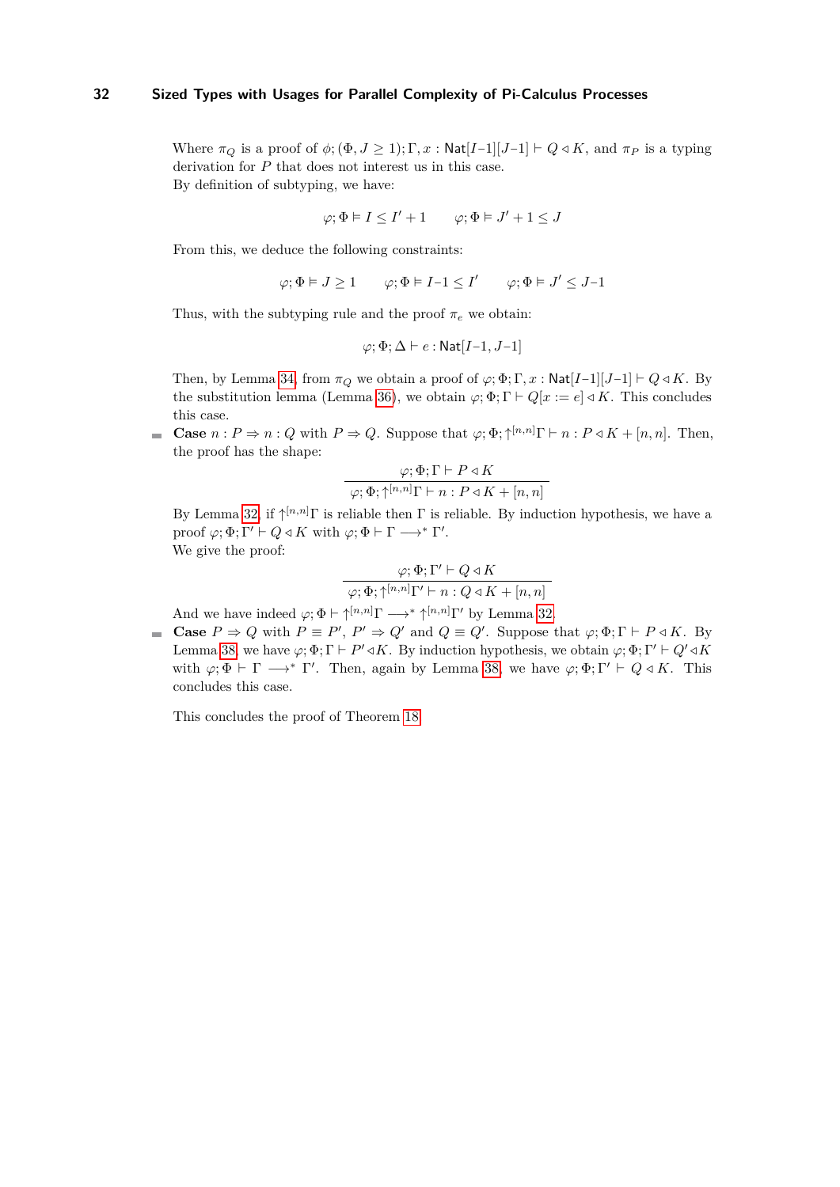Where $\pi_Q$ is a proof of $\phi; (\Phi, J \geq 1); \Gamma, x : \mathsf{Nat}[I{-}1][J{-}1] \vdash Q \triangleleft K$, and $\pi_P$ is a typing derivation for $P$ that does not interest us in this case.
By definition of subtyping, we have:

$$\varphi; \Phi \vDash I \leq I' + 1 \qquad \varphi; \Phi \vDash J' + 1 \leq J$$

From this, we deduce the following constraints:

$$\varphi; \Phi \vDash J \geq 1 \qquad \varphi; \Phi \vDash I{-}1 \leq I' \qquad \varphi; \Phi \vDash J' \leq J{-}1$$

Thus, with the subtyping rule and the proof $\pi_e$ we obtain:

$$\varphi; \Phi; \Delta \vdash e : \mathsf{Nat}[I{-}1, J{-}1]$$

Then, by Lemma 34, from $\pi_Q$ we obtain a proof of $\varphi; \Phi; \Gamma, x : \mathsf{Nat}[I{-}1][J{-}1] \vdash Q \triangleleft K$. By the substitution lemma (Lemma 36), we obtain $\varphi; \Phi; \Gamma \vdash Q[x := e] \triangleleft K$. This concludes this case.

- **Case** $n : P \Rightarrow n : Q$ with $P \Rightarrow Q$. Suppose that $\varphi; \Phi; \uparrow^{[n,n]}\Gamma \vdash n : P \triangleleft K + [n, n]$. Then, the proof has the shape:

$$\frac{\varphi; \Phi; \Gamma \vdash P \triangleleft K}{\varphi; \Phi; \uparrow^{[n,n]}\Gamma \vdash n : P \triangleleft K + [n, n]}$$

By Lemma 32, if $\uparrow^{[n,n]}\Gamma$ is reliable then $\Gamma$ is reliable. By induction hypothesis, we have a proof $\varphi; \Phi; \Gamma' \vdash Q \triangleleft K$ with $\varphi; \Phi \vdash \Gamma \longrightarrow^* \Gamma'$.
We give the proof:

$$\frac{\varphi; \Phi; \Gamma' \vdash Q \triangleleft K}{\varphi; \Phi; \uparrow^{[n,n]}\Gamma' \vdash n : Q \triangleleft K + [n, n]}$$

And we have indeed $\varphi; \Phi \vdash \uparrow^{[n,n]}\Gamma \longrightarrow^* \uparrow^{[n,n]}\Gamma'$ by Lemma 32.

- **Case** $P \Rightarrow Q$ with $P \equiv P'$, $P' \Rightarrow Q'$ and $Q \equiv Q'$. Suppose that $\varphi; \Phi; \Gamma \vdash P \triangleleft K$. By Lemma 38, we have $\varphi; \Phi; \Gamma \vdash P' \triangleleft K$. By induction hypothesis, we obtain $\varphi; \Phi; \Gamma' \vdash Q' \triangleleft K$ with $\varphi; \Phi \vdash \Gamma \longrightarrow^* \Gamma'$. Then, again by Lemma 38, we have $\varphi; \Phi; \Gamma' \vdash Q \triangleleft K$. This concludes this case.

This concludes the proof of Theorem 18.